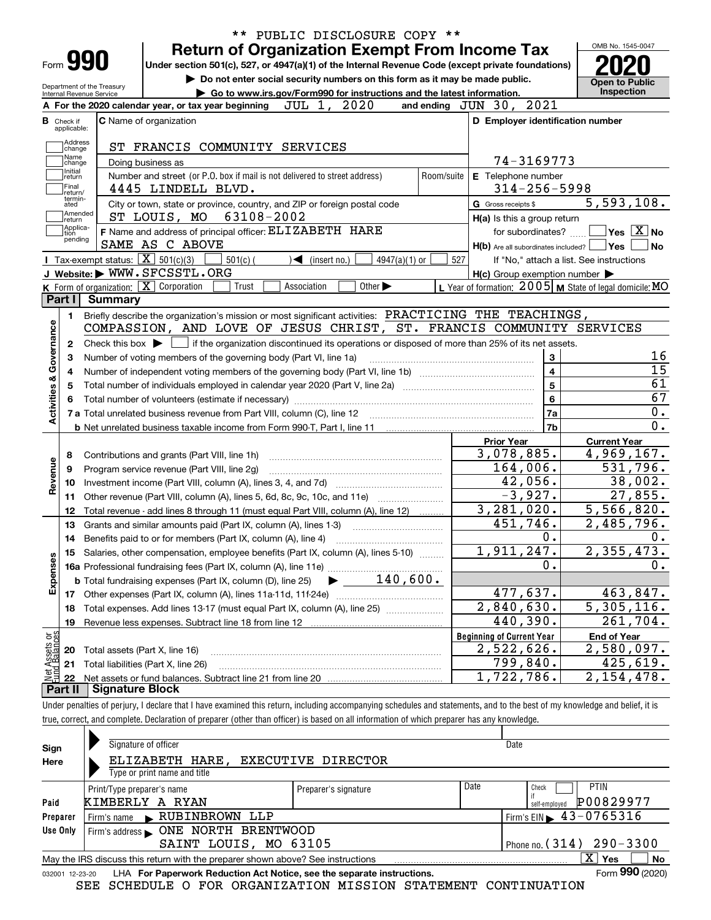\*\* PUBLIC DISCLOSURE COPY \*\*

# Form 990 — Return of Organization Exempt From Income Tax

OMB No. 1545-0047

**2020**

**Open to Public Inspection**

Under section 501(c), 527, or 4947(a)(1) of the Internal Revenue Code (except private foundations)

▶ Do not enter social security numbers on this form as it may be made public.

▶ Go to www.irs.gov/Form990 for instructions and the latest information.

Department of the Treasury
Internal Revenue Service

**A** For the 2020 calendar year, or tax year beginning JUL 1, 2020 and ending JUN 30, 2021

**B** Check if applicable: Address change, Name change, Initial return, Final return/terminated, Amended return, Application pending

**C** Name of organization: ST FRANCIS COMMUNITY SERVICES

Doing business as

Number and street (or P.O. box if mail is not delivered to street address): 4445 LINDELL BLVD. Room/suite

City or town, state or province, country, and ZIP or foreign postal code: ST LOUIS, MO 63108-2002

**F** Name and address of principal officer: ELIZABETH HARE, SAME AS C ABOVE

**D** Employer identification number: 74-3169773

**E** Telephone number: 314-256-5998

**G** Gross receipts $ 5,593,108.

**H(a)** Is this a group return for subordinates? Yes [ ] No [X]

**H(b)** Are all subordinates included? Yes [ ] No [ ]

If "No," attach a list. See instructions

**H(c)** Group exemption number ▶

**I** Tax-exempt status: [X] 501(c)(3) [ ] 501(c) ( ) ◀ (insert no.) [ ] 4947(a)(1) or [ ] 527

**J** Website: ▶ WWW.SFCSSTL.ORG

**K** Form of organization: [X] Corporation [ ] Trust [ ] Association [ ] Other ▶

**L** Year of formation: 2005 **M** State of legal domicile: MO

## Part I Summary

**Activities & Governance**

1 Briefly describe the organization's mission or most significant activities: PRACTICING THE TEACHINGS, COMPASSION, AND LOVE OF JESUS CHRIST, ST. FRANCIS COMMUNITY SERVICES

2 Check this box ▶ [ ] if the organization discontinued its operations or disposed of more than 25% of its net assets.

| Line | Description | No. | Value |
|---|---|---|---|
| 3 | Number of voting members of the governing body (Part VI, line 1a) | 3 | 16 |
| 4 | Number of independent voting members of the governing body (Part VI, line 1b) | 4 | 15 |
| 5 | Total number of individuals employed in calendar year 2020 (Part V, line 2a) | 5 | 61 |
| 6 | Total number of volunteers (estimate if necessary) | 6 | 67 |
| 7a | Total unrelated business revenue from Part VIII, column (C), line 12 | 7a | 0. |
| 7b | Net unrelated business taxable income from Form 990-T, Part I, line 11 | 7b | 0. |

| Line | Description | Prior Year | Current Year |
|---|---|---|---|
| **Revenue** | | | |
| 8 | Contributions and grants (Part VIII, line 1h) | 3,078,885. | 4,969,167. |
| 9 | Program service revenue (Part VIII, line 2g) | 164,006. | 531,796. |
| 10 | Investment income (Part VIII, column (A), lines 3, 4, and 7d) | 42,056. | 38,002. |
| 11 | Other revenue (Part VIII, column (A), lines 5, 6d, 8c, 9c, 10c, and 11e) | -3,927. | 27,855. |
| 12 | Total revenue - add lines 8 through 11 (must equal Part VIII, column (A), line 12) | 3,281,020. | 5,566,820. |
| **Expenses** | | | |
| 13 | Grants and similar amounts paid (Part IX, column (A), lines 1-3) | 451,746. | 2,485,796. |
| 14 | Benefits paid to or for members (Part IX, column (A), line 4) | 0. | 0. |
| 15 | Salaries, other compensation, employee benefits (Part IX, column (A), lines 5-10) | 1,911,247. | 2,355,473. |
| 16a | Professional fundraising fees (Part IX, column (A), line 11e) | 0. | 0. |
| b | Total fundraising expenses (Part IX, column (D), line 25) ▶ 140,600. | | |
| 17 | Other expenses (Part IX, column (A), lines 11a-11d, 11f-24e) | 477,637. | 463,847. |
| 18 | Total expenses. Add lines 13-17 (must equal Part IX, column (A), line 25) | 2,840,630. | 5,305,116. |
| 19 | Revenue less expenses. Subtract line 18 from line 12 | 440,390. | 261,704. |

| Line | Net Assets or Fund Balances | Beginning of Current Year | End of Year |
|---|---|---|---|
| 20 | Total assets (Part X, line 16) | 2,522,626. | 2,580,097. |
| 21 | Total liabilities (Part X, line 26) | 799,840. | 425,619. |
| 22 | Net assets or fund balances. Subtract line 21 from line 20 | 1,722,786. | 2,154,478. |

## Part II Signature Block

Under penalties of perjury, I declare that I have examined this return, including accompanying schedules and statements, and to the best of my knowledge and belief, it is true, correct, and complete. Declaration of preparer (other than officer) is based on all information of which preparer has any knowledge.

**Sign Here**

Signature of officer — Date

ELIZABETH HARE, EXECUTIVE DIRECTOR
Type or print name and title

**Paid Preparer Use Only**

| Print/Type preparer's name | Preparer's signature | Date | Check if self-employed | PTIN |
|---|---|---|---|---|
| KIMBERLY A RYAN | | | [ ] | P00829977 |

Firm's name ▶ RUBINBROWN LLP — Firm's EIN ▶ 43-0765316

Firm's address ▶ ONE NORTH BRENTWOOD, SAINT LOUIS, MO 63105 — Phone no. (314) 290-3300

May the IRS discuss this return with the preparer shown above? See instructions [X] Yes [ ] No

032001 12-23-20 LHA For Paperwork Reduction Act Notice, see the separate instructions. Form **990** (2020)

SEE SCHEDULE O FOR ORGANIZATION MISSION STATEMENT CONTINUATION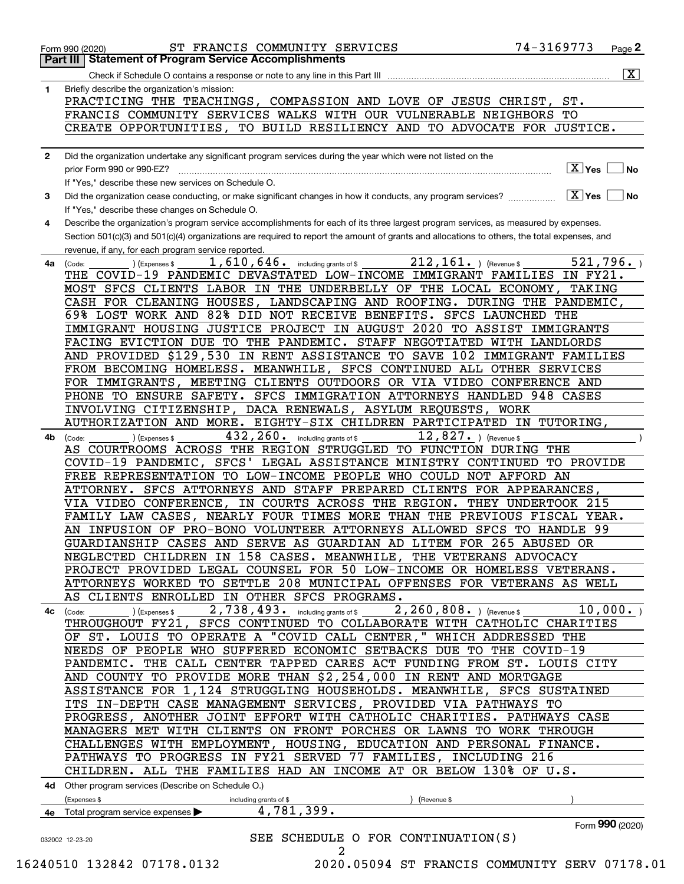Form 990 (2020) ST FRANCIS COMMUNITY SERVICES 74-3169773

## Part III Statement of Program Service Accomplishments

Check if Schedule O contains a response or note to any line in this Part III [X]

**1** Briefly describe the organization's mission:

PRACTICING THE TEACHINGS, COMPASSION AND LOVE OF JESUS CHRIST, ST. FRANCIS COMMUNITY SERVICES WALKS WITH OUR VULNERABLE NEIGHBORS TO CREATE OPPORTUNITIES, TO BUILD RESILIENCY AND TO ADVOCATE FOR JUSTICE.

**2** Did the organization undertake any significant program services during the year which were not listed on the prior Form 990 or 990-EZ? [X] Yes [ ] No

If "Yes," describe these new services on Schedule O.

**3** Did the organization cease conducting, or make significant changes in how it conducts, any program services? [X] Yes [ ] No

If "Yes," describe these changes on Schedule O.

**4** Describe the organization's program service accomplishments for each of its three largest program services, as measured by expenses. Section 501(c)(3) and 501(c)(4) organizations are required to report the amount of grants and allocations to others, the total expenses, and revenue, if any, for each program service reported.

**4a** (Code: ) (Expenses $ 1,610,646. including grants of $ 212,161. ) (Revenue $ 521,796. )

THE COVID-19 PANDEMIC DEVASTATED LOW-INCOME IMMIGRANT FAMILIES IN FY21. MOST SFCS CLIENTS LABOR IN THE UNDERBELLY OF THE LOCAL ECONOMY, TAKING CASH FOR CLEANING HOUSES, LANDSCAPING AND ROOFING. DURING THE PANDEMIC, 69% LOST WORK AND 82% DID NOT RECEIVE BENEFITS. SFCS LAUNCHED THE IMMIGRANT HOUSING JUSTICE PROJECT IN AUGUST 2020 TO ASSIST IMMIGRANTS FACING EVICTION DUE TO THE PANDEMIC. STAFF NEGOTIATED WITH LANDLORDS AND PROVIDED $129,530 IN RENT ASSISTANCE TO SAVE 102 IMMIGRANT FAMILIES FROM BECOMING HOMELESS. MEANWHILE, SFCS CONTINUED ALL OTHER SERVICES FOR IMMIGRANTS, MEETING CLIENTS OUTDOORS OR VIA VIDEO CONFERENCE AND PHONE TO ENSURE SAFETY. SFCS IMMIGRATION ATTORNEYS HANDLED 948 CASES INVOLVING CITIZENSHIP, DACA RENEWALS, ASYLUM REQUESTS, WORK AUTHORIZATION AND MORE. EIGHTY-SIX CHILDREN PARTICIPATED IN TUTORING,

**4b** (Code: ) (Expenses $ 432,260. including grants of $ 12,827. ) (Revenue $ )

AS COURTROOMS ACROSS THE REGION STRUGGLED TO FUNCTION DURING THE COVID-19 PANDEMIC, SFCS' LEGAL ASSISTANCE MINISTRY CONTINUED TO PROVIDE FREE REPRESENTATION TO LOW-INCOME PEOPLE WHO COULD NOT AFFORD AN ATTORNEY. SFCS ATTORNEYS AND STAFF PREPARED CLIENTS FOR APPEARANCES, VIA VIDEO CONFERENCE, IN COURTS ACROSS THE REGION. THEY UNDERTOOK 215 FAMILY LAW CASES, NEARLY FOUR TIMES MORE THAN THE PREVIOUS FISCAL YEAR. AN INFUSION OF PRO-BONO VOLUNTEER ATTORNEYS ALLOWED SFCS TO HANDLE 99 GUARDIANSHIP CASES AND SERVE AS GUARDIAN AD LITEM FOR 265 ABUSED OR NEGLECTED CHILDREN IN 158 CASES. MEANWHILE, THE VETERANS ADVOCACY PROJECT PROVIDED LEGAL COUNSEL FOR 50 LOW-INCOME OR HOMELESS VETERANS. ATTORNEYS WORKED TO SETTLE 208 MUNICIPAL OFFENSES FOR VETERANS AS WELL AS CLIENTS ENROLLED IN OTHER SFCS PROGRAMS.

**4c** (Code: ) (Expenses $ 2,738,493. including grants of $ 2,260,808. ) (Revenue $ 10,000. )

THROUGHOUT FY21, SFCS CONTINUED TO COLLABORATE WITH CATHOLIC CHARITIES OF ST. LOUIS TO OPERATE A "COVID CALL CENTER," WHICH ADDRESSED THE NEEDS OF PEOPLE WHO SUFFERED ECONOMIC SETBACKS DUE TO THE COVID-19 PANDEMIC. THE CALL CENTER TAPPED CARES ACT FUNDING FROM ST. LOUIS CITY AND COUNTY TO PROVIDE MORE THAN $2,254,000 IN RENT AND MORTGAGE ASSISTANCE FOR 1,124 STRUGGLING HOUSEHOLDS. MEANWHILE, SFCS SUSTAINED ITS IN-DEPTH CASE MANAGEMENT SERVICES, PROVIDED VIA PATHWAYS TO PROGRESS, ANOTHER JOINT EFFORT WITH CATHOLIC CHARITIES. PATHWAYS CASE MANAGERS MET WITH CLIENTS ON FRONT PORCHES OR LAWNS TO WORK THROUGH CHALLENGES WITH EMPLOYMENT, HOUSING, EDUCATION AND PERSONAL FINANCE. PATHWAYS TO PROGRESS IN FY21 SERVED 77 FAMILIES, INCLUDING 216 CHILDREN. ALL THE FAMILIES HAD AN INCOME AT OR BELOW 130% OF U.S.

**4d** Other program services (Describe on Schedule O.)

(Expenses $ including grants of $ ) (Revenue $ )

**4e** Total program service expenses 4,781,399.

Form **990** (2020)

SEE SCHEDULE O FOR CONTINUATION(S)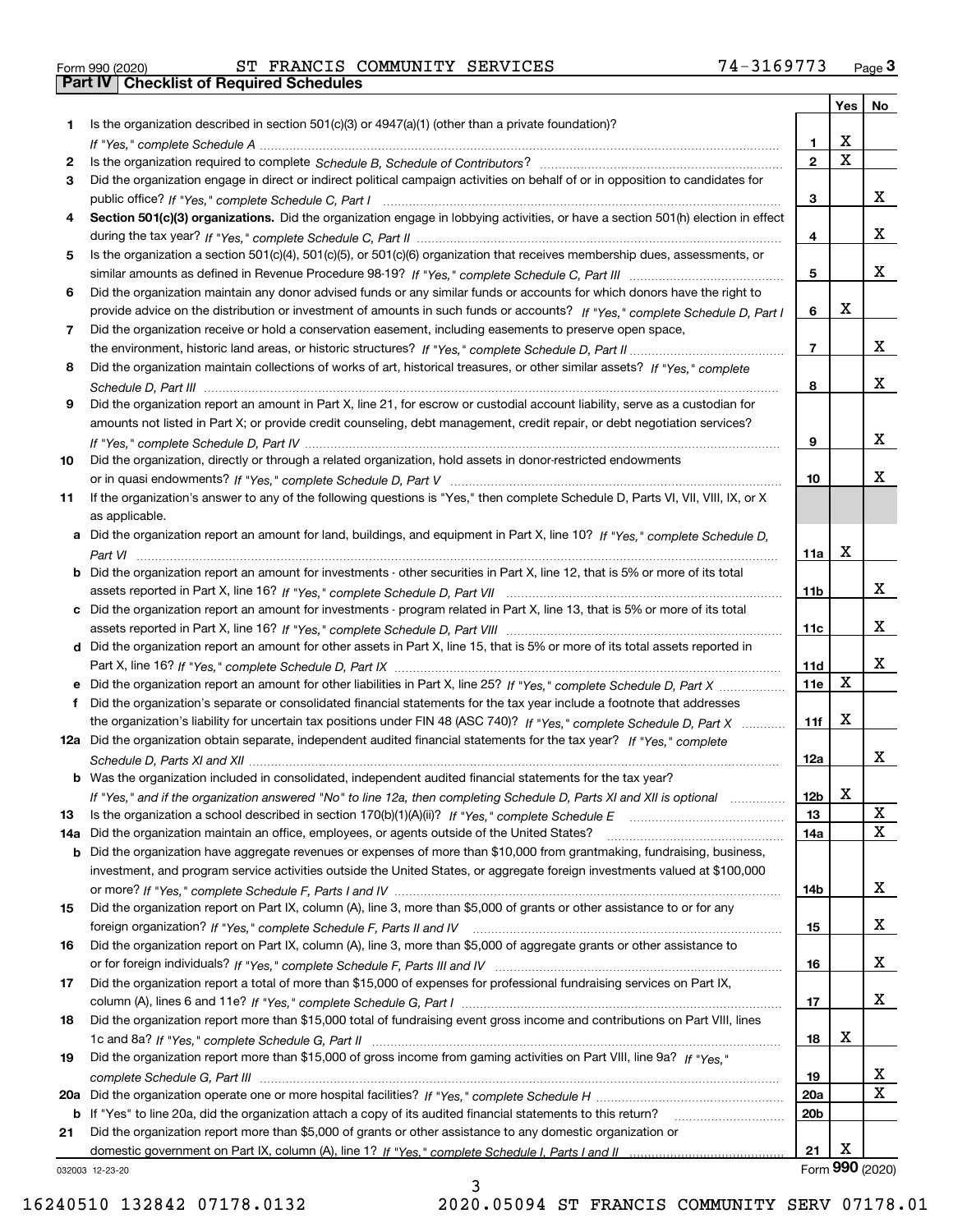Form 990 (2020) ST FRANCIS COMMUNITY SERVICES 74-3169773 Page 3

**Part IV Checklist of Required Schedules**

| | | | Yes | No |
|---|---|---|---|---|
| 1 | Is the organization described in section 501(c)(3) or 4947(a)(1) (other than a private foundation)? *If "Yes," complete Schedule A* | 1 | X | |
| 2 | Is the organization required to complete *Schedule B, Schedule of Contributors*? | 2 | X | |
| 3 | Did the organization engage in direct or indirect political campaign activities on behalf of or in opposition to candidates for public office? *If "Yes," complete Schedule C, Part I* | 3 | | X |
| 4 | **Section 501(c)(3) organizations.** Did the organization engage in lobbying activities, or have a section 501(h) election in effect during the tax year? *If "Yes," complete Schedule C, Part II* | 4 | | X |
| 5 | Is the organization a section 501(c)(4), 501(c)(5), or 501(c)(6) organization that receives membership dues, assessments, or similar amounts as defined in Revenue Procedure 98-19? *If "Yes," complete Schedule C, Part III* | 5 | | X |
| 6 | Did the organization maintain any donor advised funds or any similar funds or accounts for which donors have the right to provide advice on the distribution or investment of amounts in such funds or accounts? *If "Yes," complete Schedule D, Part I* | 6 | X | |
| 7 | Did the organization receive or hold a conservation easement, including easements to preserve open space, the environment, historic land areas, or historic structures? *If "Yes," complete Schedule D, Part II* | 7 | | X |
| 8 | Did the organization maintain collections of works of art, historical treasures, or other similar assets? *If "Yes," complete Schedule D, Part III* | 8 | | X |
| 9 | Did the organization report an amount in Part X, line 21, for escrow or custodial account liability, serve as a custodian for amounts not listed in Part X; or provide credit counseling, debt management, credit repair, or debt negotiation services? *If "Yes," complete Schedule D, Part IV* | 9 | | X |
| 10 | Did the organization, directly or through a related organization, hold assets in donor-restricted endowments or in quasi endowments? *If "Yes," complete Schedule D, Part V* | 10 | | X |
| 11 | If the organization's answer to any of the following questions is "Yes," then complete Schedule D, Parts VI, VII, VIII, IX, or X as applicable. | | | |
| a | Did the organization report an amount for land, buildings, and equipment in Part X, line 10? *If "Yes," complete Schedule D, Part VI* | 11a | X | |
| b | Did the organization report an amount for investments - other securities in Part X, line 12, that is 5% or more of its total assets reported in Part X, line 16? *If "Yes," complete Schedule D, Part VII* | 11b | | X |
| c | Did the organization report an amount for investments - program related in Part X, line 13, that is 5% or more of its total assets reported in Part X, line 16? *If "Yes," complete Schedule D, Part VIII* | 11c | | X |
| d | Did the organization report an amount for other assets in Part X, line 15, that is 5% or more of its total assets reported in Part X, line 16? *If "Yes," complete Schedule D, Part IX* | 11d | | X |
| e | Did the organization report an amount for other liabilities in Part X, line 25? *If "Yes," complete Schedule D, Part X* | 11e | X | |
| f | Did the organization's separate or consolidated financial statements for the tax year include a footnote that addresses the organization's liability for uncertain tax positions under FIN 48 (ASC 740)? *If "Yes," complete Schedule D, Part X* | 11f | X | |
| 12a | Did the organization obtain separate, independent audited financial statements for the tax year? *If "Yes," complete Schedule D, Parts XI and XII* | 12a | | X |
| b | Was the organization included in consolidated, independent audited financial statements for the tax year? *If "Yes," and if the organization answered "No" to line 12a, then completing Schedule D, Parts XI and XII is optional* | 12b | X | |
| 13 | Is the organization a school described in section 170(b)(1)(A)(ii)? *If "Yes," complete Schedule E* | 13 | | X |
| 14a | Did the organization maintain an office, employees, or agents outside of the United States? | 14a | | X |
| b | Did the organization have aggregate revenues or expenses of more than $10,000 from grantmaking, fundraising, business, investment, and program service activities outside the United States, or aggregate foreign investments valued at $100,000 or more? *If "Yes," complete Schedule F, Parts I and IV* | 14b | | X |
| 15 | Did the organization report on Part IX, column (A), line 3, more than $5,000 of grants or other assistance to or for any foreign organization? *If "Yes," complete Schedule F, Parts II and IV* | 15 | | X |
| 16 | Did the organization report on Part IX, column (A), line 3, more than $5,000 of aggregate grants or other assistance to or for foreign individuals? *If "Yes," complete Schedule F, Parts III and IV* | 16 | | X |
| 17 | Did the organization report a total of more than $15,000 of expenses for professional fundraising services on Part IX, column (A), lines 6 and 11e? *If "Yes," complete Schedule G, Part I* | 17 | | X |
| 18 | Did the organization report more than $15,000 total of fundraising event gross income and contributions on Part VIII, lines 1c and 8a? *If "Yes," complete Schedule G, Part II* | 18 | X | |
| 19 | Did the organization report more than $15,000 of gross income from gaming activities on Part VIII, line 9a? *If "Yes," complete Schedule G, Part III* | 19 | | X |
| 20a | Did the organization operate one or more hospital facilities? *If "Yes," complete Schedule H* | 20a | | X |
| b | If "Yes" to line 20a, did the organization attach a copy of its audited financial statements to this return? | 20b | | |
| 21 | Did the organization report more than $5,000 of grants or other assistance to any domestic organization or domestic government on Part IX, column (A), line 1? *If "Yes," complete Schedule I, Parts I and II* | 21 | X | |

032003 12-23-20 Form 990 (2020)

16240510 132842 07178.0132 2020.05094 ST FRANCIS COMMUNITY SERV 07178.01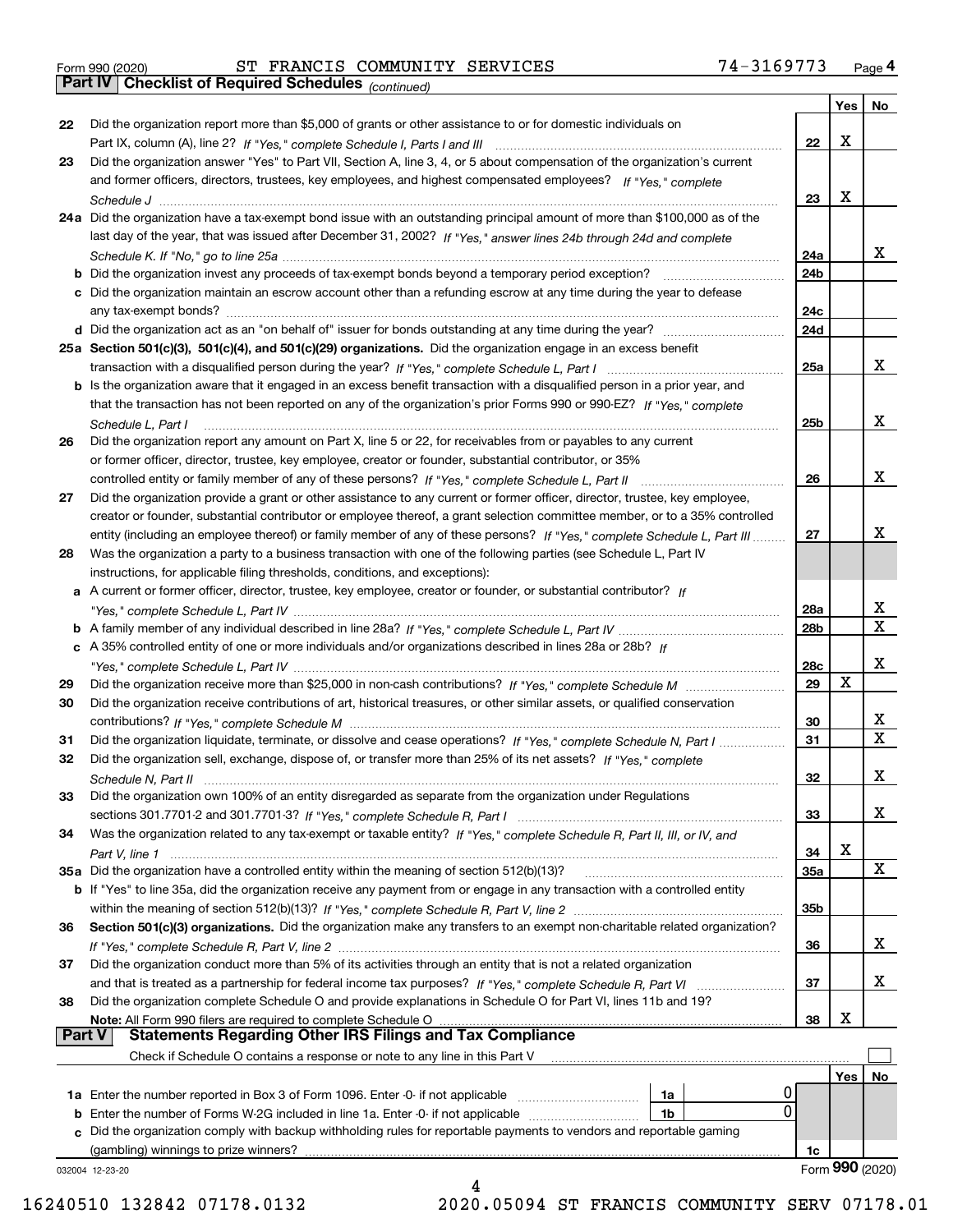Form 990 (2020) ST FRANCIS COMMUNITY SERVICES 74-3169773

## Part IV Checklist of Required Schedules *(continued)*

| | | | Yes | No |
|---|---|---|---|---|
| 22 | Did the organization report more than $5,000 of grants or other assistance to or for domestic individuals on Part IX, column (A), line 2? *If "Yes," complete Schedule I, Parts I and III* | 22 | X | |
| 23 | Did the organization answer "Yes" to Part VII, Section A, line 3, 4, or 5 about compensation of the organization's current and former officers, directors, trustees, key employees, and highest compensated employees? *If "Yes," complete Schedule J* | 23 | X | |
| 24a | Did the organization have a tax-exempt bond issue with an outstanding principal amount of more than $100,000 as of the last day of the year, that was issued after December 31, 2002? *If "Yes," answer lines 24b through 24d and complete Schedule K. If "No," go to line 25a* | 24a | | X |
| b | Did the organization invest any proceeds of tax-exempt bonds beyond a temporary period exception? | 24b | | |
| c | Did the organization maintain an escrow account other than a refunding escrow at any time during the year to defease any tax-exempt bonds? | 24c | | |
| d | Did the organization act as an "on behalf of" issuer for bonds outstanding at any time during the year? | 24d | | |
| 25a | **Section 501(c)(3), 501(c)(4), and 501(c)(29) organizations.** Did the organization engage in an excess benefit transaction with a disqualified person during the year? *If "Yes," complete Schedule L, Part I* | 25a | | X |
| b | Is the organization aware that it engaged in an excess benefit transaction with a disqualified person in a prior year, and that the transaction has not been reported on any of the organization's prior Forms 990 or 990-EZ? *If "Yes," complete Schedule L, Part I* | 25b | | X |
| 26 | Did the organization report any amount on Part X, line 5 or 22, for receivables from or payables to any current or former officer, director, trustee, key employee, creator or founder, substantial contributor, or 35% controlled entity or family member of any of these persons? *If "Yes," complete Schedule L, Part II* | 26 | | X |
| 27 | Did the organization provide a grant or other assistance to any current or former officer, director, trustee, key employee, creator or founder, substantial contributor or employee thereof, a grant selection committee member, or to a 35% controlled entity (including an employee thereof) or family member of any of these persons? *If "Yes," complete Schedule L, Part III* | 27 | | X |
| 28 | Was the organization a party to a business transaction with one of the following parties (see Schedule L, Part IV instructions, for applicable filing thresholds, conditions, and exceptions): | | | |
| a | A current or former officer, director, trustee, key employee, creator or founder, or substantial contributor? *If "Yes," complete Schedule L, Part IV* | 28a | | X |
| b | A family member of any individual described in line 28a? *If "Yes," complete Schedule L, Part IV* | 28b | | X |
| c | A 35% controlled entity of one or more individuals and/or organizations described in lines 28a or 28b? *If "Yes," complete Schedule L, Part IV* | 28c | | X |
| 29 | Did the organization receive more than $25,000 in non-cash contributions? *If "Yes," complete Schedule M* | 29 | X | |
| 30 | Did the organization receive contributions of art, historical treasures, or other similar assets, or qualified conservation contributions? *If "Yes," complete Schedule M* | 30 | | X |
| 31 | Did the organization liquidate, terminate, or dissolve and cease operations? *If "Yes," complete Schedule N, Part I* | 31 | | X |
| 32 | Did the organization sell, exchange, dispose of, or transfer more than 25% of its net assets? *If "Yes," complete Schedule N, Part II* | 32 | | X |
| 33 | Did the organization own 100% of an entity disregarded as separate from the organization under Regulations sections 301.7701-2 and 301.7701-3? *If "Yes," complete Schedule R, Part I* | 33 | | X |
| 34 | Was the organization related to any tax-exempt or taxable entity? *If "Yes," complete Schedule R, Part II, III, or IV, and Part V, line 1* | 34 | X | |
| 35a | Did the organization have a controlled entity within the meaning of section 512(b)(13)? | 35a | | X |
| b | If "Yes" to line 35a, did the organization receive any payment from or engage in any transaction with a controlled entity within the meaning of section 512(b)(13)? *If "Yes," complete Schedule R, Part V, line 2* | 35b | | |
| 36 | **Section 501(c)(3) organizations.** Did the organization make any transfers to an exempt non-charitable related organization? *If "Yes," complete Schedule R, Part V, line 2* | 36 | | X |
| 37 | Did the organization conduct more than 5% of its activities through an entity that is not a related organization and that is treated as a partnership for federal income tax purposes? *If "Yes," complete Schedule R, Part VI* | 37 | | X |
| 38 | Did the organization complete Schedule O and provide explanations in Schedule O for Part VI, lines 11b and 19? **Note:** All Form 990 filers are required to complete Schedule O | 38 | X | |

## Part V Statements Regarding Other IRS Filings and Tax Compliance

Check if Schedule O contains a response or note to any line in this Part V ☐

| | | | | | Yes | No |
|---|---|---|---|---|---|---|
| 1a | Enter the number reported in Box 3 of Form 1096. Enter -0- if not applicable | 1a | 0 | | | |
| b | Enter the number of Forms W-2G included in line 1a. Enter -0- if not applicable | 1b | 0 | | | |
| c | Did the organization comply with backup withholding rules for reportable payments to vendors and reportable gaming (gambling) winnings to prize winners? | | | 1c | | |

Form **990** (2020)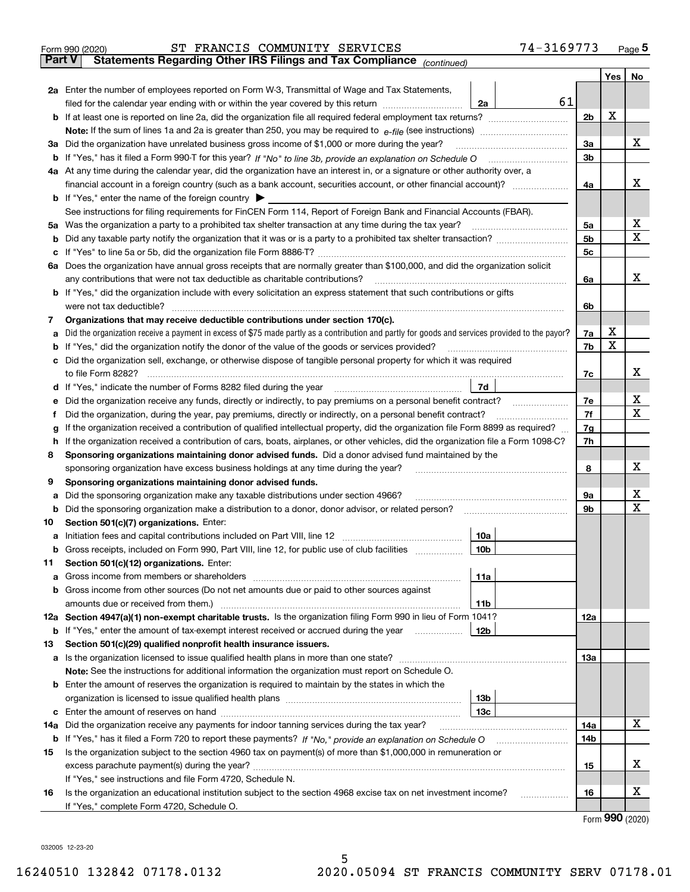Form 990 (2020) ST FRANCIS COMMUNITY SERVICES 74-3169773

## Part V Statements Regarding Other IRS Filings and Tax Compliance *(continued)*

| | | | | | Yes | No |
|---|---|---|---|---|---|---|
| **2a** | Enter the number of employees reported on Form W-3, Transmittal of Wage and Tax Statements, filed for the calendar year ending with or within the year covered by this return | 2a | 61 | | | |
| **b** | If at least one is reported on line 2a, did the organization file all required federal employment tax returns? | | | 2b | X | |
| | **Note:** If the sum of lines 1a and 2a is greater than 250, you may be required to *e-file* (see instructions) | | | | | |
| **3a** | Did the organization have unrelated business gross income of $1,000 or more during the year? | | | 3a | | X |
| **b** | If "Yes," has it filed a Form 990-T for this year? *If "No" to line 3b, provide an explanation on Schedule O* | | | 3b | | |
| **4a** | At any time during the calendar year, did the organization have an interest in, or a signature or other authority over, a financial account in a foreign country (such as a bank account, securities account, or other financial account)? | | | 4a | | X |
| **b** | If "Yes," enter the name of the foreign country ▶ | | | | | |
| | See instructions for filing requirements for FinCEN Form 114, Report of Foreign Bank and Financial Accounts (FBAR). | | | | | |
| **5a** | Was the organization a party to a prohibited tax shelter transaction at any time during the tax year? | | | 5a | | X |
| **b** | Did any taxable party notify the organization that it was or is a party to a prohibited tax shelter transaction? | | | 5b | | X |
| **c** | If "Yes" to line 5a or 5b, did the organization file Form 8886-T? | | | 5c | | |
| **6a** | Does the organization have annual gross receipts that are normally greater than $100,000, and did the organization solicit any contributions that were not tax deductible as charitable contributions? | | | 6a | | X |
| **b** | If "Yes," did the organization include with every solicitation an express statement that such contributions or gifts were not tax deductible? | | | 6b | | |
| **7** | **Organizations that may receive deductible contributions under section 170(c).** | | | | | |
| **a** | Did the organization receive a payment in excess of $75 made partly as a contribution and partly for goods and services provided to the payor? | | | 7a | X | |
| **b** | If "Yes," did the organization notify the donor of the value of the goods or services provided? | | | 7b | X | |
| **c** | Did the organization sell, exchange, or otherwise dispose of tangible personal property for which it was required to file Form 8282? | | | 7c | | X |
| **d** | If "Yes," indicate the number of Forms 8282 filed during the year | 7d | | | | |
| **e** | Did the organization receive any funds, directly or indirectly, to pay premiums on a personal benefit contract? | | | 7e | | X |
| **f** | Did the organization, during the year, pay premiums, directly or indirectly, on a personal benefit contract? | | | 7f | | X |
| **g** | If the organization received a contribution of qualified intellectual property, did the organization file Form 8899 as required? | | | 7g | | |
| **h** | If the organization received a contribution of cars, boats, airplanes, or other vehicles, did the organization file a Form 1098-C? | | | 7h | | |
| **8** | **Sponsoring organizations maintaining donor advised funds.** Did a donor advised fund maintained by the sponsoring organization have excess business holdings at any time during the year? | | | 8 | | X |
| **9** | **Sponsoring organizations maintaining donor advised funds.** | | | | | |
| **a** | Did the sponsoring organization make any taxable distributions under section 4966? | | | 9a | | X |
| **b** | Did the sponsoring organization make a distribution to a donor, donor advisor, or related person? | | | 9b | | X |
| **10** | **Section 501(c)(7) organizations.** Enter: | | | | | |
| **a** | Initiation fees and capital contributions included on Part VIII, line 12 | 10a | | | | |
| **b** | Gross receipts, included on Form 990, Part VIII, line 12, for public use of club facilities | 10b | | | | |
| **11** | **Section 501(c)(12) organizations.** Enter: | | | | | |
| **a** | Gross income from members or shareholders | 11a | | | | |
| **b** | Gross income from other sources (Do not net amounts due or paid to other sources against amounts due or received from them.) | 11b | | | | |
| **12a** | **Section 4947(a)(1) non-exempt charitable trusts.** Is the organization filing Form 990 in lieu of Form 1041? | | | 12a | | |
| **b** | If "Yes," enter the amount of tax-exempt interest received or accrued during the year | 12b | | | | |
| **13** | **Section 501(c)(29) qualified nonprofit health insurance issuers.** | | | | | |
| **a** | Is the organization licensed to issue qualified health plans in more than one state? | | | 13a | | |
| | **Note:** See the instructions for additional information the organization must report on Schedule O. | | | | | |
| **b** | Enter the amount of reserves the organization is required to maintain by the states in which the organization is licensed to issue qualified health plans | 13b | | | | |
| **c** | Enter the amount of reserves on hand | 13c | | | | |
| **14a** | Did the organization receive any payments for indoor tanning services during the tax year? | | | 14a | | X |
| **b** | If "Yes," has it filed a Form 720 to report these payments? *If "No," provide an explanation on Schedule O* | | | 14b | | |
| **15** | Is the organization subject to the section 4960 tax on payment(s) of more than $1,000,000 in remuneration or excess parachute payment(s) during the year? | | | 15 | | X |
| | If "Yes," see instructions and file Form 4720, Schedule N. | | | | | |
| **16** | Is the organization an educational institution subject to the section 4968 excise tax on net investment income? | | | 16 | | X |
| | If "Yes," complete Form 4720, Schedule O. | | | | | |

Form **990** (2020)

032005 12-23-20

16240510 132842 07178.0132 2020.05094 ST FRANCIS COMMUNITY SERV 07178.01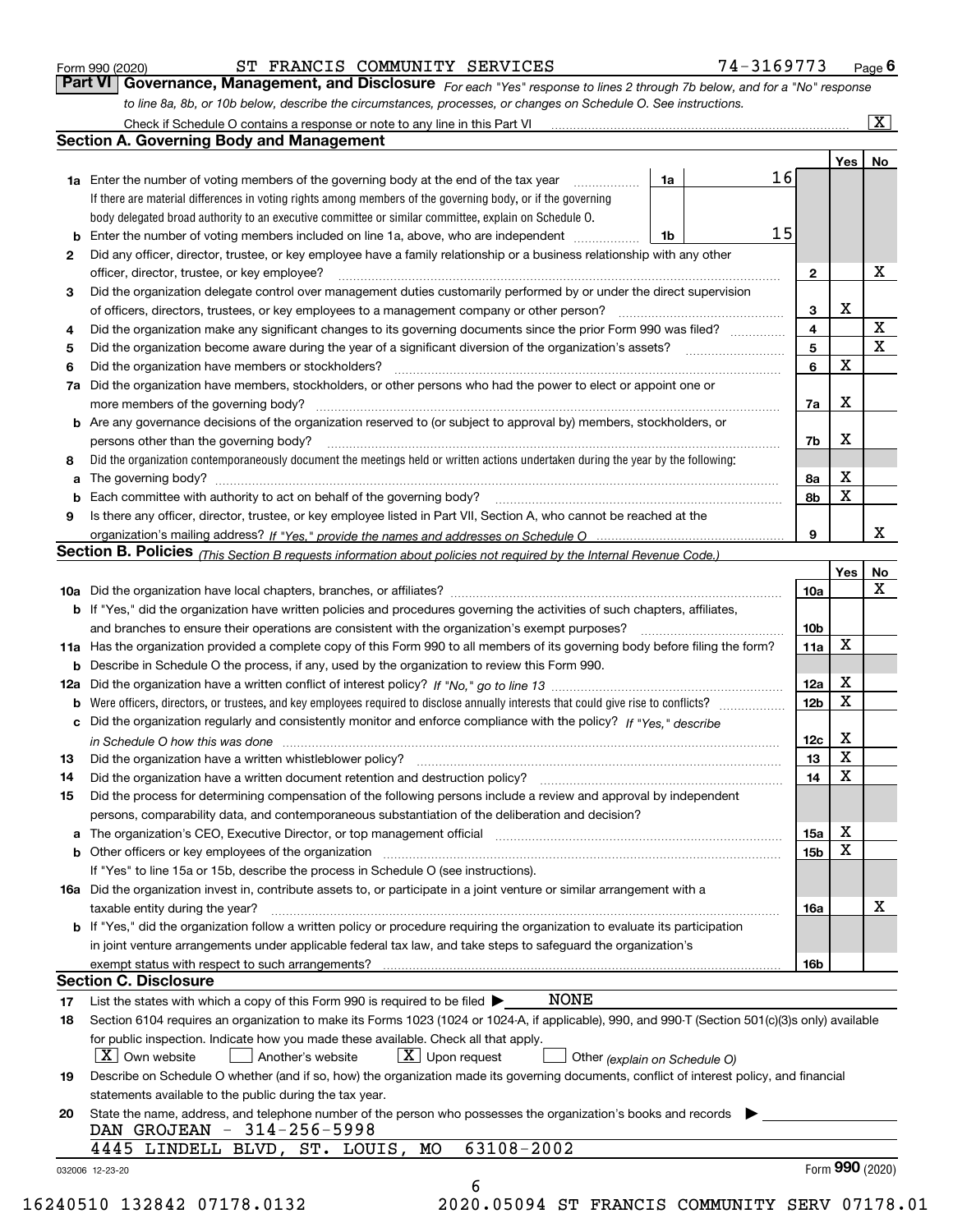Form 990 (2020) ST FRANCIS COMMUNITY SERVICES 74-3169773 Page **6**

## Part VI Governance, Management, and Disclosure

*For each "Yes" response to lines 2 through 7b below, and for a "No" response to line 8a, 8b, or 10b below, describe the circumstances, processes, or changes on Schedule O. See instructions.*

Check if Schedule O contains a response or note to any line in this Part VI [X]

### Section A. Governing Body and Management

| | | | | Yes | No |
|---|---|---|---|---|---|
| **1a** | Enter the number of voting members of the governing body at the end of the tax year | 1a | 16 | | |
| | If there are material differences in voting rights among members of the governing body, or if the governing body delegated broad authority to an executive committee or similar committee, explain on Schedule O. | | | | |
| **b** | Enter the number of voting members included on line 1a, above, who are independent | 1b | 15 | | |
| **2** | Did any officer, director, trustee, or key employee have a family relationship or a business relationship with any other officer, director, trustee, or key employee? | 2 | | | X |
| **3** | Did the organization delegate control over management duties customarily performed by or under the direct supervision of officers, directors, trustees, or key employees to a management company or other person? | 3 | | X | |
| **4** | Did the organization make any significant changes to its governing documents since the prior Form 990 was filed? | 4 | | | X |
| **5** | Did the organization become aware during the year of a significant diversion of the organization's assets? | 5 | | | X |
| **6** | Did the organization have members or stockholders? | 6 | | X | |
| **7a** | Did the organization have members, stockholders, or other persons who had the power to elect or appoint one or more members of the governing body? | 7a | | X | |
| **b** | Are any governance decisions of the organization reserved to (or subject to approval by) members, stockholders, or persons other than the governing body? | 7b | | X | |
| **8** | Did the organization contemporaneously document the meetings held or written actions undertaken during the year by the following: | | | | |
| **a** | The governing body? | 8a | | X | |
| **b** | Each committee with authority to act on behalf of the governing body? | 8b | | X | |
| **9** | Is there any officer, director, trustee, or key employee listed in Part VII, Section A, who cannot be reached at the organization's mailing address? *If "Yes," provide the names and addresses on Schedule O* | 9 | | | X |

### Section B. Policies *(This Section B requests information about policies not required by the Internal Revenue Code.)*

| | | | Yes | No |
|---|---|---|---|---|
| **10a** | Did the organization have local chapters, branches, or affiliates? | 10a | | X |
| **b** | If "Yes," did the organization have written policies and procedures governing the activities of such chapters, affiliates, and branches to ensure their operations are consistent with the organization's exempt purposes? | 10b | | |
| **11a** | Has the organization provided a complete copy of this Form 990 to all members of its governing body before filing the form? | 11a | X | |
| **b** | Describe in Schedule O the process, if any, used by the organization to review this Form 990. | | | |
| **12a** | Did the organization have a written conflict of interest policy? *If "No," go to line 13* | 12a | X | |
| **b** | Were officers, directors, or trustees, and key employees required to disclose annually interests that could give rise to conflicts? | 12b | X | |
| **c** | Did the organization regularly and consistently monitor and enforce compliance with the policy? *If "Yes," describe in Schedule O how this was done* | 12c | X | |
| **13** | Did the organization have a written whistleblower policy? | 13 | X | |
| **14** | Did the organization have a written document retention and destruction policy? | 14 | X | |
| **15** | Did the process for determining compensation of the following persons include a review and approval by independent persons, comparability data, and contemporaneous substantiation of the deliberation and decision? | | | |
| **a** | The organization's CEO, Executive Director, or top management official | 15a | X | |
| **b** | Other officers or key employees of the organization | 15b | X | |
| | If "Yes" to line 15a or 15b, describe the process in Schedule O (see instructions). | | | |
| **16a** | Did the organization invest in, contribute assets to, or participate in a joint venture or similar arrangement with a taxable entity during the year? | 16a | | X |
| **b** | If "Yes," did the organization follow a written policy or procedure requiring the organization to evaluate its participation in joint venture arrangements under applicable federal tax law, and take steps to safeguard the organization's exempt status with respect to such arrangements? | 16b | | |

### Section C. Disclosure

**17** List the states with which a copy of this Form 990 is required to be filed ▶ NONE

**18** Section 6104 requires an organization to make its Forms 1023 (1024 or 1024-A, if applicable), 990, and 990-T (Section 501(c)(3)s only) available for public inspection. Indicate how you made these available. Check all that apply.

[X] Own website [ ] Another's website [X] Upon request [ ] Other *(explain on Schedule O)*

**19** Describe on Schedule O whether (and if so, how) the organization made its governing documents, conflict of interest policy, and financial statements available to the public during the tax year.

**20** State the name, address, and telephone number of the person who possesses the organization's books and records ▶

DAN GROJEAN - 314-256-5998
4445 LINDELL BLVD, ST. LOUIS, MO 63108-2002

032006 12-23-20 Form **990** (2020)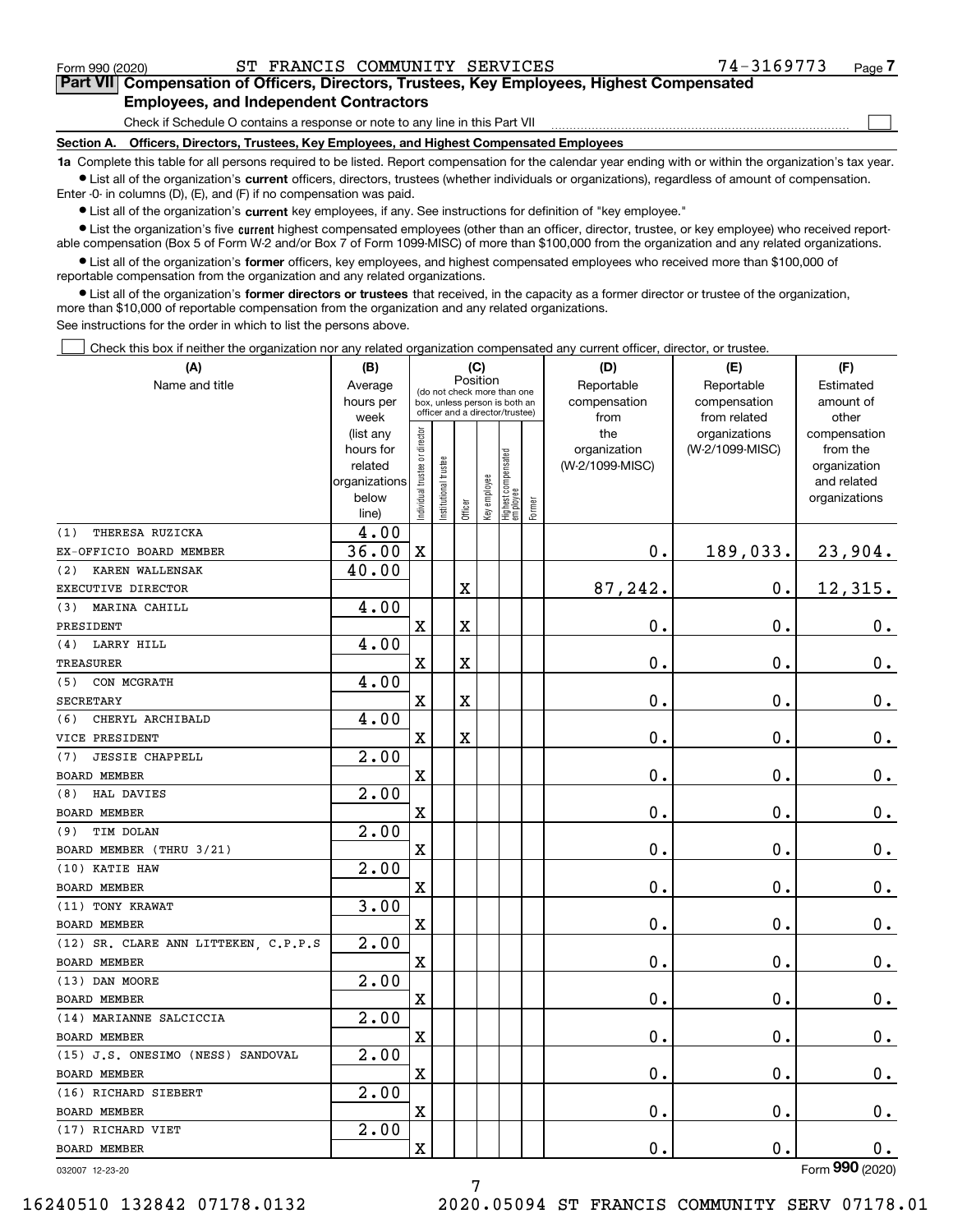Form 990 (2020) ST FRANCIS COMMUNITY SERVICES 74-3169773 Page 7

**Part VII Compensation of Officers, Directors, Trustees, Key Employees, Highest Compensated Employees, and Independent Contractors**

Check if Schedule O contains a response or note to any line in this Part VII ☐

**Section A. Officers, Directors, Trustees, Key Employees, and Highest Compensated Employees**

**1a** Complete this table for all persons required to be listed. Report compensation for the calendar year ending with or within the organization's tax year.

- List all of the organization's **current** officers, directors, trustees (whether individuals or organizations), regardless of amount of compensation. Enter -0- in columns (D), (E), and (F) if no compensation was paid.
- List all of the organization's **current** key employees, if any. See instructions for definition of "key employee."
- List the organization's five **current** highest compensated employees (other than an officer, director, trustee, or key employee) who received reportable compensation (Box 5 of Form W-2 and/or Box 7 of Form 1099-MISC) of more than $100,000 from the organization and any related organizations.
- List all of the organization's **former** officers, key employees, and highest compensated employees who received more than $100,000 of reportable compensation from the organization and any related organizations.
- List all of the organization's **former directors or trustees** that received, in the capacity as a former director or trustee of the organization, more than $10,000 of reportable compensation from the organization and any related organizations.

See instructions for the order in which to list the persons above.

☐ Check this box if neither the organization nor any related organization compensated any current officer, director, or trustee.

| (A) Name and title | (B) Average hours per week (list any hours for related organizations below line) | (C) Position: Individual trustee or director | Institutional trustee | Officer | Key employee | Highest compensated employee | Former | (D) Reportable compensation from the organization (W-2/1099-MISC) | (E) Reportable compensation from related organizations (W-2/1099-MISC) | (F) Estimated amount of other compensation from the organization and related organizations |
|---|---|---|---|---|---|---|---|---|---|---|
| (1) THERESA RUZICKA<br>EX-OFFICIO BOARD MEMBER | 4.00<br>36.00 | X | | | | | | 0. | 189,033. | 23,904. |
| (2) KAREN WALLENSAK<br>EXECUTIVE DIRECTOR | 40.00 | | | X | | | | 87,242. | 0. | 12,315. |
| (3) MARINA CAHILL<br>PRESIDENT | 4.00 | X | | X | | | | 0. | 0. | 0. |
| (4) LARRY HILL<br>TREASURER | 4.00 | X | | X | | | | 0. | 0. | 0. |
| (5) CON MCGRATH<br>SECRETARY | 4.00 | X | | X | | | | 0. | 0. | 0. |
| (6) CHERYL ARCHIBALD<br>VICE PRESIDENT | 4.00 | X | | X | | | | 0. | 0. | 0. |
| (7) JESSIE CHAPPELL<br>BOARD MEMBER | 2.00 | X | | | | | | 0. | 0. | 0. |
| (8) HAL DAVIES<br>BOARD MEMBER | 2.00 | X | | | | | | 0. | 0. | 0. |
| (9) TIM DOLAN<br>BOARD MEMBER (THRU 3/21) | 2.00 | X | | | | | | 0. | 0. | 0. |
| (10) KATIE HAW<br>BOARD MEMBER | 2.00 | X | | | | | | 0. | 0. | 0. |
| (11) TONY KRAWAT<br>BOARD MEMBER | 3.00 | X | | | | | | 0. | 0. | 0. |
| (12) SR. CLARE ANN LITTEKEN, C.P.P.S<br>BOARD MEMBER | 2.00 | X | | | | | | 0. | 0. | 0. |
| (13) DAN MOORE<br>BOARD MEMBER | 2.00 | X | | | | | | 0. | 0. | 0. |
| (14) MARIANNE SALCICCIA<br>BOARD MEMBER | 2.00 | X | | | | | | 0. | 0. | 0. |
| (15) J.S. ONESIMO (NESS) SANDOVAL<br>BOARD MEMBER | 2.00 | X | | | | | | 0. | 0. | 0. |
| (16) RICHARD SIEBERT<br>BOARD MEMBER | 2.00 | X | | | | | | 0. | 0. | 0. |
| (17) RICHARD VIET<br>BOARD MEMBER | 2.00 | X | | | | | | 0. | 0. | 0. |

032007 12-23-20 Form **990** (2020)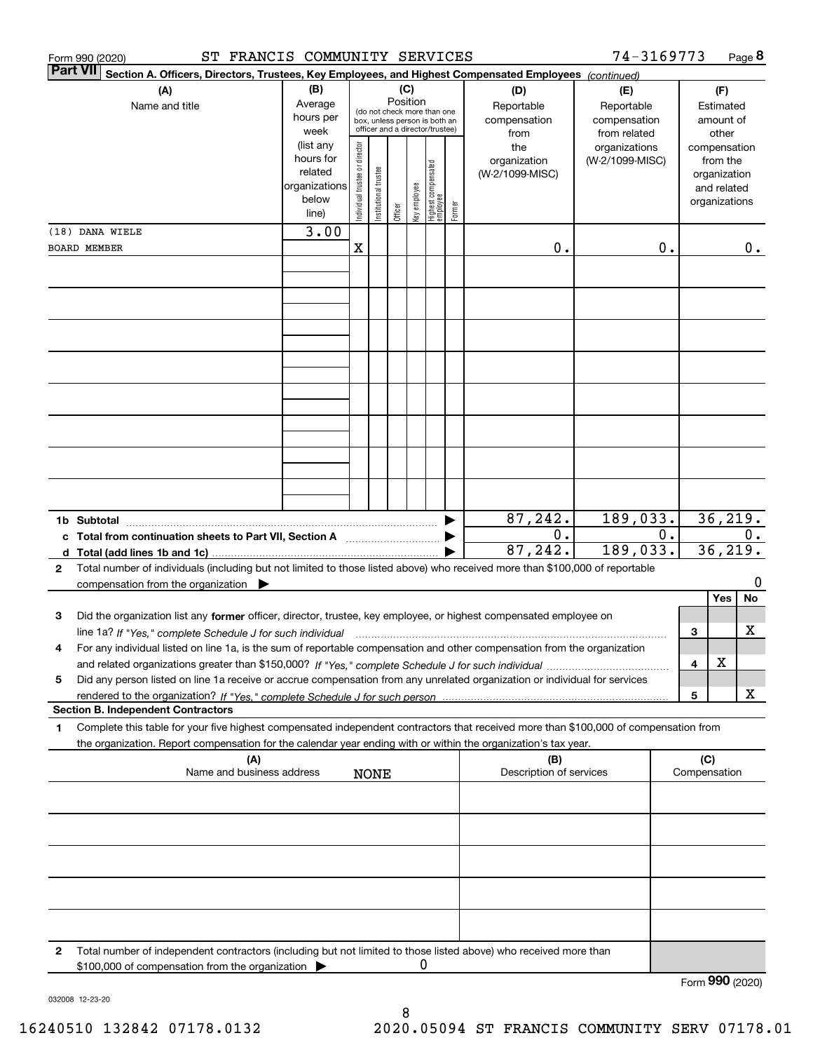Form 990 (2020) ST FRANCIS COMMUNITY SERVICES 74-3169773

**Part VII Section A. Officers, Directors, Trustees, Key Employees, and Highest Compensated Employees** *(continued)*

| (A) Name and title | (B) Average hours per week (list any hours for related organizations below line) | (C) Position: Individual trustee or director | Institutional trustee | Officer | Key employee | Highest compensated employee | Former | (D) Reportable compensation from the organization (W-2/1099-MISC) | (E) Reportable compensation from related organizations (W-2/1099-MISC) | (F) Estimated amount of other compensation from the organization and related organizations |
|---|---|---|---|---|---|---|---|---|---|---|
| (18) DANA WIELE<br>BOARD MEMBER | 3.00 | X | | | | | | 0. | 0. | 0. |

| | (D) | (E) | (F) |
|---|---|---|---|
| **1b Subtotal** | 87,242. | 189,033. | 36,219. |
| **c Total from continuation sheets to Part VII, Section A** | 0. | 0. | 0. |
| **d Total (add lines 1b and 1c)** | 87,242. | 189,033. | 36,219. |

**2** Total number of individuals (including but not limited to those listed above) who received more than $100,000 of reportable compensation from the organization ▶ 0

| | | Yes | No |
|---|---|---|---|
| **3** Did the organization list any **former** officer, director, trustee, key employee, or highest compensated employee on line 1a? *If "Yes," complete Schedule J for such individual* | 3 | | X |
| **4** For any individual listed on line 1a, is the sum of reportable compensation and other compensation from the organization and related organizations greater than $150,000? *If "Yes," complete Schedule J for such individual* | 4 | X | |
| **5** Did any person listed on line 1a receive or accrue compensation from any unrelated organization or individual for services rendered to the organization? *If "Yes," complete Schedule J for such person* | 5 | | X |

**Section B. Independent Contractors**

**1** Complete this table for your five highest compensated independent contractors that received more than $100,000 of compensation from the organization. Report compensation for the calendar year ending with or within the organization's tax year.

| (A) Name and business address | (B) Description of services | (C) Compensation |
|---|---|---|
| NONE | | |

**2** Total number of independent contractors (including but not limited to those listed above) who received more than $100,000 of compensation from the organization ▶ 0

Form **990** (2020)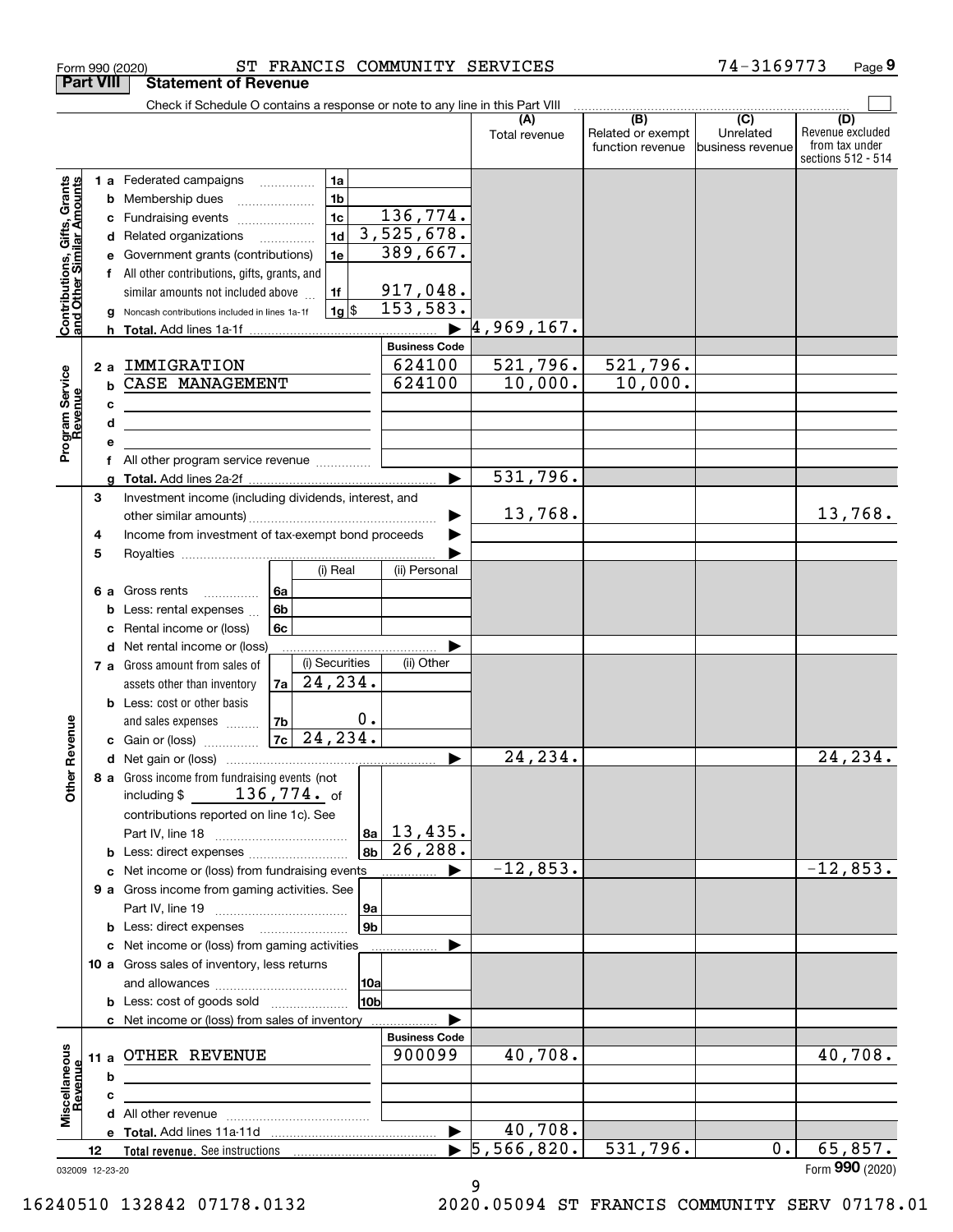Form 990 (2020) ST FRANCIS COMMUNITY SERVICES 74-3169773

## Part VIII Statement of Revenue

Check if Schedule O contains a response or note to any line in this Part VIII

| | | | | (A) Total revenue | (B) Related or exempt function revenue | (C) Unrelated business revenue | (D) Revenue excluded from tax under sections 512 - 514 |
|---|---|---|---|---|---|---|---|
| **Contributions, Gifts, Grants and Other Similar Amounts** | 1 a Federated campaigns | 1a | | | | | |
| | b Membership dues | 1b | | | | | |
| | c Fundraising events | 1c | 136,774. | | | | |
| | d Related organizations | 1d | 3,525,678. | | | | |
| | e Government grants (contributions) | 1e | 389,667. | | | | |
| | f All other contributions, gifts, grants, and similar amounts not included above | 1f | 917,048. | | | | |
| | g Noncash contributions included in lines 1a-1f | 1g $ | 153,583. | | | | |
| | h **Total.** Add lines 1a-1f | | ▶ | 4,969,167. | | | |
| **Program Service Revenue** | | | **Business Code** | | | | |
| | 2 a IMMIGRATION | | 624100 | 521,796. | 521,796. | | |
| | b CASE MANAGEMENT | | 624100 | 10,000. | 10,000. | | |
| | c | | | | | | |
| | d | | | | | | |
| | e | | | | | | |
| | f All other program service revenue | | | | | | |
| | g **Total.** Add lines 2a-2f | | ▶ | 531,796. | | | |
| **Other Revenue** | 3 Investment income (including dividends, interest, and other similar amounts) | | ▶ | 13,768. | | | 13,768. |
| | 4 Income from investment of tax-exempt bond proceeds | | ▶ | | | | |
| | 5 Royalties | | ▶ | | | | |
| | | (i) Real | (ii) Personal | | | | |
| | 6 a Gross rents 6a | | | | | | |
| | b Less: rental expenses 6b | | | | | | |
| | c Rental income or (loss) 6c | | | | | | |
| | d Net rental income or (loss) | | ▶ | | | | |
| | | (i) Securities | (ii) Other | | | | |
| | 7 a Gross amount from sales of assets other than inventory 7a | 24,234. | | | | | |
| | b Less: cost or other basis and sales expenses 7b | 0. | | | | | |
| | c Gain or (loss) 7c | 24,234. | | | | | |
| | d Net gain or (loss) | | ▶ | 24,234. | | | 24,234. |
| | 8 a Gross income from fundraising events (not including $ 136,774. of contributions reported on line 1c). See Part IV, line 18 | 8a | 13,435. | | | | |
| | b Less: direct expenses | 8b | 26,288. | | | | |
| | c Net income or (loss) from fundraising events | | ▶ | -12,853. | | | -12,853. |
| | 9 a Gross income from gaming activities. See Part IV, line 19 | 9a | | | | | |
| | b Less: direct expenses | 9b | | | | | |
| | c Net income or (loss) from gaming activities | | ▶ | | | | |
| | 10 a Gross sales of inventory, less returns and allowances | 10a | | | | | |
| | b Less: cost of goods sold | 10b | | | | | |
| | c Net income or (loss) from sales of inventory | | ▶ | | | | |
| **Miscellaneous Revenue** | | | **Business Code** | | | | |
| | 11 a OTHER REVENUE | | 900099 | 40,708. | | | 40,708. |
| | b | | | | | | |
| | c | | | | | | |
| | d All other revenue | | | | | | |
| | e **Total.** Add lines 11a-11d | | ▶ | 40,708. | | | |
| | 12 **Total revenue.** See instructions | | ▶ | 5,566,820. | 531,796. | 0. | 65,857. |

032009 12-23-20 Form **990** (2020)

16240510 132842 07178.0132 2020.05094 ST FRANCIS COMMUNITY SERV 07178.01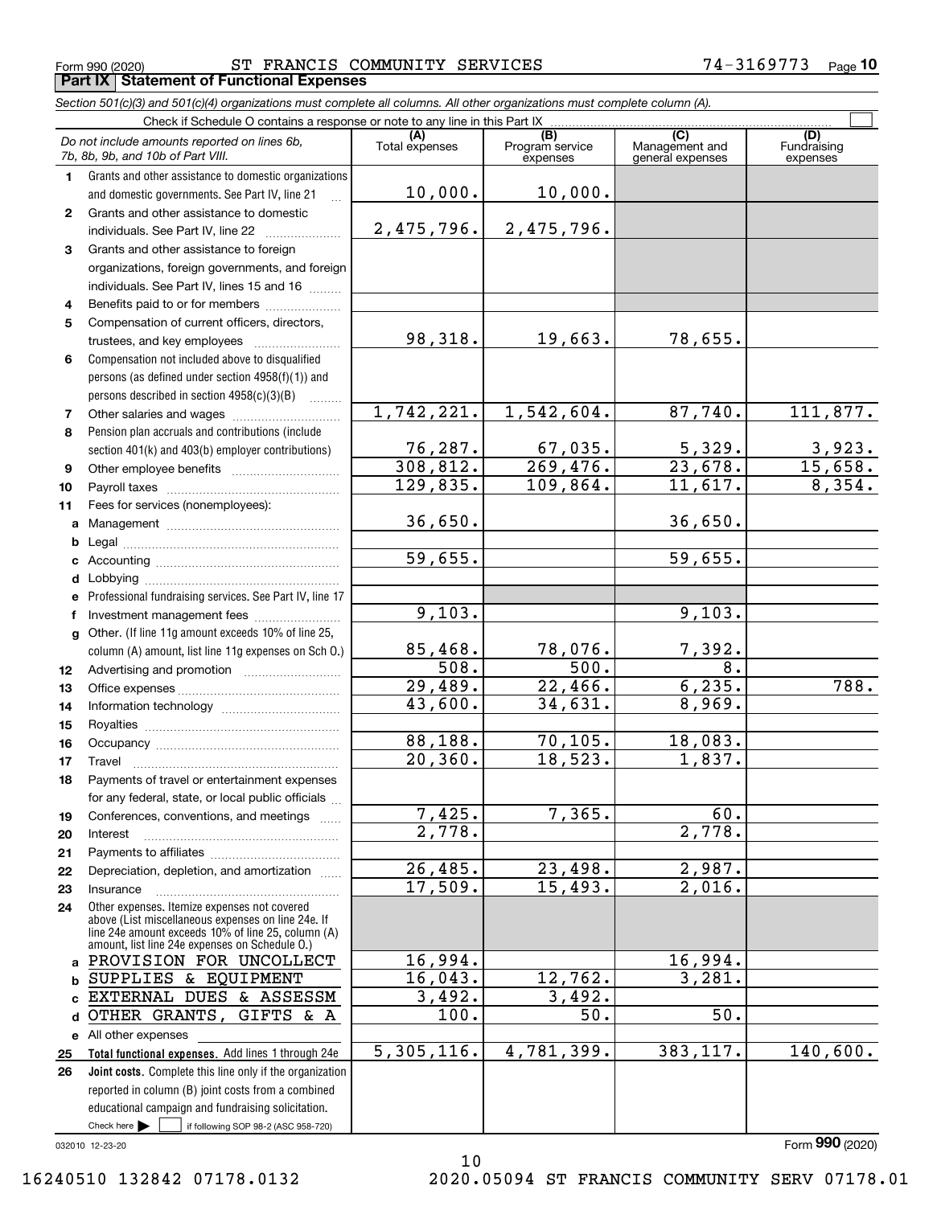Form 990 (2020) ST FRANCIS COMMUNITY SERVICES 74-3169773

## Part IX Statement of Functional Expenses

*Section 501(c)(3) and 501(c)(4) organizations must complete all columns. All other organizations must complete column (A).*

Check if Schedule O contains a response or note to any line in this Part IX

| | *Do not include amounts reported on lines 6b, 7b, 8b, 9b, and 10b of Part VIII.* | (A) Total expenses | (B) Program service expenses | (C) Management and general expenses | (D) Fundraising expenses |
|---|---|---|---|---|---|
| 1 | Grants and other assistance to domestic organizations and domestic governments. See Part IV, line 21 | 10,000. | 10,000. | | |
| 2 | Grants and other assistance to domestic individuals. See Part IV, line 22 | 2,475,796. | 2,475,796. | | |
| 3 | Grants and other assistance to foreign organizations, foreign governments, and foreign individuals. See Part IV, lines 15 and 16 | | | | |
| 4 | Benefits paid to or for members | | | | |
| 5 | Compensation of current officers, directors, trustees, and key employees | 98,318. | 19,663. | 78,655. | |
| 6 | Compensation not included above to disqualified persons (as defined under section 4958(f)(1)) and persons described in section 4958(c)(3)(B) | | | | |
| 7 | Other salaries and wages | 1,742,221. | 1,542,604. | 87,740. | 111,877. |
| 8 | Pension plan accruals and contributions (include section 401(k) and 403(b) employer contributions) | 76,287. | 67,035. | 5,329. | 3,923. |
| 9 | Other employee benefits | 308,812. | 269,476. | 23,678. | 15,658. |
| 10 | Payroll taxes | 129,835. | 109,864. | 11,617. | 8,354. |
| 11 | Fees for services (nonemployees): | | | | |
| a | Management | 36,650. | | 36,650. | |
| b | Legal | | | | |
| c | Accounting | 59,655. | | 59,655. | |
| d | Lobbying | | | | |
| e | Professional fundraising services. See Part IV, line 17 | | | | |
| f | Investment management fees | 9,103. | | 9,103. | |
| g | Other. (If line 11g amount exceeds 10% of line 25, column (A) amount, list line 11g expenses on Sch O.) | 85,468. | 78,076. | 7,392. | |
| 12 | Advertising and promotion | 508. | 500. | 8. | |
| 13 | Office expenses | 29,489. | 22,466. | 6,235. | 788. |
| 14 | Information technology | 43,600. | 34,631. | 8,969. | |
| 15 | Royalties | | | | |
| 16 | Occupancy | 88,188. | 70,105. | 18,083. | |
| 17 | Travel | 20,360. | 18,523. | 1,837. | |
| 18 | Payments of travel or entertainment expenses for any federal, state, or local public officials | | | | |
| 19 | Conferences, conventions, and meetings | 7,425. | 7,365. | 60. | |
| 20 | Interest | 2,778. | | 2,778. | |
| 21 | Payments to affiliates | | | | |
| 22 | Depreciation, depletion, and amortization | 26,485. | 23,498. | 2,987. | |
| 23 | Insurance | 17,509. | 15,493. | 2,016. | |
| 24 | Other expenses. Itemize expenses not covered above (List miscellaneous expenses on line 24e. If line 24e amount exceeds 10% of line 25, column (A) amount, list line 24e expenses on Schedule O.) | | | | |
| a | PROVISION FOR UNCOLLECT | 16,994. | | 16,994. | |
| b | SUPPLIES & EQUIPMENT | 16,043. | 12,762. | 3,281. | |
| c | EXTERNAL DUES & ASSESSM | 3,492. | 3,492. | | |
| d | OTHER GRANTS, GIFTS & A | 100. | 50. | 50. | |
| e | All other expenses | | | | |
| 25 | **Total functional expenses.** Add lines 1 through 24e | 5,305,116. | 4,781,399. | 383,117. | 140,600. |
| 26 | **Joint costs.** Complete this line only if the organization reported in column (B) joint costs from a combined educational campaign and fundraising solicitation. Check here ☐ if following SOP 98-2 (ASC 958-720) | | | | |

032010 12-23-20

Form **990** (2020)

16240510 132842 07178.0132 2020.05094 ST FRANCIS COMMUNITY SERV 07178.01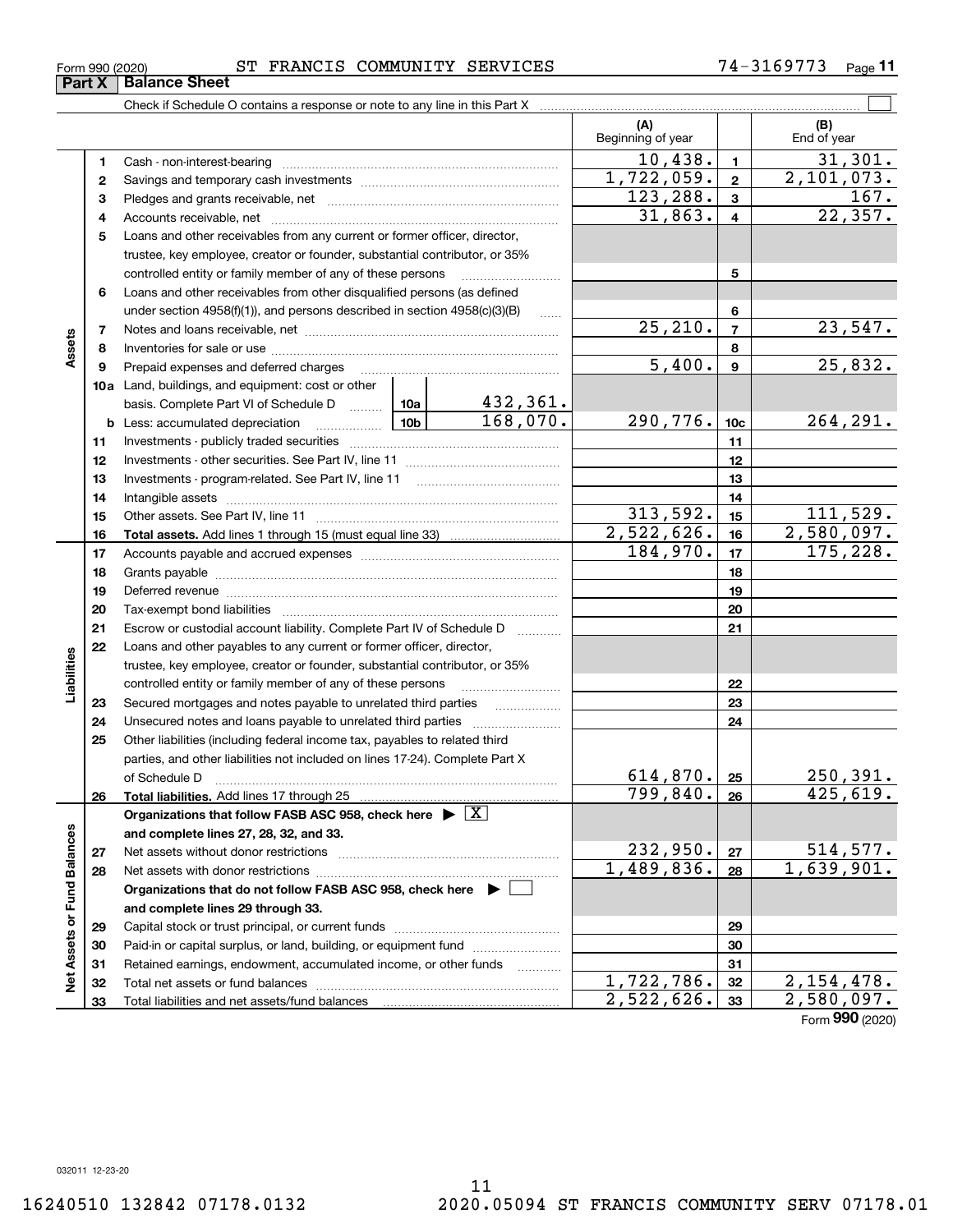Form 990 (2020) ST FRANCIS COMMUNITY SERVICES 74-3169773

## Part X Balance Sheet

Check if Schedule O contains a response or note to any line in this Part X ☐

| | | | | | (A) Beginning of year | | (B) End of year |
|---|---|---|---|---|---|---|---|
| Assets | 1 | Cash - non-interest-bearing | | | 10,438. | 1 | 31,301. |
| | 2 | Savings and temporary cash investments | | | 1,722,059. | 2 | 2,101,073. |
| | 3 | Pledges and grants receivable, net | | | 123,288. | 3 | 167. |
| | 4 | Accounts receivable, net | | | 31,863. | 4 | 22,357. |
| | 5 | Loans and other receivables from any current or former officer, director, trustee, key employee, creator or founder, substantial contributor, or 35% controlled entity or family member of any of these persons | | | | 5 | |
| | 6 | Loans and other receivables from other disqualified persons (as defined under section 4958(f)(1)), and persons described in section 4958(c)(3)(B) | | | | 6 | |
| | 7 | Notes and loans receivable, net | | | 25,210. | 7 | 23,547. |
| | 8 | Inventories for sale or use | | | | 8 | |
| | 9 | Prepaid expenses and deferred charges | | | 5,400. | 9 | 25,832. |
| | 10a | Land, buildings, and equipment: cost or other basis. Complete Part VI of Schedule D | 10a | 432,361. | | | |
| | b | Less: accumulated depreciation | 10b | 168,070. | 290,776. | 10c | 264,291. |
| | 11 | Investments - publicly traded securities | | | | 11 | |
| | 12 | Investments - other securities. See Part IV, line 11 | | | | 12 | |
| | 13 | Investments - program-related. See Part IV, line 11 | | | | 13 | |
| | 14 | Intangible assets | | | | 14 | |
| | 15 | Other assets. See Part IV, line 11 | | | 313,592. | 15 | 111,529. |
| | 16 | **Total assets.** Add lines 1 through 15 (must equal line 33) | | | 2,522,626. | 16 | 2,580,097. |
| Liabilities | 17 | Accounts payable and accrued expenses | | | 184,970. | 17 | 175,228. |
| | 18 | Grants payable | | | | 18 | |
| | 19 | Deferred revenue | | | | 19 | |
| | 20 | Tax-exempt bond liabilities | | | | 20 | |
| | 21 | Escrow or custodial account liability. Complete Part IV of Schedule D | | | | 21 | |
| | 22 | Loans and other payables to any current or former officer, director, trustee, key employee, creator or founder, substantial contributor, or 35% controlled entity or family member of any of these persons | | | | 22 | |
| | 23 | Secured mortgages and notes payable to unrelated third parties | | | | 23 | |
| | 24 | Unsecured notes and loans payable to unrelated third parties | | | | 24 | |
| | 25 | Other liabilities (including federal income tax, payables to related third parties, and other liabilities not included on lines 17-24). Complete Part X of Schedule D | | | 614,870. | 25 | 250,391. |
| | 26 | **Total liabilities.** Add lines 17 through 25 | | | 799,840. | 26 | 425,619. |
| Net Assets or Fund Balances | | **Organizations that follow FASB ASC 958, check here** ▶ ☒ **and complete lines 27, 28, 32, and 33.** | | | | | |
| | 27 | Net assets without donor restrictions | | | 232,950. | 27 | 514,577. |
| | 28 | Net assets with donor restrictions | | | 1,489,836. | 28 | 1,639,901. |
| | | **Organizations that do not follow FASB ASC 958, check here** ▶ ☐ **and complete lines 29 through 33.** | | | | | |
| | 29 | Capital stock or trust principal, or current funds | | | | 29 | |
| | 30 | Paid-in or capital surplus, or land, building, or equipment fund | | | | 30 | |
| | 31 | Retained earnings, endowment, accumulated income, or other funds | | | | 31 | |
| | 32 | Total net assets or fund balances | | | 1,722,786. | 32 | 2,154,478. |
| | 33 | Total liabilities and net assets/fund balances | | | 2,522,626. | 33 | 2,580,097. |

Form **990** (2020)

032011 12-23-20

16240510 132842 07178.0132 2020.05094 ST FRANCIS COMMUNITY SERV 07178.01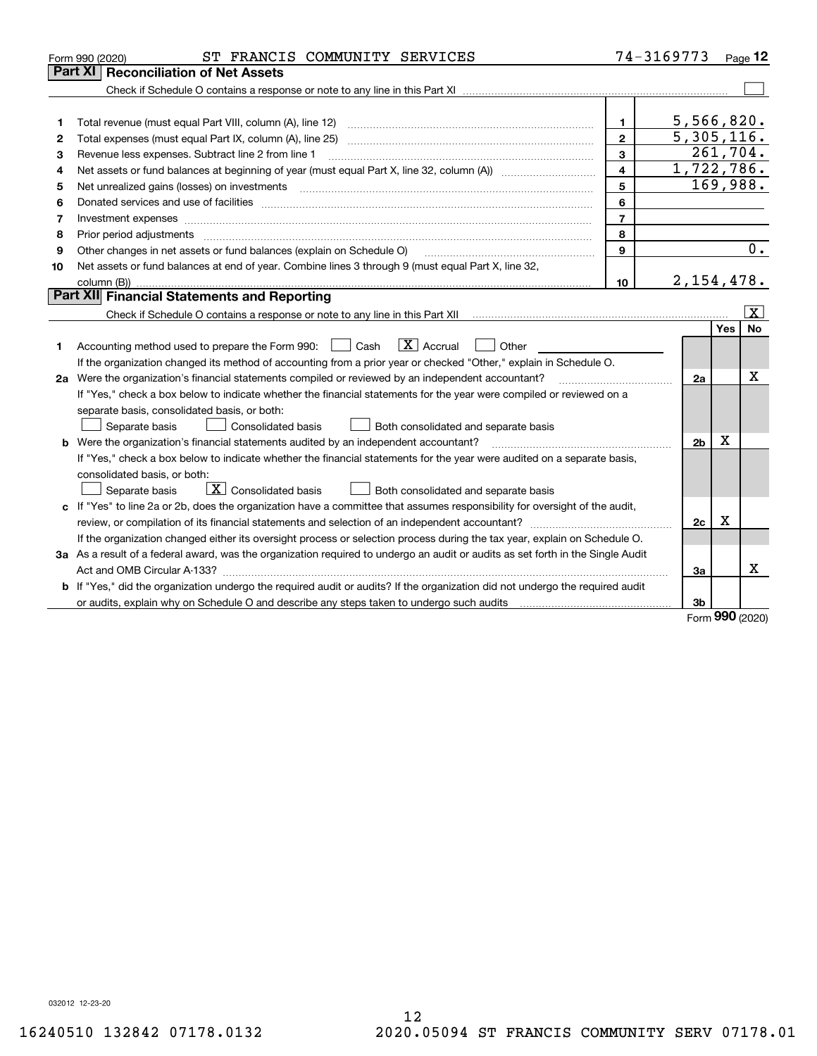Form 990 (2020) ST FRANCIS COMMUNITY SERVICES 74-3169773

## Part XI Reconciliation of Net Assets

Check if Schedule O contains a response or note to any line in this Part XI ☐

| | | | |
|---|---|---|---|
| 1 | Total revenue (must equal Part VIII, column (A), line 12) | 1 | 5,566,820. |
| 2 | Total expenses (must equal Part IX, column (A), line 25) | 2 | 5,305,116. |
| 3 | Revenue less expenses. Subtract line 2 from line 1 | 3 | 261,704. |
| 4 | Net assets or fund balances at beginning of year (must equal Part X, line 32, column (A)) | 4 | 1,722,786. |
| 5 | Net unrealized gains (losses) on investments | 5 | 169,988. |
| 6 | Donated services and use of facilities | 6 | |
| 7 | Investment expenses | 7 | |
| 8 | Prior period adjustments | 8 | |
| 9 | Other changes in net assets or fund balances (explain on Schedule O) | 9 | 0. |
| 10 | Net assets or fund balances at end of year. Combine lines 3 through 9 (must equal Part X, line 32, column (B)) | 10 | 2,154,478. |

## Part XII Financial Statements and Reporting

Check if Schedule O contains a response or note to any line in this Part XII ☒

| | | | Yes | No |
|---|---|---|---|---|
| 1 | Accounting method used to prepare the Form 990: ☐ Cash ☒ Accrual ☐ Other<br>If the organization changed its method of accounting from a prior year or checked "Other," explain in Schedule O. | | | |
| 2a | Were the organization's financial statements compiled or reviewed by an independent accountant?<br>If "Yes," check a box below to indicate whether the financial statements for the year were compiled or reviewed on a separate basis, consolidated basis, or both:<br>☐ Separate basis ☐ Consolidated basis ☐ Both consolidated and separate basis | 2a | | X |
| b | Were the organization's financial statements audited by an independent accountant?<br>If "Yes," check a box below to indicate whether the financial statements for the year were audited on a separate basis, consolidated basis, or both:<br>☐ Separate basis ☒ Consolidated basis ☐ Both consolidated and separate basis | 2b | X | |
| c | If "Yes" to line 2a or 2b, does the organization have a committee that assumes responsibility for oversight of the audit, review, or compilation of its financial statements and selection of an independent accountant?<br>If the organization changed either its oversight process or selection process during the tax year, explain on Schedule O. | 2c | X | |
| 3a | As a result of a federal award, was the organization required to undergo an audit or audits as set forth in the Single Audit Act and OMB Circular A-133? | 3a | | X |
| b | If "Yes," did the organization undergo the required audit or audits? If the organization did not undergo the required audit or audits, explain why on Schedule O and describe any steps taken to undergo such audits | 3b | | |

Form 990 (2020)

032012 12-23-20

16240510 132842 07178.0132 2020.05094 ST FRANCIS COMMUNITY SERV 07178.01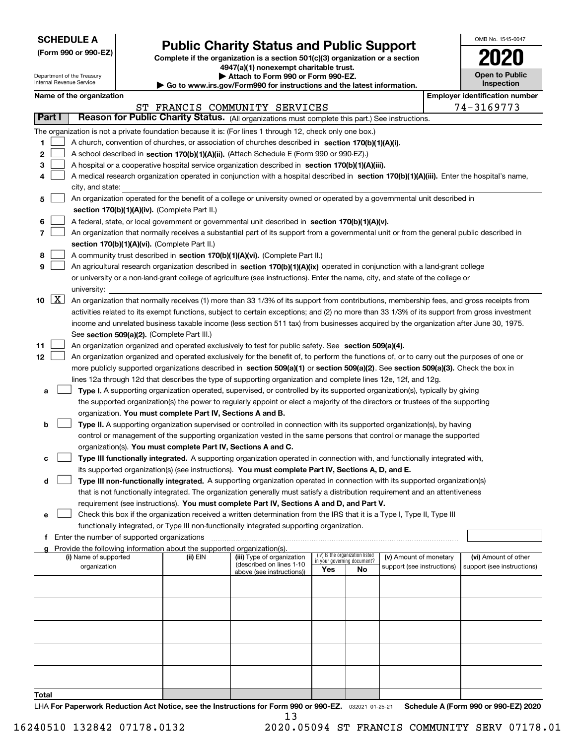**SCHEDULE A**
**(Form 990 or 990-EZ)**

Department of the Treasury
Internal Revenue Service

# Public Charity Status and Public Support

**Complete if the organization is a section 501(c)(3) organization or a section 4947(a)(1) nonexempt charitable trust.**
**▶ Attach to Form 990 or Form 990-EZ.**
**▶ Go to www.irs.gov/Form990 for instructions and the latest information.**

OMB No. 1545-0047

**2020**

**Open to Public Inspection**

**Name of the organization**
ST FRANCIS COMMUNITY SERVICES

**Employer identification number**
74-3169773

**Part I — Reason for Public Charity Status.** (All organizations must complete this part.) See instructions.

The organization is not a private foundation because it is: (For lines 1 through 12, check only one box.)

1. [ ] A church, convention of churches, or association of churches described in **section 170(b)(1)(A)(i).**
2. [ ] A school described in **section 170(b)(1)(A)(ii).** (Attach Schedule E (Form 990 or 990-EZ).)
3. [ ] A hospital or a cooperative hospital service organization described in **section 170(b)(1)(A)(iii).**
4. [ ] A medical research organization operated in conjunction with a hospital described in **section 170(b)(1)(A)(iii).** Enter the hospital's name, city, and state:
5. [ ] An organization operated for the benefit of a college or university owned or operated by a governmental unit described in **section 170(b)(1)(A)(iv).** (Complete Part II.)
6. [ ] A federal, state, or local government or governmental unit described in **section 170(b)(1)(A)(v).**
7. [ ] An organization that normally receives a substantial part of its support from a governmental unit or from the general public described in **section 170(b)(1)(A)(vi).** (Complete Part II.)
8. [ ] A community trust described in **section 170(b)(1)(A)(vi).** (Complete Part II.)
9. [ ] An agricultural research organization described in **section 170(b)(1)(A)(ix)** operated in conjunction with a land-grant college or university or a non-land-grant college of agriculture (see instructions). Enter the name, city, and state of the college or university:
10. [X] An organization that normally receives (1) more than 33 1/3% of its support from contributions, membership fees, and gross receipts from activities related to its exempt functions, subject to certain exceptions; and (2) no more than 33 1/3% of its support from gross investment income and unrelated business taxable income (less section 511 tax) from businesses acquired by the organization after June 30, 1975. See **section 509(a)(2).** (Complete Part III.)
11. [ ] An organization organized and operated exclusively to test for public safety. See **section 509(a)(4).**
12. [ ] An organization organized and operated exclusively for the benefit of, to perform the functions of, or to carry out the purposes of one or more publicly supported organizations described in **section 509(a)(1)** or **section 509(a)(2).** See **section 509(a)(3).** Check the box in lines 12a through 12d that describes the type of supporting organization and complete lines 12e, 12f, and 12g.

   a. [ ] **Type I.** A supporting organization operated, supervised, or controlled by its supported organization(s), typically by giving the supported organization(s) the power to regularly appoint or elect a majority of the directors or trustees of the supporting organization. **You must complete Part IV, Sections A and B.**

   b. [ ] **Type II.** A supporting organization supervised or controlled in connection with its supported organization(s), by having control or management of the supporting organization vested in the same persons that control or manage the supported organization(s). **You must complete Part IV, Sections A and C.**

   c. [ ] **Type III functionally integrated.** A supporting organization operated in connection with, and functionally integrated with, its supported organization(s) (see instructions). **You must complete Part IV, Sections A, D, and E.**

   d. [ ] **Type III non-functionally integrated.** A supporting organization operated in connection with its supported organization(s) that is not functionally integrated. The organization generally must satisfy a distribution requirement and an attentiveness requirement (see instructions). **You must complete Part IV, Sections A and D, and Part V.**

   e. [ ] Check this box if the organization received a written determination from the IRS that it is a Type I, Type II, Type III functionally integrated, or Type III non-functionally integrated supporting organization.

   f. Enter the number of supported organizations

   g. Provide the following information about the supported organization(s).

| (i) Name of supported organization | (ii) EIN | (iii) Type of organization (described on lines 1-10 above (see instructions)) | (iv) Is the organization listed in your governing document? Yes | No | (v) Amount of monetary support (see instructions) | (vi) Amount of other support (see instructions) |
|---|---|---|---|---|---|---|
| | | | | | | |
| | | | | | | |
| | | | | | | |
| | | | | | | |
| | | | | | | |
| **Total** | | | | | | |

LHA **For Paperwork Reduction Act Notice, see the Instructions for Form 990 or 990-EZ.** 032021 01-25-21 **Schedule A (Form 990 or 990-EZ) 2020**

16240510 132842 07178.0132 2020.05094 ST FRANCIS COMMUNITY SERV 07178.01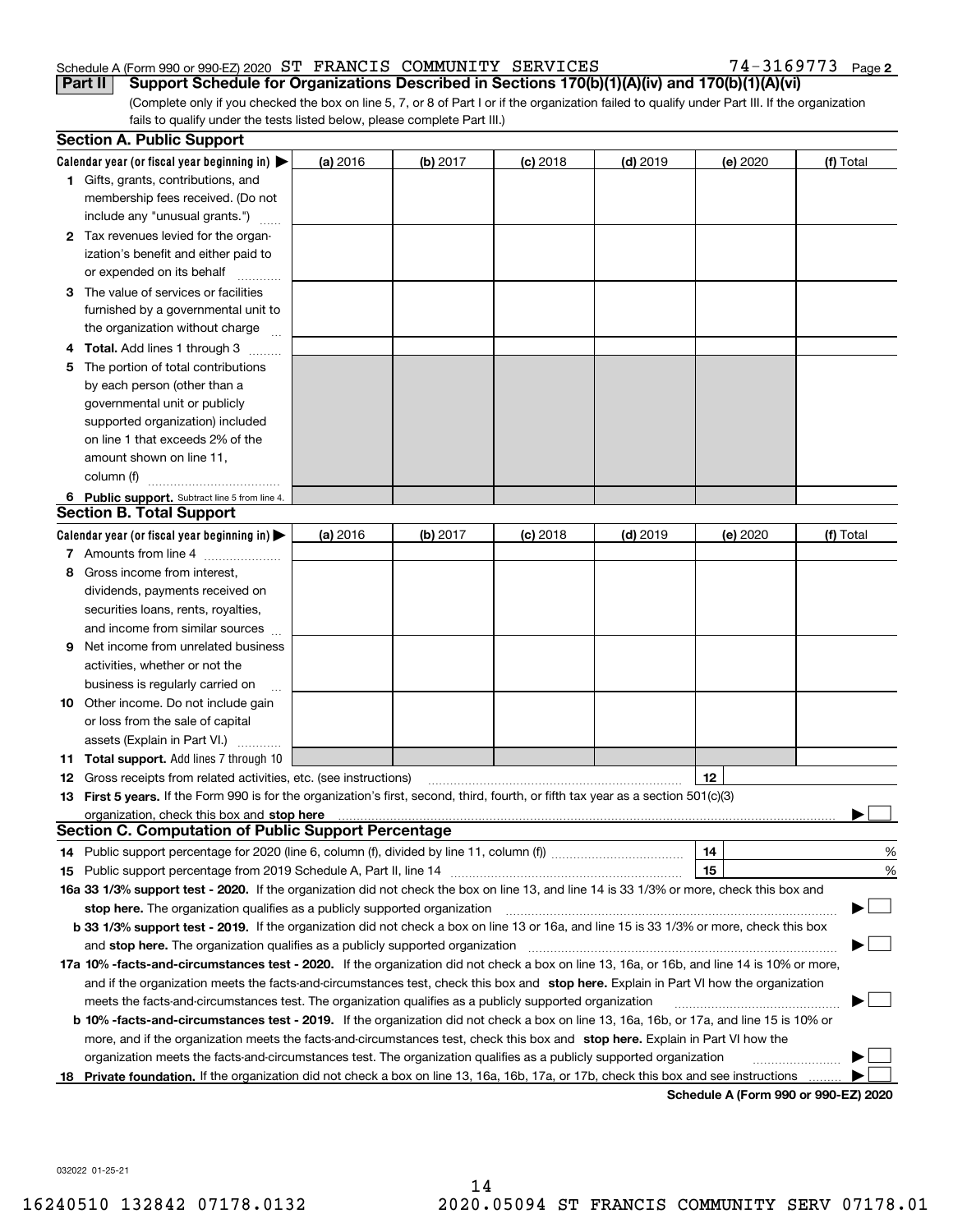Schedule A (Form 990 or 990-EZ) 2020 ST FRANCIS COMMUNITY SERVICES 74-3169773 Page 2

**Part II Support Schedule for Organizations Described in Sections 170(b)(1)(A)(iv) and 170(b)(1)(A)(vi)**

(Complete only if you checked the box on line 5, 7, or 8 of Part I or if the organization failed to qualify under Part III. If the organization fails to qualify under the tests listed below, please complete Part III.)

**Section A. Public Support**

| Calendar year (or fiscal year beginning in) ▶ | (a) 2016 | (b) 2017 | (c) 2018 | (d) 2019 | (e) 2020 | (f) Total |
|---|---|---|---|---|---|---|
| **1** Gifts, grants, contributions, and membership fees received. (Do not include any "unusual grants.") | | | | | | |
| **2** Tax revenues levied for the organization's benefit and either paid to or expended on its behalf | | | | | | |
| **3** The value of services or facilities furnished by a governmental unit to the organization without charge | | | | | | |
| **4 Total.** Add lines 1 through 3 | | | | | | |
| **5** The portion of total contributions by each person (other than a governmental unit or publicly supported organization) included on line 1 that exceeds 2% of the amount shown on line 11, column (f) | | | | | | |
| **6 Public support.** Subtract line 5 from line 4. | | | | | | |

**Section B. Total Support**

| Calendar year (or fiscal year beginning in) ▶ | (a) 2016 | (b) 2017 | (c) 2018 | (d) 2019 | (e) 2020 | (f) Total |
|---|---|---|---|---|---|---|
| **7** Amounts from line 4 | | | | | | |
| **8** Gross income from interest, dividends, payments received on securities loans, rents, royalties, and income from similar sources | | | | | | |
| **9** Net income from unrelated business activities, whether or not the business is regularly carried on | | | | | | |
| **10** Other income. Do not include gain or loss from the sale of capital assets (Explain in Part VI.) | | | | | | |
| **11 Total support.** Add lines 7 through 10 | | | | | | |

**12** Gross receipts from related activities, etc. (see instructions) **12**

**13 First 5 years.** If the Form 990 is for the organization's first, second, third, fourth, or fifth tax year as a section 501(c)(3) organization, check this box and **stop here** ▶ ☐

**Section C. Computation of Public Support Percentage**

**14** Public support percentage for 2020 (line 6, column (f), divided by line 11, column (f)) **14** %

**15** Public support percentage from 2019 Schedule A, Part II, line 14 **15** %

**16a 33 1/3% support test - 2020.** If the organization did not check the box on line 13, and line 14 is 33 1/3% or more, check this box and **stop here.** The organization qualifies as a publicly supported organization ▶ ☐

**b 33 1/3% support test - 2019.** If the organization did not check a box on line 13 or 16a, and line 15 is 33 1/3% or more, check this box and **stop here.** The organization qualifies as a publicly supported organization ▶ ☐

**17a 10% -facts-and-circumstances test - 2020.** If the organization did not check a box on line 13, 16a, or 16b, and line 14 is 10% or more, and if the organization meets the facts-and-circumstances test, check this box and **stop here.** Explain in Part VI how the organization meets the facts-and-circumstances test. The organization qualifies as a publicly supported organization ▶ ☐

**b 10% -facts-and-circumstances test - 2019.** If the organization did not check a box on line 13, 16a, 16b, or 17a, and line 15 is 10% or more, and if the organization meets the facts-and-circumstances test, check this box and **stop here.** Explain in Part VI how the organization meets the facts-and-circumstances test. The organization qualifies as a publicly supported organization ▶ ☐

**18 Private foundation.** If the organization did not check a box on line 13, 16a, 16b, 17a, or 17b, check this box and see instructions ▶ ☐

**Schedule A (Form 990 or 990-EZ) 2020**

032022 01-25-21

16240510 132842 07178.0132 2020.05094 ST FRANCIS COMMUNITY SERV 07178.01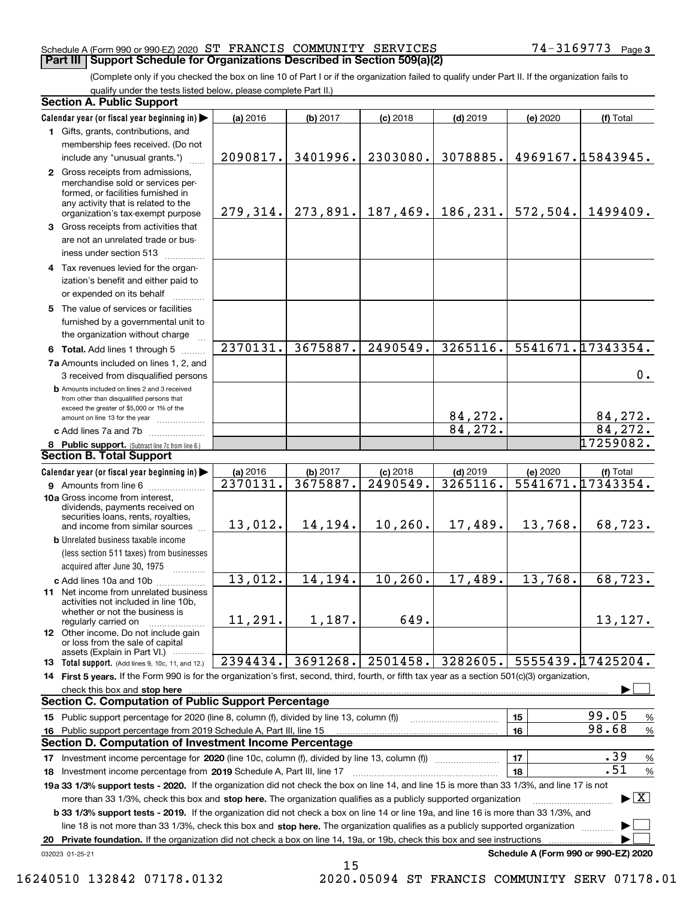Schedule A (Form 990 or 990-EZ) 2020 ST FRANCIS COMMUNITY SERVICES 74-3169773 Page 3

## Part III | Support Schedule for Organizations Described in Section 509(a)(2)

(Complete only if you checked the box on line 10 of Part I or if the organization failed to qualify under Part II. If the organization fails to qualify under the tests listed below, please complete Part II.)

### Section A. Public Support

| Calendar year (or fiscal year beginning in) ▶ | (a) 2016 | (b) 2017 | (c) 2018 | (d) 2019 | (e) 2020 | (f) Total |
|---|---|---|---|---|---|---|
| 1 Gifts, grants, contributions, and membership fees received. (Do not include any "unusual grants.") | 2090817. | 3401996. | 2303080. | 3078885. | 4969167. | 15843945. |
| 2 Gross receipts from admissions, merchandise sold or services performed, or facilities furnished in any activity that is related to the organization's tax-exempt purpose | 279,314. | 273,891. | 187,469. | 186,231. | 572,504. | 1499409. |
| 3 Gross receipts from activities that are not an unrelated trade or business under section 513 | | | | | | |
| 4 Tax revenues levied for the organization's benefit and either paid to or expended on its behalf | | | | | | |
| 5 The value of services or facilities furnished by a governmental unit to the organization without charge | | | | | | |
| 6 **Total.** Add lines 1 through 5 | 2370131. | 3675887. | 2490549. | 3265116. | 5541671. | 17343354. |
| 7a Amounts included on lines 1, 2, and 3 received from disqualified persons | | | | | | 0. |
| b Amounts included on lines 2 and 3 received from other than disqualified persons that exceed the greater of $5,000 or 1% of the amount on line 13 for the year | | | | 84,272. | | 84,272. |
| c Add lines 7a and 7b | | | | 84,272. | | 84,272. |
| 8 **Public support.** (Subtract line 7c from line 6.) | | | | | | 17259082. |

### Section B. Total Support

| Calendar year (or fiscal year beginning in) ▶ | (a) 2016 | (b) 2017 | (c) 2018 | (d) 2019 | (e) 2020 | (f) Total |
|---|---|---|---|---|---|---|
| 9 Amounts from line 6 | 2370131. | 3675887. | 2490549. | 3265116. | 5541671. | 17343354. |
| 10a Gross income from interest, dividends, payments received on securities loans, rents, royalties, and income from similar sources | 13,012. | 14,194. | 10,260. | 17,489. | 13,768. | 68,723. |
| b Unrelated business taxable income (less section 511 taxes) from businesses acquired after June 30, 1975 | | | | | | |
| c Add lines 10a and 10b | 13,012. | 14,194. | 10,260. | 17,489. | 13,768. | 68,723. |
| 11 Net income from unrelated business activities not included in line 10b, whether or not the business is regularly carried on | 11,291. | 1,187. | 649. | | | 13,127. |
| 12 Other income. Do not include gain or loss from the sale of capital assets (Explain in Part VI.) | | | | | | |
| 13 **Total support.** (Add lines 9, 10c, 11, and 12.) | 2394434. | 3691268. | 2501458. | 3282605. | 5555439. | 17425204. |

14 **First 5 years.** If the Form 990 is for the organization's first, second, third, fourth, or fifth tax year as a section 501(c)(3) organization, check this box and **stop here** ▶ ☐

### Section C. Computation of Public Support Percentage

| | | | |
|---|---|---|---|
| 15 Public support percentage for 2020 (line 8, column (f), divided by line 13, column (f)) | 15 | 99.05 | % |
| 16 Public support percentage from 2019 Schedule A, Part III, line 15 | 16 | 98.68 | % |

### Section D. Computation of Investment Income Percentage

| | | | |
|---|---|---|---|
| 17 Investment income percentage for **2020** (line 10c, column (f), divided by line 13, column (f)) | 17 | .39 | % |
| 18 Investment income percentage from **2019** Schedule A, Part III, line 17 | 18 | .51 | % |

**19a 33 1/3% support tests - 2020.** If the organization did not check the box on line 14, and line 15 is more than 33 1/3%, and line 17 is not more than 33 1/3%, check this box and **stop here.** The organization qualifies as a publicly supported organization ▶ ☒

**b 33 1/3% support tests - 2019.** If the organization did not check a box on line 14 or line 19a, and line 16 is more than 33 1/3%, and line 18 is not more than 33 1/3%, check this box and **stop here.** The organization qualifies as a publicly supported organization ▶ ☐

**20 Private foundation.** If the organization did not check a box on line 14, 19a, or 19b, check this box and see instructions ▶ ☐

032023 01-25-21 **Schedule A (Form 990 or 990-EZ) 2020**

16240510 132842 07178.0132 2020.05094 ST FRANCIS COMMUNITY SERV 07178.01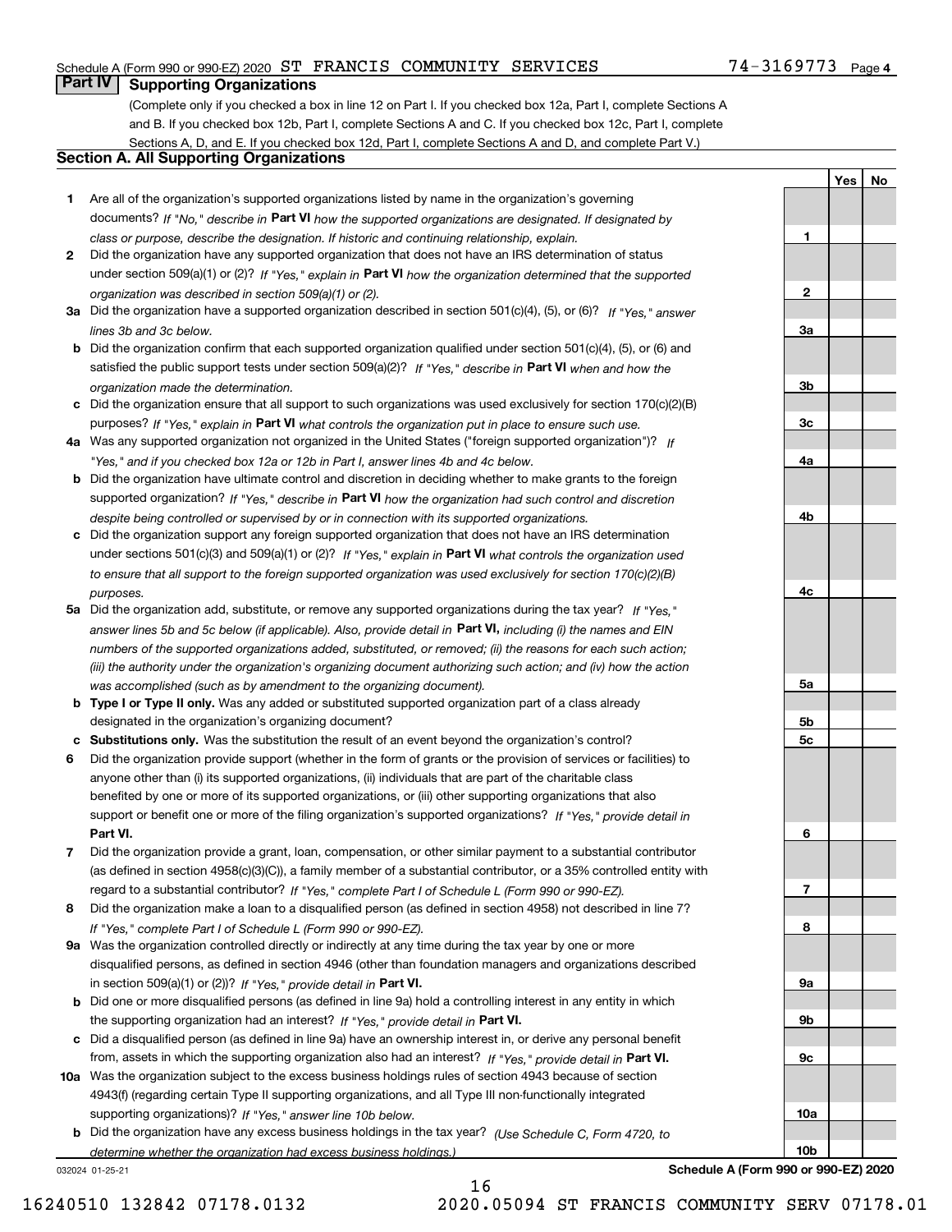Schedule A (Form 990 or 990-EZ) 2020 ST FRANCIS COMMUNITY SERVICES 74-3169773

## Part IV Supporting Organizations

(Complete only if you checked a box in line 12 on Part I. If you checked box 12a, Part I, complete Sections A and B. If you checked box 12b, Part I, complete Sections A and C. If you checked box 12c, Part I, complete Sections A, D, and E. If you checked box 12d, Part I, complete Sections A and D, and complete Part V.)

### Section A. All Supporting Organizations

| | | | Yes | No |
|---|---|---|---|---|
| **1** | Are all of the organization's supported organizations listed by name in the organization's governing documents? *If "No," describe in* **Part VI** *how the supported organizations are designated. If designated by class or purpose, describe the designation. If historic and continuing relationship, explain.* | 1 | | |
| **2** | Did the organization have any supported organization that does not have an IRS determination of status under section 509(a)(1) or (2)? *If "Yes," explain in* **Part VI** *how the organization determined that the supported organization was described in section 509(a)(1) or (2).* | 2 | | |
| **3a** | Did the organization have a supported organization described in section 501(c)(4), (5), or (6)? *If "Yes," answer lines 3b and 3c below.* | 3a | | |
| **b** | Did the organization confirm that each supported organization qualified under section 501(c)(4), (5), or (6) and satisfied the public support tests under section 509(a)(2)? *If "Yes," describe in* **Part VI** *when and how the organization made the determination.* | 3b | | |
| **c** | Did the organization ensure that all support to such organizations was used exclusively for section 170(c)(2)(B) purposes? *If "Yes," explain in* **Part VI** *what controls the organization put in place to ensure such use.* | 3c | | |
| **4a** | Was any supported organization not organized in the United States ("foreign supported organization")? *If "Yes," and if you checked box 12a or 12b in Part I, answer lines 4b and 4c below.* | 4a | | |
| **b** | Did the organization have ultimate control and discretion in deciding whether to make grants to the foreign supported organization? *If "Yes," describe in* **Part VI** *how the organization had such control and discretion despite being controlled or supervised by or in connection with its supported organizations.* | 4b | | |
| **c** | Did the organization support any foreign supported organization that does not have an IRS determination under sections 501(c)(3) and 509(a)(1) or (2)? *If "Yes," explain in* **Part VI** *what controls the organization used to ensure that all support to the foreign supported organization was used exclusively for section 170(c)(2)(B) purposes.* | 4c | | |
| **5a** | Did the organization add, substitute, or remove any supported organizations during the tax year? *If "Yes," answer lines 5b and 5c below (if applicable). Also, provide detail in* **Part VI,** *including (i) the names and EIN numbers of the supported organizations added, substituted, or removed; (ii) the reasons for each such action; (iii) the authority under the organization's organizing document authorizing such action; and (iv) how the action was accomplished (such as by amendment to the organizing document).* | 5a | | |
| **b** | **Type I or Type II only.** Was any added or substituted supported organization part of a class already designated in the organization's organizing document? | 5b | | |
| **c** | **Substitutions only.** Was the substitution the result of an event beyond the organization's control? | 5c | | |
| **6** | Did the organization provide support (whether in the form of grants or the provision of services or facilities) to anyone other than (i) its supported organizations, (ii) individuals that are part of the charitable class benefited by one or more of its supported organizations, or (iii) other supporting organizations that also support or benefit one or more of the filing organization's supported organizations? *If "Yes," provide detail in* **Part VI.** | 6 | | |
| **7** | Did the organization provide a grant, loan, compensation, or other similar payment to a substantial contributor (as defined in section 4958(c)(3)(C)), a family member of a substantial contributor, or a 35% controlled entity with regard to a substantial contributor? *If "Yes," complete Part I of Schedule L (Form 990 or 990-EZ).* | 7 | | |
| **8** | Did the organization make a loan to a disqualified person (as defined in section 4958) not described in line 7? *If "Yes," complete Part I of Schedule L (Form 990 or 990-EZ).* | 8 | | |
| **9a** | Was the organization controlled directly or indirectly at any time during the tax year by one or more disqualified persons, as defined in section 4946 (other than foundation managers and organizations described in section 509(a)(1) or (2))? *If "Yes," provide detail in* **Part VI.** | 9a | | |
| **b** | Did one or more disqualified persons (as defined in line 9a) hold a controlling interest in any entity in which the supporting organization had an interest? *If "Yes," provide detail in* **Part VI.** | 9b | | |
| **c** | Did a disqualified person (as defined in line 9a) have an ownership interest in, or derive any personal benefit from, assets in which the supporting organization also had an interest? *If "Yes," provide detail in* **Part VI.** | 9c | | |
| **10a** | Was the organization subject to the excess business holdings rules of section 4943 because of section 4943(f) (regarding certain Type II supporting organizations, and all Type III non-functionally integrated supporting organizations)? *If "Yes," answer line 10b below.* | 10a | | |
| **b** | Did the organization have any excess business holdings in the tax year? *(Use Schedule C, Form 4720, to determine whether the organization had excess business holdings.)* | 10b | | |

032024 01-25-21 **Schedule A (Form 990 or 990-EZ) 2020**

16240510 132842 07178.0132 2020.05094 ST FRANCIS COMMUNITY SERV 07178.01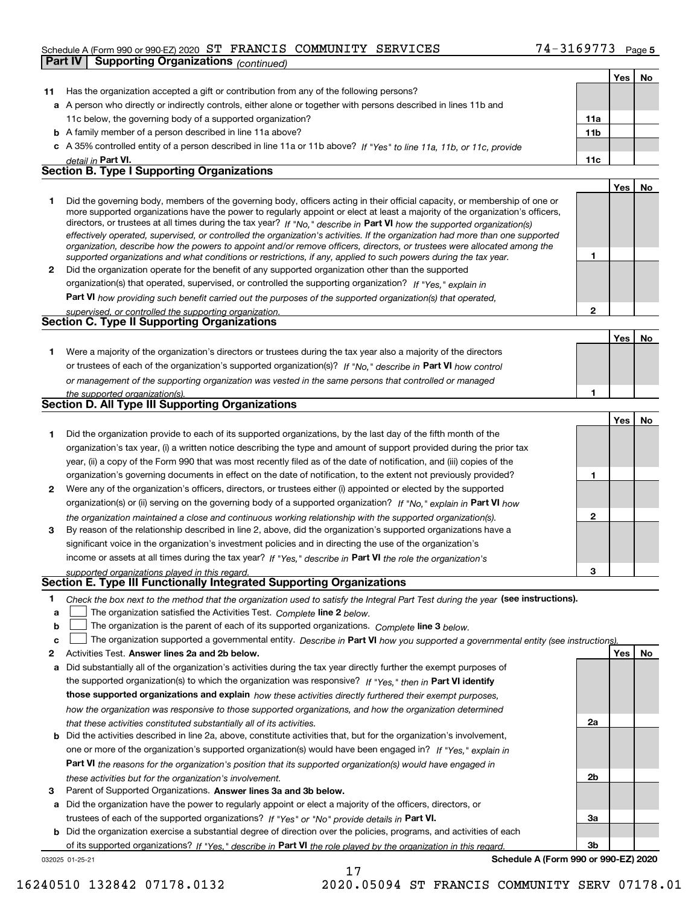Schedule A (Form 990 or 990-EZ) 2020 ST FRANCIS COMMUNITY SERVICES 74-3169773 Page 5

**Part IV Supporting Organizations** *(continued)*

| | | | Yes | No |
|---|---|---|---|---|
| **11** | Has the organization accepted a gift or contribution from any of the following persons? | | | |
| **a** | A person who directly or indirectly controls, either alone or together with persons described in lines 11b and 11c below, the governing body of a supported organization? | **11a** | | |
| **b** | A family member of a person described in line 11a above? | **11b** | | |
| **c** | A 35% controlled entity of a person described in line 11a or 11b above? *If "Yes" to line 11a, 11b, or 11c, provide detail in* **Part VI.** | **11c** | | |

## Section B. Type I Supporting Organizations

| | | | Yes | No |
|---|---|---|---|---|
| **1** | Did the governing body, members of the governing body, officers acting in their official capacity, or membership of one or more supported organizations have the power to regularly appoint or elect at least a majority of the organization's officers, directors, or trustees at all times during the tax year? *If "No," describe in* **Part VI** *how the supported organization(s) effectively operated, supervised, or controlled the organization's activities. If the organization had more than one supported organization, describe how the powers to appoint and/or remove officers, directors, or trustees were allocated among the supported organizations and what conditions or restrictions, if any, applied to such powers during the tax year.* | **1** | | |
| **2** | Did the organization operate for the benefit of any supported organization other than the supported organization(s) that operated, supervised, or controlled the supporting organization? *If "Yes," explain in* **Part VI** *how providing such benefit carried out the purposes of the supported organization(s) that operated, supervised, or controlled the supporting organization.* | **2** | | |

## Section C. Type II Supporting Organizations

| | | | Yes | No |
|---|---|---|---|---|
| **1** | Were a majority of the organization's directors or trustees during the tax year also a majority of the directors or trustees of each of the organization's supported organization(s)? *If "No," describe in* **Part VI** *how control or management of the supporting organization was vested in the same persons that controlled or managed the supported organization(s).* | **1** | | |

## Section D. All Type III Supporting Organizations

| | | | Yes | No |
|---|---|---|---|---|
| **1** | Did the organization provide to each of its supported organizations, by the last day of the fifth month of the organization's tax year, (i) a written notice describing the type and amount of support provided during the prior tax year, (ii) a copy of the Form 990 that was most recently filed as of the date of notification, and (iii) copies of the organization's governing documents in effect on the date of notification, to the extent not previously provided? | **1** | | |
| **2** | Were any of the organization's officers, directors, or trustees either (i) appointed or elected by the supported organization(s) or (ii) serving on the governing body of a supported organization? *If "No," explain in* **Part VI** *how the organization maintained a close and continuous working relationship with the supported organization(s).* | **2** | | |
| **3** | By reason of the relationship described in line 2, above, did the organization's supported organizations have a significant voice in the organization's investment policies and in directing the use of the organization's income or assets at all times during the tax year? *If "Yes," describe in* **Part VI** *the role the organization's supported organizations played in this regard.* | **3** | | |

## Section E. Type III Functionally Integrated Supporting Organizations

**1** *Check the box next to the method that the organization used to satisfy the Integral Part Test during the year* **(see instructions).**

- **a** ☐ The organization satisfied the Activities Test. *Complete* **line 2** *below.*
- **b** ☐ The organization is the parent of each of its supported organizations. *Complete* **line 3** *below.*
- **c** ☐ The organization supported a governmental entity. *Describe in* **Part VI** *how you supported a governmental entity (see instructions).*

| | | | Yes | No |
|---|---|---|---|---|
| **2** | Activities Test. **Answer lines 2a and 2b below.** | | | |
| **a** | Did substantially all of the organization's activities during the tax year directly further the exempt purposes of the supported organization(s) to which the organization was responsive? *If "Yes," then in* **Part VI identify those supported organizations and explain** *how these activities directly furthered their exempt purposes, how the organization was responsive to those supported organizations, and how the organization determined that these activities constituted substantially all of its activities.* | **2a** | | |
| **b** | Did the activities described in line 2a, above, constitute activities that, but for the organization's involvement, one or more of the organization's supported organization(s) would have been engaged in? *If "Yes," explain in* **Part VI** *the reasons for the organization's position that its supported organization(s) would have engaged in these activities but for the organization's involvement.* | **2b** | | |
| **3** | Parent of Supported Organizations. **Answer lines 3a and 3b below.** | | | |
| **a** | Did the organization have the power to regularly appoint or elect a majority of the officers, directors, or trustees of each of the supported organizations? *If "Yes" or "No" provide details in* **Part VI.** | **3a** | | |
| **b** | Did the organization exercise a substantial degree of direction over the policies, programs, and activities of each of its supported organizations? *If "Yes," describe in* **Part VI** *the role played by the organization in this regard.* | **3b** | | |

032025 01-25-21 **Schedule A (Form 990 or 990-EZ) 2020**

16240510 132842 07178.0132 2020.05094 ST FRANCIS COMMUNITY SERV 07178.01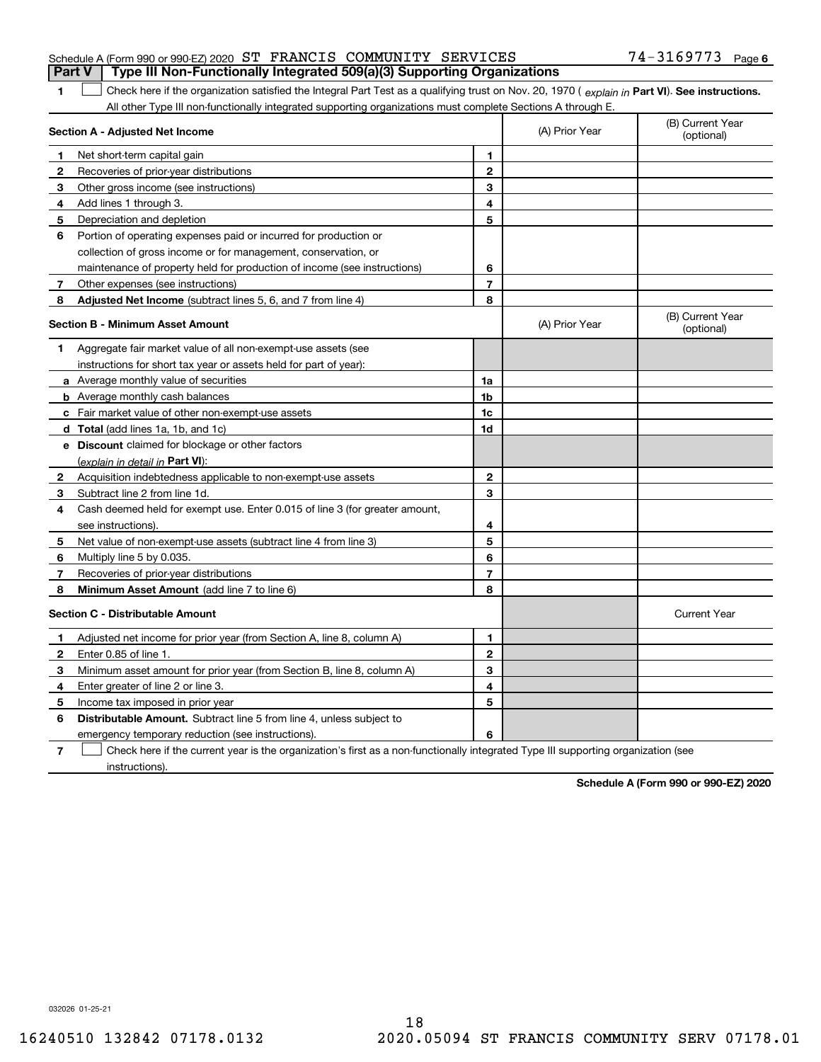Schedule A (Form 990 or 990-EZ) 2020 ST FRANCIS COMMUNITY SERVICES 74-3169773 Page 6

**Part V | Type III Non-Functionally Integrated 509(a)(3) Supporting Organizations**

**1** ☐ Check here if the organization satisfied the Integral Part Test as a qualifying trust on Nov. 20, 1970 ( *explain in* **Part VI**). **See instructions.** All other Type III non-functionally integrated supporting organizations must complete Sections A through E.

| Section A - Adjusted Net Income | | (A) Prior Year | (B) Current Year (optional) |
|---|---|---|---|
| **1** Net short-term capital gain | 1 | | |
| **2** Recoveries of prior-year distributions | 2 | | |
| **3** Other gross income (see instructions) | 3 | | |
| **4** Add lines 1 through 3. | 4 | | |
| **5** Depreciation and depletion | 5 | | |
| **6** Portion of operating expenses paid or incurred for production or collection of gross income or for management, conservation, or maintenance of property held for production of income (see instructions) | 6 | | |
| **7** Other expenses (see instructions) | 7 | | |
| **8** **Adjusted Net Income** (subtract lines 5, 6, and 7 from line 4) | 8 | | |

| Section B - Minimum Asset Amount | | (A) Prior Year | (B) Current Year (optional) |
|---|---|---|---|
| **1** Aggregate fair market value of all non-exempt-use assets (see instructions for short tax year or assets held for part of year): | | | |
| **a** Average monthly value of securities | 1a | | |
| **b** Average monthly cash balances | 1b | | |
| **c** Fair market value of other non-exempt-use assets | 1c | | |
| **d** **Total** (add lines 1a, 1b, and 1c) | 1d | | |
| **e** **Discount** claimed for blockage or other factors (*explain in detail in* **Part VI**): | | | |
| **2** Acquisition indebtedness applicable to non-exempt-use assets | 2 | | |
| **3** Subtract line 2 from line 1d. | 3 | | |
| **4** Cash deemed held for exempt use. Enter 0.015 of line 3 (for greater amount, see instructions). | 4 | | |
| **5** Net value of non-exempt-use assets (subtract line 4 from line 3) | 5 | | |
| **6** Multiply line 5 by 0.035. | 6 | | |
| **7** Recoveries of prior-year distributions | 7 | | |
| **8** **Minimum Asset Amount** (add line 7 to line 6) | 8 | | |

| Section C - Distributable Amount | | | Current Year |
|---|---|---|---|
| **1** Adjusted net income for prior year (from Section A, line 8, column A) | 1 | | |
| **2** Enter 0.85 of line 1. | 2 | | |
| **3** Minimum asset amount for prior year (from Section B, line 8, column A) | 3 | | |
| **4** Enter greater of line 2 or line 3. | 4 | | |
| **5** Income tax imposed in prior year | 5 | | |
| **6** **Distributable Amount.** Subtract line 5 from line 4, unless subject to emergency temporary reduction (see instructions). | 6 | | |

**7** ☐ Check here if the current year is the organization's first as a non-functionally integrated Type III supporting organization (see instructions).

**Schedule A (Form 990 or 990-EZ) 2020**

032026 01-25-21

16240510 132842 07178.0132 2020.05094 ST FRANCIS COMMUNITY SERV 07178.01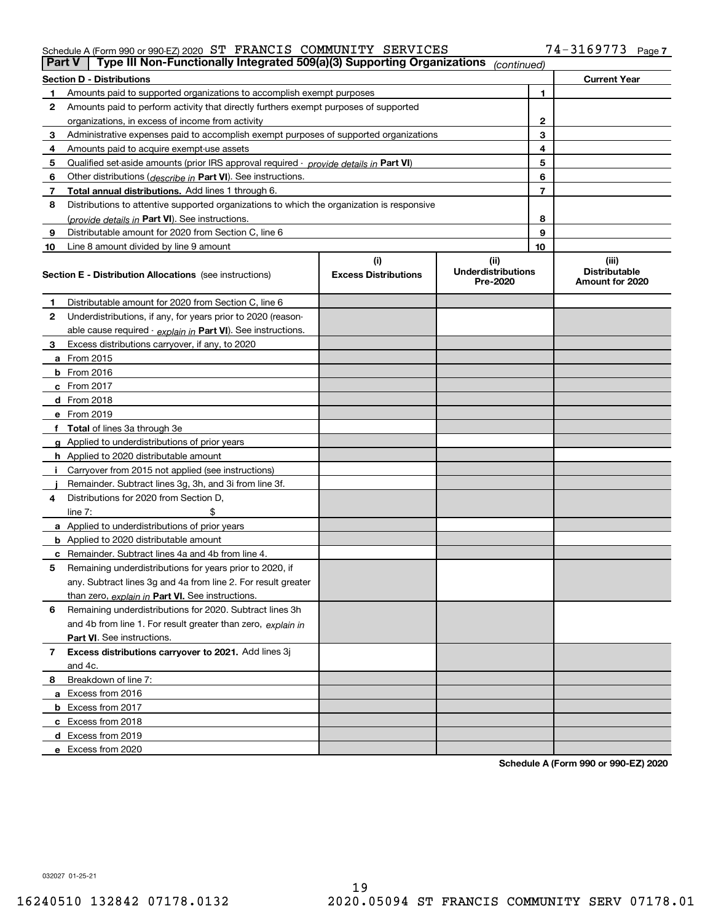Schedule A (Form 990 or 990-EZ) 2020 ST FRANCIS COMMUNITY SERVICES 74-3169773 Page 7

**Part V | Type III Non-Functionally Integrated 509(a)(3) Supporting Organizations** *(continued)*

| Section D - Distributions | | | Current Year |
|---|---|---|---|
| 1 | Amounts paid to supported organizations to accomplish exempt purposes | 1 | |
| 2 | Amounts paid to perform activity that directly furthers exempt purposes of supported organizations, in excess of income from activity | 2 | |
| 3 | Administrative expenses paid to accomplish exempt purposes of supported organizations | 3 | |
| 4 | Amounts paid to acquire exempt-use assets | 4 | |
| 5 | Qualified set-aside amounts (prior IRS approval required - *provide details in* **Part VI**) | 5 | |
| 6 | Other distributions (*describe in* **Part VI**). See instructions. | 6 | |
| 7 | **Total annual distributions.** Add lines 1 through 6. | 7 | |
| 8 | Distributions to attentive supported organizations to which the organization is responsive (*provide details in* **Part VI**). See instructions. | 8 | |
| 9 | Distributable amount for 2020 from Section C, line 6 | 9 | |
| 10 | Line 8 amount divided by line 9 amount | 10 | |

| **Section E - Distribution Allocations** (see instructions) | (i) Excess Distributions | (ii) Underdistributions Pre-2020 | (iii) Distributable Amount for 2020 |
|---|---|---|---|
| **1** Distributable amount for 2020 from Section C, line 6 | | | |
| **2** Underdistributions, if any, for years prior to 2020 (reasonable cause required - *explain in* **Part VI**). See instructions. | | | |
| **3** Excess distributions carryover, if any, to 2020 | | | |
| **a** From 2015 | | | |
| **b** From 2016 | | | |
| **c** From 2017 | | | |
| **d** From 2018 | | | |
| **e** From 2019 | | | |
| **f** **Total** of lines 3a through 3e | | | |
| **g** Applied to underdistributions of prior years | | | |
| **h** Applied to 2020 distributable amount | | | |
| **i** Carryover from 2015 not applied (see instructions) | | | |
| **j** Remainder. Subtract lines 3g, 3h, and 3i from line 3f. | | | |
| **4** Distributions for 2020 from Section D, line 7: $ | | | |
| **a** Applied to underdistributions of prior years | | | |
| **b** Applied to 2020 distributable amount | | | |
| **c** Remainder. Subtract lines 4a and 4b from line 4. | | | |
| **5** Remaining underdistributions for years prior to 2020, if any. Subtract lines 3g and 4a from line 2. For result greater than zero, *explain in* **Part VI.** See instructions. | | | |
| **6** Remaining underdistributions for 2020. Subtract lines 3h and 4b from line 1. For result greater than zero, *explain in* **Part VI**. See instructions. | | | |
| **7** **Excess distributions carryover to 2021.** Add lines 3j and 4c. | | | |
| **8** Breakdown of line 7: | | | |
| **a** Excess from 2016 | | | |
| **b** Excess from 2017 | | | |
| **c** Excess from 2018 | | | |
| **d** Excess from 2019 | | | |
| **e** Excess from 2020 | | | |

**Schedule A (Form 990 or 990-EZ) 2020**

032027 01-25-21

16240510 132842 07178.0132 2020.05094 ST FRANCIS COMMUNITY SERV 07178.01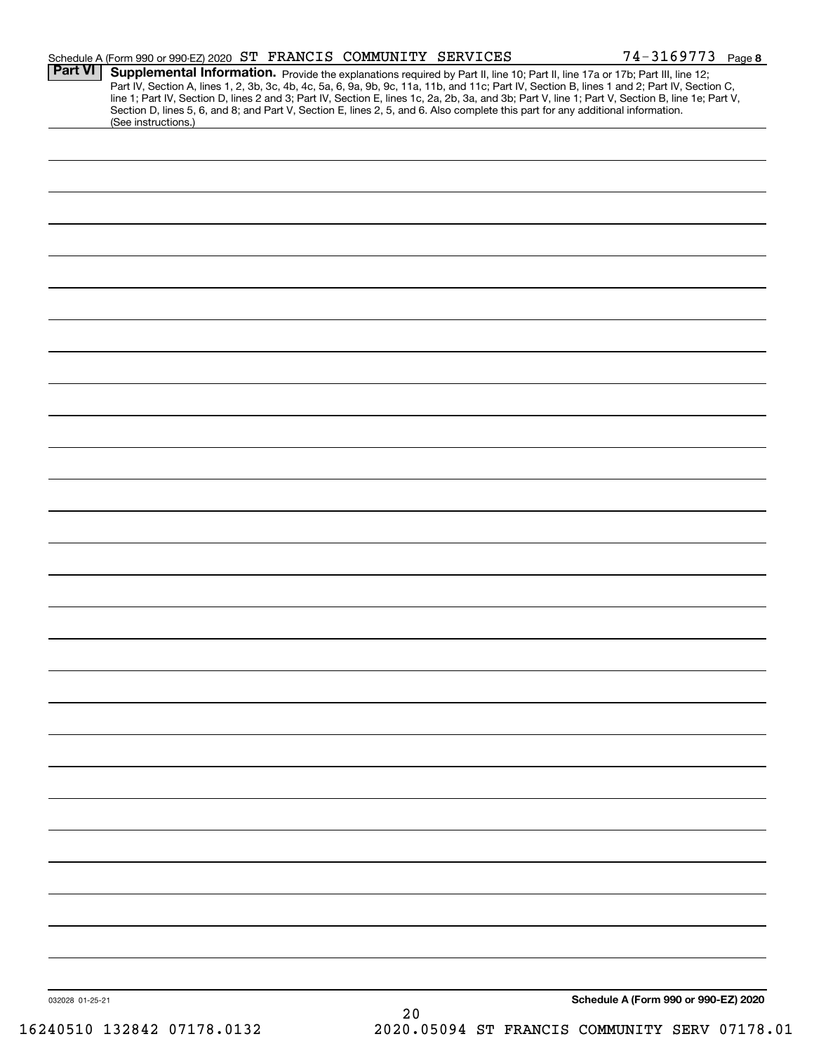Schedule A (Form 990 or 990-EZ) 2020 ST FRANCIS COMMUNITY SERVICES 74-3169773 Page 8

**Part VI** **Supplemental Information.** Provide the explanations required by Part II, line 10; Part II, line 17a or 17b; Part III, line 12; Part IV, Section A, lines 1, 2, 3b, 3c, 4b, 4c, 5a, 6, 9a, 9b, 9c, 11a, 11b, and 11c; Part IV, Section B, lines 1 and 2; Part IV, Section C, line 1; Part IV, Section D, lines 2 and 3; Part IV, Section E, lines 1c, 2a, 2b, 3a, and 3b; Part V, line 1; Part V, Section B, line 1e; Part V, Section D, lines 5, 6, and 8; and Part V, Section E, lines 2, 5, and 6. Also complete this part for any additional information. (See instructions.)

032028 01-25-21

**Schedule A (Form 990 or 990-EZ) 2020**

16240510 132842 07178.0132 2020.05094 ST FRANCIS COMMUNITY SERV 07178.01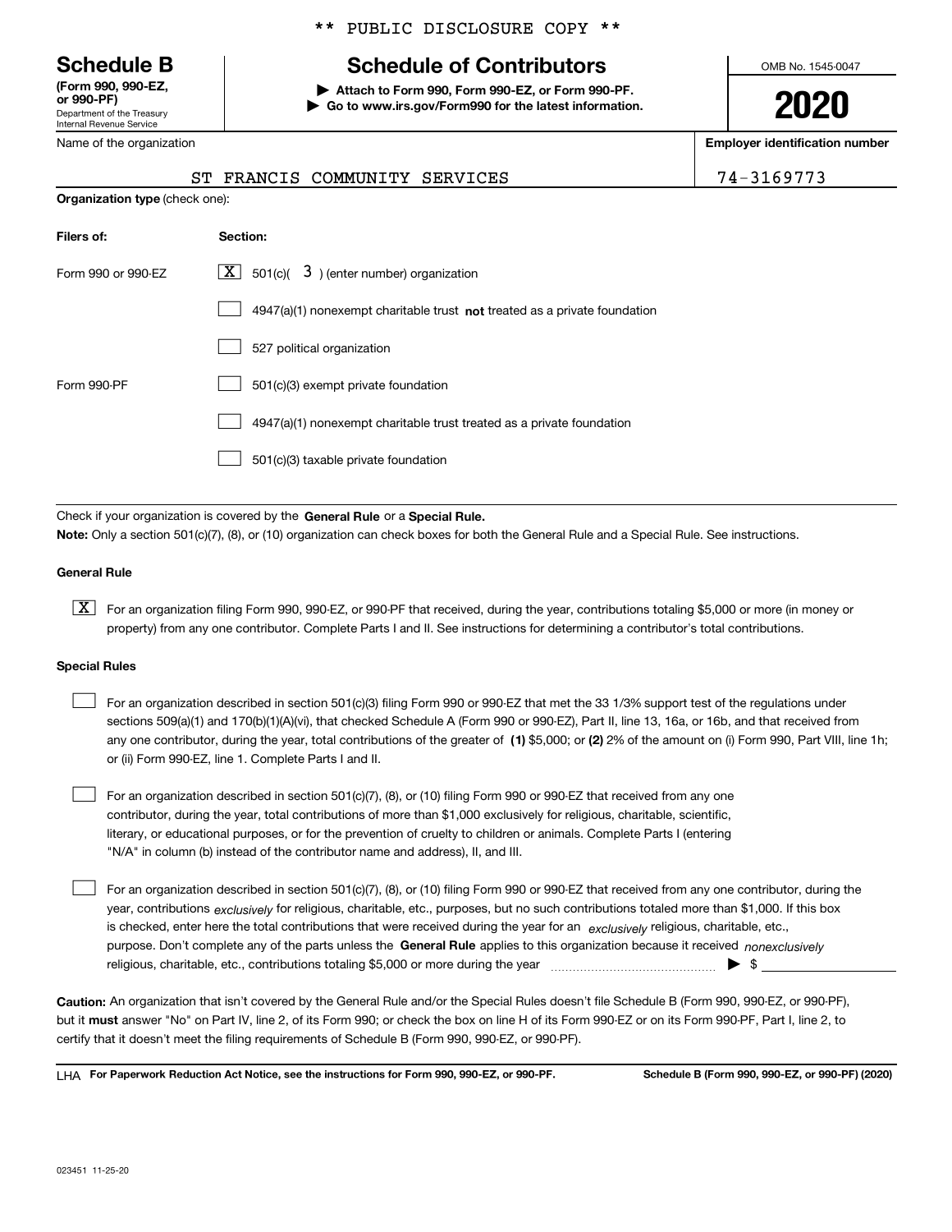** PUBLIC DISCLOSURE COPY **

# Schedule B

**(Form 990, 990-EZ, or 990-PF)**
Department of the Treasury
Internal Revenue Service

## Schedule of Contributors

▶ **Attach to Form 990, Form 990-EZ, or Form 990-PF.**
▶ **Go to www.irs.gov/Form990 for the latest information.**

OMB No. 1545-0047

**2020**

| Name of the organization | Employer identification number |
|---|---|
| ST FRANCIS COMMUNITY SERVICES | 74-3169773 |

**Organization type** (check one):

| Filers of: | Section: |
|---|---|
| Form 990 or 990-EZ | [X] 501(c)( 3 ) (enter number) organization |
| | [ ] 4947(a)(1) nonexempt charitable trust **not** treated as a private foundation |
| | [ ] 527 political organization |
| Form 990-PF | [ ] 501(c)(3) exempt private foundation |
| | [ ] 4947(a)(1) nonexempt charitable trust treated as a private foundation |
| | [ ] 501(c)(3) taxable private foundation |

Check if your organization is covered by the **General Rule** or a **Special Rule.**

**Note:** Only a section 501(c)(7), (8), or (10) organization can check boxes for both the General Rule and a Special Rule. See instructions.

**General Rule**

[X] For an organization filing Form 990, 990-EZ, or 990-PF that received, during the year, contributions totaling $5,000 or more (in money or property) from any one contributor. Complete Parts I and II. See instructions for determining a contributor's total contributions.

**Special Rules**

[ ] For an organization described in section 501(c)(3) filing Form 990 or 990-EZ that met the 33 1/3% support test of the regulations under sections 509(a)(1) and 170(b)(1)(A)(vi), that checked Schedule A (Form 990 or 990-EZ), Part II, line 13, 16a, or 16b, and that received from any one contributor, during the year, total contributions of the greater of **(1)** $5,000; or **(2)** 2% of the amount on (i) Form 990, Part VIII, line 1h; or (ii) Form 990-EZ, line 1. Complete Parts I and II.

[ ] For an organization described in section 501(c)(7), (8), or (10) filing Form 990 or 990-EZ that received from any one contributor, during the year, total contributions of more than $1,000 exclusively for religious, charitable, scientific, literary, or educational purposes, or for the prevention of cruelty to children or animals. Complete Parts I (entering "N/A" in column (b) instead of the contributor name and address), II, and III.

[ ] For an organization described in section 501(c)(7), (8), or (10) filing Form 990 or 990-EZ that received from any one contributor, during the year, contributions *exclusively* for religious, charitable, etc., purposes, but no such contributions totaled more than $1,000. If this box is checked, enter here the total contributions that were received during the year for an *exclusively* religious, charitable, etc., purpose. Don't complete any of the parts unless the **General Rule** applies to this organization because it received *nonexclusively* religious, charitable, etc., contributions totaling $5,000 or more during the year ▶ $

**Caution:** An organization that isn't covered by the General Rule and/or the Special Rules doesn't file Schedule B (Form 990, 990-EZ, or 990-PF), but it **must** answer "No" on Part IV, line 2, of its Form 990; or check the box on line H of its Form 990-EZ or on its Form 990-PF, Part I, line 2, to certify that it doesn't meet the filing requirements of Schedule B (Form 990, 990-EZ, or 990-PF).

LHA **For Paperwork Reduction Act Notice, see the instructions for Form 990, 990-EZ, or 990-PF.** **Schedule B (Form 990, 990-EZ, or 990-PF) (2020)**

023451 11-25-20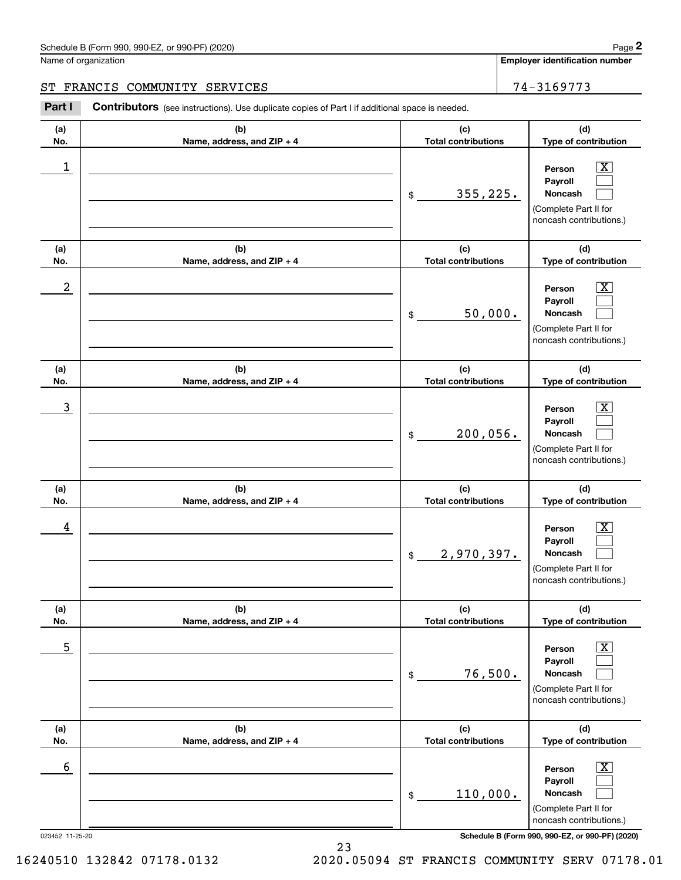Schedule B (Form 990, 990-EZ, or 990-PF) (2020)

Name of organization: ST FRANCIS COMMUNITY SERVICES

**Employer identification number:** 74-3169773

**Part I** **Contributors** (see instructions). Use duplicate copies of Part I if additional space is needed.

| (a) No. | (b) Name, address, and ZIP + 4 | (c) Total contributions | (d) Type of contribution |
|---|---|---|---|
| 1 | | $ 355,225. | Person [X] Payroll [ ] Noncash [ ] (Complete Part II for noncash contributions.) |
| 2 | | $ 50,000. | Person [X] Payroll [ ] Noncash [ ] (Complete Part II for noncash contributions.) |
| 3 | | $ 200,056. | Person [X] Payroll [ ] Noncash [ ] (Complete Part II for noncash contributions.) |
| 4 | | $ 2,970,397. | Person [X] Payroll [ ] Noncash [ ] (Complete Part II for noncash contributions.) |
| 5 | | $ 76,500. | Person [X] Payroll [ ] Noncash [ ] (Complete Part II for noncash contributions.) |
| 6 | | $ 110,000. | Person [X] Payroll [ ] Noncash [ ] (Complete Part II for noncash contributions.) |

023452 11-25-20

**Schedule B (Form 990, 990-EZ, or 990-PF) (2020)**

16240510 132842 07178.0132 2020.05094 ST FRANCIS COMMUNITY SERV 07178.01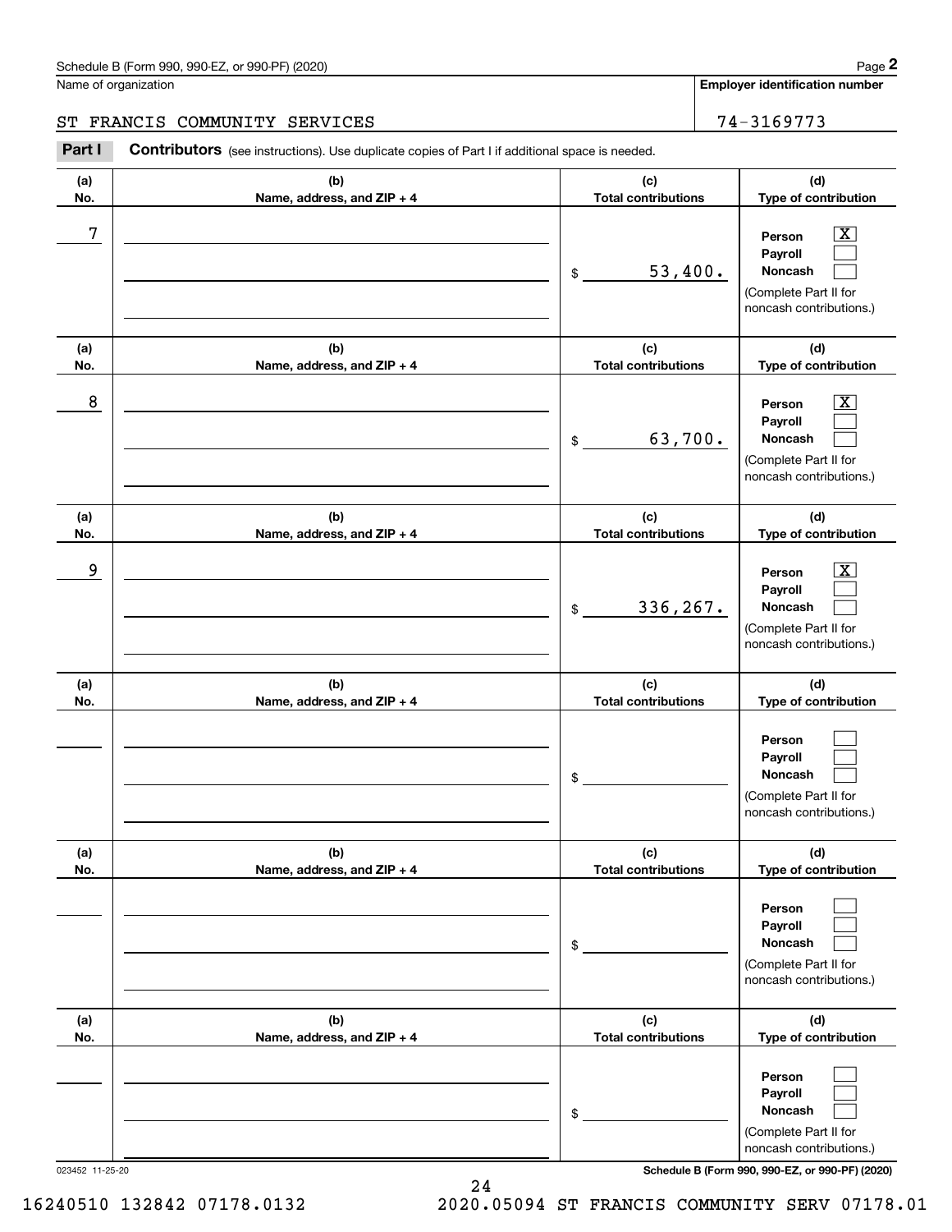Schedule B (Form 990, 990-EZ, or 990-PF) (2020)

Name of organization: ST FRANCIS COMMUNITY SERVICES

Employer identification number: 74-3169773

**Part I** **Contributors** (see instructions). Use duplicate copies of Part I if additional space is needed.

| (a) No. | (b) Name, address, and ZIP + 4 | (c) Total contributions | (d) Type of contribution |
|---|---|---|---|
| 7 | | $ 53,400. | Person [X] Payroll [ ] Noncash [ ] (Complete Part II for noncash contributions.) |
| 8 | | $ 63,700. | Person [X] Payroll [ ] Noncash [ ] (Complete Part II for noncash contributions.) |
| 9 | | $ 336,267. | Person [X] Payroll [ ] Noncash [ ] (Complete Part II for noncash contributions.) |
| | | $ | Person [ ] Payroll [ ] Noncash [ ] (Complete Part II for noncash contributions.) |
| | | $ | Person [ ] Payroll [ ] Noncash [ ] (Complete Part II for noncash contributions.) |
| | | $ | Person [ ] Payroll [ ] Noncash [ ] (Complete Part II for noncash contributions.) |

023452 11-25-20

**Schedule B (Form 990, 990-EZ, or 990-PF) (2020)**

16240510 132842 07178.0132 2020.05094 ST FRANCIS COMMUNITY SERV 07178.01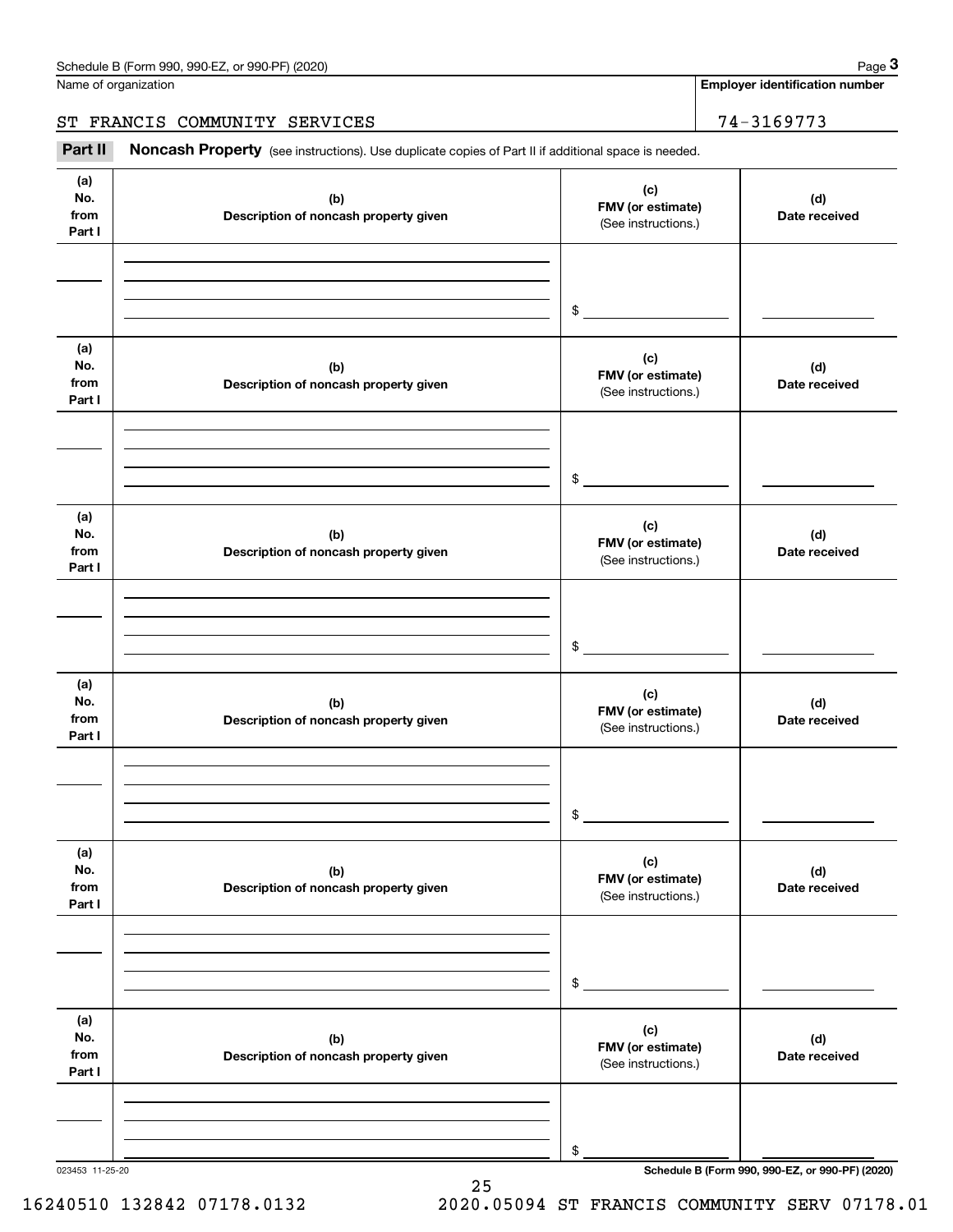Name of organization | Employer identification number

ST FRANCIS COMMUNITY SERVICES | 74-3169773

**Part II** **Noncash Property** (see instructions). Use duplicate copies of Part II if additional space is needed.

| (a) No. from Part I | (b) Description of noncash property given | (c) FMV (or estimate) (See instructions.) | (d) Date received |
|---|---|---|---|
| | | $ | |

| (a) No. from Part I | (b) Description of noncash property given | (c) FMV (or estimate) (See instructions.) | (d) Date received |
|---|---|---|---|
| | | $ | |

| (a) No. from Part I | (b) Description of noncash property given | (c) FMV (or estimate) (See instructions.) | (d) Date received |
|---|---|---|---|
| | | $ | |

| (a) No. from Part I | (b) Description of noncash property given | (c) FMV (or estimate) (See instructions.) | (d) Date received |
|---|---|---|---|
| | | $ | |

| (a) No. from Part I | (b) Description of noncash property given | (c) FMV (or estimate) (See instructions.) | (d) Date received |
|---|---|---|---|
| | | $ | |

| (a) No. from Part I | (b) Description of noncash property given | (c) FMV (or estimate) (See instructions.) | (d) Date received |
|---|---|---|---|
| | | $ | |

023453 11-25-20 **Schedule B (Form 990, 990-EZ, or 990-PF) (2020)**

16240510 132842 07178.0132 2020.05094 ST FRANCIS COMMUNITY SERV 07178.01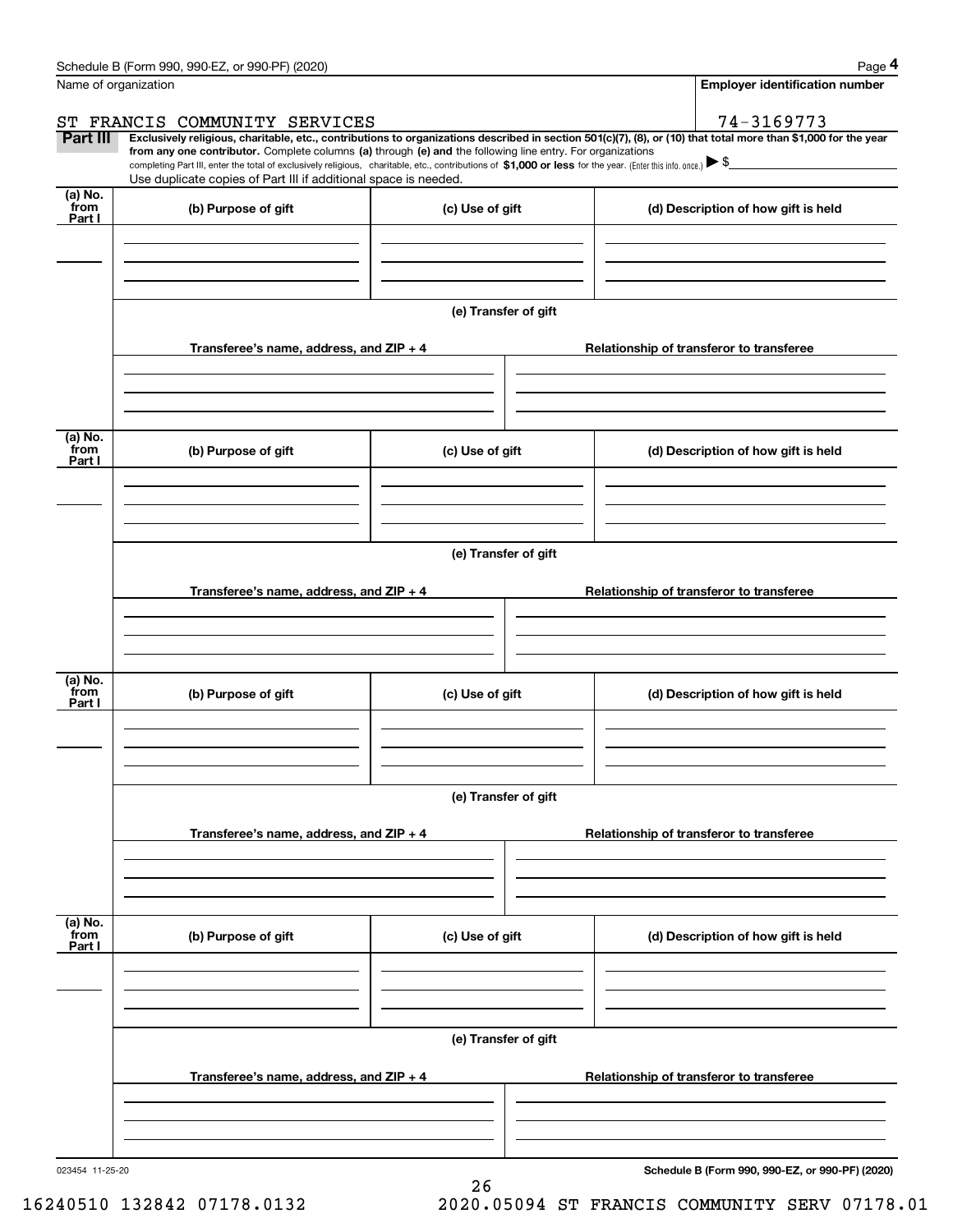Name of organization

ST FRANCIS COMMUNITY SERVICES

**Employer identification number**

74-3169773

**Part III** **Exclusively religious, charitable, etc., contributions to organizations described in section 501(c)(7), (8), or (10) that total more than $1,000 for the year from any one contributor.** Complete columns **(a)** through **(e) and** the following line entry. For organizations completing Part III, enter the total of exclusively religious, charitable, etc., contributions of **$1,000 or less** for the year. (Enter this info. once.) ▶ $

Use duplicate copies of Part III if additional space is needed.

| (a) No. from Part I | (b) Purpose of gift | (c) Use of gift | (d) Description of how gift is held |
|---|---|---|---|
| | | | |

**(e) Transfer of gift**

| Transferee's name, address, and ZIP + 4 | Relationship of transferor to transferee |
|---|---|
| | |

| (a) No. from Part I | (b) Purpose of gift | (c) Use of gift | (d) Description of how gift is held |
|---|---|---|---|
| | | | |

**(e) Transfer of gift**

| Transferee's name, address, and ZIP + 4 | Relationship of transferor to transferee |
|---|---|
| | |

| (a) No. from Part I | (b) Purpose of gift | (c) Use of gift | (d) Description of how gift is held |
|---|---|---|---|
| | | | |

**(e) Transfer of gift**

| Transferee's name, address, and ZIP + 4 | Relationship of transferor to transferee |
|---|---|
| | |

| (a) No. from Part I | (b) Purpose of gift | (c) Use of gift | (d) Description of how gift is held |
|---|---|---|---|
| | | | |

**(e) Transfer of gift**

| Transferee's name, address, and ZIP + 4 | Relationship of transferor to transferee |
|---|---|
| | |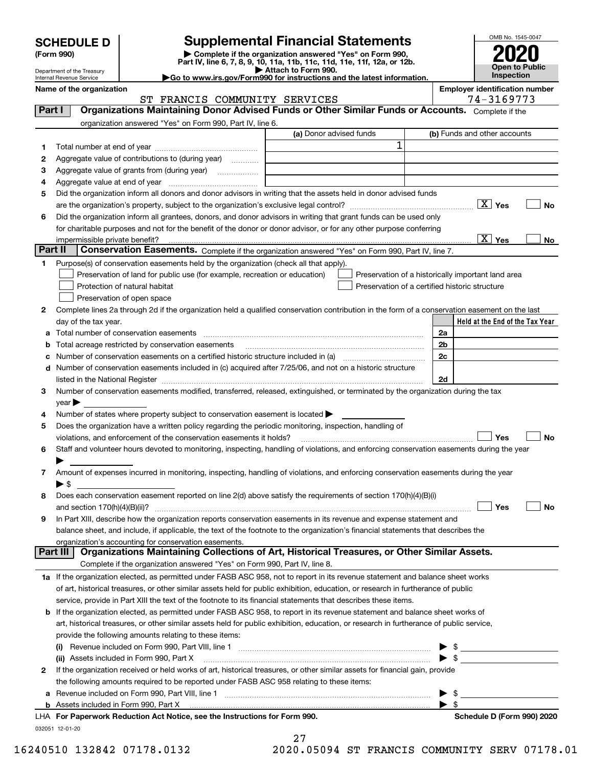# SCHEDULE D (Form 990)

Department of the Treasury
Internal Revenue Service

## Supplemental Financial Statements

▶ Complete if the organization answered "Yes" on Form 990, Part IV, line 6, 7, 8, 9, 10, 11a, 11b, 11c, 11d, 11e, 11f, 12a, or 12b.
▶ Attach to Form 990.
▶ Go to www.irs.gov/Form990 for instructions and the latest information.

OMB No. 1545-0047

**2020**

**Open to Public Inspection**

**Name of the organization:** ST FRANCIS COMMUNITY SERVICES

**Employer identification number:** 74-3169773

## Part I Organizations Maintaining Donor Advised Funds or Other Similar Funds or Accounts.

Complete if the organization answered "Yes" on Form 990, Part IV, line 6.

| | | (a) Donor advised funds | (b) Funds and other accounts |
|---|---|---|---|
| 1 | Total number at end of year | 1 | |
| 2 | Aggregate value of contributions to (during year) | | |
| 3 | Aggregate value of grants from (during year) | | |
| 4 | Aggregate value at end of year | | |

5 Did the organization inform all donors and donor advisors in writing that the assets held in donor advised funds are the organization's property, subject to the organization's exclusive legal control? [X] Yes [ ] No

6 Did the organization inform all grantees, donors, and donor advisors in writing that grant funds can be used only for charitable purposes and not for the benefit of the donor or donor advisor, or for any other purpose conferring impermissible private benefit? [X] Yes [ ] No

## Part II Conservation Easements.

Complete if the organization answered "Yes" on Form 990, Part IV, line 7.

1 Purpose(s) of conservation easements held by the organization (check all that apply).

- [ ] Preservation of land for public use (for example, recreation or education)
- [ ] Protection of natural habitat
- [ ] Preservation of open space
- [ ] Preservation of a historically important land area
- [ ] Preservation of a certified historic structure

2 Complete lines 2a through 2d if the organization held a qualified conservation contribution in the form of a conservation easement on the last day of the tax year.

| | | | Held at the End of the Tax Year |
|---|---|---|---|
| a | Total number of conservation easements | 2a | |
| b | Total acreage restricted by conservation easements | 2b | |
| c | Number of conservation easements on a certified historic structure included in (a) | 2c | |
| d | Number of conservation easements included in (c) acquired after 7/25/06, and not on a historic structure listed in the National Register | 2d | |

3 Number of conservation easements modified, transferred, released, extinguished, or terminated by the organization during the tax year ▶

4 Number of states where property subject to conservation easement is located ▶

5 Does the organization have a written policy regarding the periodic monitoring, inspection, handling of violations, and enforcement of the conservation easements it holds? [ ] Yes [ ] No

6 Staff and volunteer hours devoted to monitoring, inspecting, handling of violations, and enforcing conservation easements during the year ▶

7 Amount of expenses incurred in monitoring, inspecting, handling of violations, and enforcing conservation easements during the year ▶ $

8 Does each conservation easement reported on line 2(d) above satisfy the requirements of section 170(h)(4)(B)(i) and section 170(h)(4)(B)(ii)? [ ] Yes [ ] No

9 In Part XIII, describe how the organization reports conservation easements in its revenue and expense statement and balance sheet, and include, if applicable, the text of the footnote to the organization's financial statements that describes the organization's accounting for conservation easements.

## Part III Organizations Maintaining Collections of Art, Historical Treasures, or Other Similar Assets.

Complete if the organization answered "Yes" on Form 990, Part IV, line 8.

1a If the organization elected, as permitted under FASB ASC 958, not to report in its revenue statement and balance sheet works of art, historical treasures, or other similar assets held for public exhibition, education, or research in furtherance of public service, provide in Part XIII the text of the footnote to its financial statements that describes these items.

b If the organization elected, as permitted under FASB ASC 958, to report in its revenue statement and balance sheet works of art, historical treasures, or other similar assets held for public exhibition, education, or research in furtherance of public service, provide the following amounts relating to these items:

(i) Revenue included on Form 990, Part VIII, line 1 ▶ $

(ii) Assets included in Form 990, Part X ▶ $

2 If the organization received or held works of art, historical treasures, or other similar assets for financial gain, provide the following amounts required to be reported under FASB ASC 958 relating to these items:

a Revenue included on Form 990, Part VIII, line 1 ▶ $

b Assets included in Form 990, Part X ▶ $

LHA **For Paperwork Reduction Act Notice, see the Instructions for Form 990.** **Schedule D (Form 990) 2020**

032051 12-01-20

16240510 132842 07178.0132 2020.05094 ST FRANCIS COMMUNITY SERV 07178.01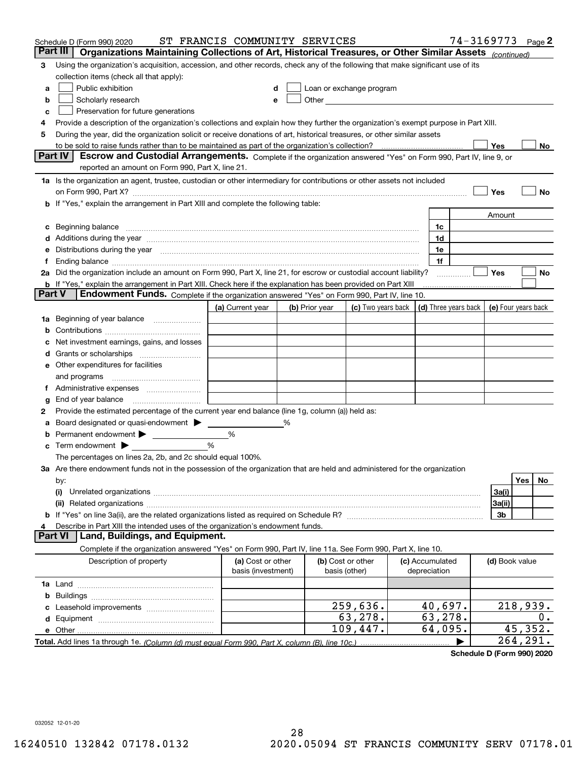Schedule D (Form 990) 2020 ST FRANCIS COMMUNITY SERVICES 74-3169773 Page 2

**Part III Organizations Maintaining Collections of Art, Historical Treasures, or Other Similar Assets** *(continued)*

3 Using the organization's acquisition, accession, and other records, check any of the following that make significant use of its collection items (check all that apply):

- a ☐ Public exhibition
- b ☐ Scholarly research
- c ☐ Preservation for future generations
- d ☐ Loan or exchange program
- e ☐ Other

4 Provide a description of the organization's collections and explain how they further the organization's exempt purpose in Part XIII.

5 During the year, did the organization solicit or receive donations of art, historical treasures, or other similar assets to be sold to raise funds rather than to be maintained as part of the organization's collection? ☐ Yes ☐ No

**Part IV Escrow and Custodial Arrangements.** Complete if the organization answered "Yes" on Form 990, Part IV, line 9, or reported an amount on Form 990, Part X, line 21.

1a Is the organization an agent, trustee, custodian or other intermediary for contributions or other assets not included on Form 990, Part X? ☐ Yes ☐ No

b If "Yes," explain the arrangement in Part XIII and complete the following table:

| | | Amount |
|---|---|---|
| c Beginning balance | 1c | |
| d Additions during the year | 1d | |
| e Distributions during the year | 1e | |
| f Ending balance | 1f | |

2a Did the organization include an amount on Form 990, Part X, line 21, for escrow or custodial account liability? ☐ Yes ☐ No

b If "Yes," explain the arrangement in Part XIII. Check here if the explanation has been provided on Part XIII ☐

**Part V Endowment Funds.** Complete if the organization answered "Yes" on Form 990, Part IV, line 10.

| | (a) Current year | (b) Prior year | (c) Two years back | (d) Three years back | (e) Four years back |
|---|---|---|---|---|---|
| 1a Beginning of year balance | | | | | |
| b Contributions | | | | | |
| c Net investment earnings, gains, and losses | | | | | |
| d Grants or scholarships | | | | | |
| e Other expenditures for facilities and programs | | | | | |
| f Administrative expenses | | | | | |
| g End of year balance | | | | | |

2 Provide the estimated percentage of the current year end balance (line 1g, column (a)) held as:

a Board designated or quasi-endowment ▶ ______ %

b Permanent endowment ▶ ______ %

c Term endowment ▶ ______ %

The percentages on lines 2a, 2b, and 2c should equal 100%.

3a Are there endowment funds not in the possession of the organization that are held and administered for the organization by:

| | | Yes | No |
|---|---|---|---|
| (i) Unrelated organizations | 3a(i) | | |
| (ii) Related organizations | 3a(ii) | | |
| b If "Yes" on line 3a(ii), are the related organizations listed as required on Schedule R? | 3b | | |

4 Describe in Part XIII the intended uses of the organization's endowment funds.

**Part VI Land, Buildings, and Equipment.**

Complete if the organization answered "Yes" on Form 990, Part IV, line 11a. See Form 990, Part X, line 10.

| Description of property | (a) Cost or other basis (investment) | (b) Cost or other basis (other) | (c) Accumulated depreciation | (d) Book value |
|---|---|---|---|---|
| 1a Land | | | | |
| b Buildings | | | | |
| c Leasehold improvements | | 259,636. | 40,697. | 218,939. |
| d Equipment | | 63,278. | 63,278. | 0. |
| e Other | | 109,447. | 64,095. | 45,352. |
| **Total.** Add lines 1a through 1e. *(Column (d) must equal Form 990, Part X, column (B), line 10c.)* | | | ▶ | 264,291. |

**Schedule D (Form 990) 2020**

032052 12-01-20

16240510 132842 07178.0132 2020.05094 ST FRANCIS COMMUNITY SERV 07178.01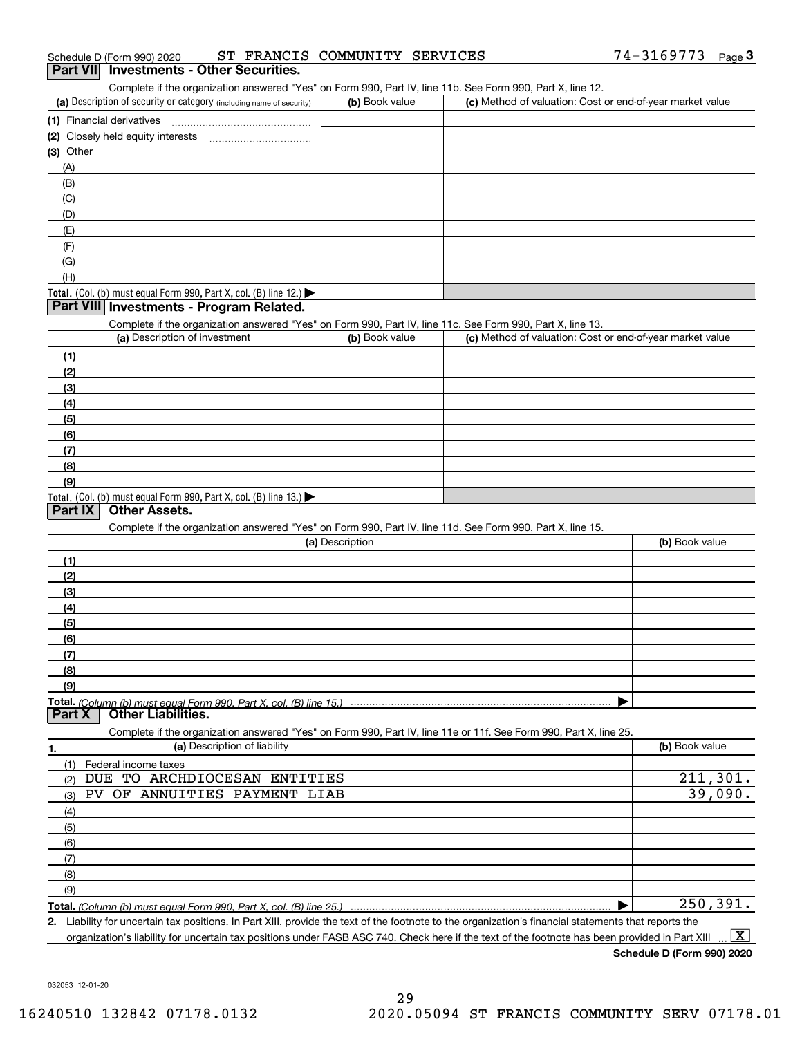Schedule D (Form 990) 2020 ST FRANCIS COMMUNITY SERVICES 74-3169773

## Part VII Investments - Other Securities.

Complete if the organization answered "Yes" on Form 990, Part IV, line 11b. See Form 990, Part X, line 12.

| (a) Description of security or category (including name of security) | (b) Book value | (c) Method of valuation: Cost or end-of-year market value |
|---|---|---|
| (1) Financial derivatives | | |
| (2) Closely held equity interests | | |
| (3) Other | | |
| (A) | | |
| (B) | | |
| (C) | | |
| (D) | | |
| (E) | | |
| (F) | | |
| (G) | | |
| (H) | | |
| **Total.** (Col. (b) must equal Form 990, Part X, col. (B) line 12.) | | |

## Part VIII Investments - Program Related.

Complete if the organization answered "Yes" on Form 990, Part IV, line 11c. See Form 990, Part X, line 13.

| (a) Description of investment | (b) Book value | (c) Method of valuation: Cost or end-of-year market value |
|---|---|---|
| (1) | | |
| (2) | | |
| (3) | | |
| (4) | | |
| (5) | | |
| (6) | | |
| (7) | | |
| (8) | | |
| (9) | | |
| **Total.** (Col. (b) must equal Form 990, Part X, col. (B) line 13.) | | |

## Part IX Other Assets.

Complete if the organization answered "Yes" on Form 990, Part IV, line 11d. See Form 990, Part X, line 15.

| (a) Description | (b) Book value |
|---|---|
| (1) | |
| (2) | |
| (3) | |
| (4) | |
| (5) | |
| (6) | |
| (7) | |
| (8) | |
| (9) | |
| **Total.** *(Column (b) must equal Form 990, Part X, col. (B) line 15.)* | |

## Part X Other Liabilities.

Complete if the organization answered "Yes" on Form 990, Part IV, line 11e or 11f. See Form 990, Part X, line 25.

| 1. (a) Description of liability | (b) Book value |
|---|---|
| (1) Federal income taxes | |
| (2) DUE TO ARCHDIOCESAN ENTITIES | 211,301. |
| (3) PV OF ANNUITIES PAYMENT LIAB | 39,090. |
| (4) | |
| (5) | |
| (6) | |
| (7) | |
| (8) | |
| (9) | |
| **Total.** *(Column (b) must equal Form 990, Part X, col. (B) line 25.)* | 250,391. |

**2.** Liability for uncertain tax positions. In Part XIII, provide the text of the footnote to the organization's financial statements that reports the organization's liability for uncertain tax positions under FASB ASC 740. Check here if the text of the footnote has been provided in Part XIII [X]

**Schedule D (Form 990) 2020**

032053 12-01-20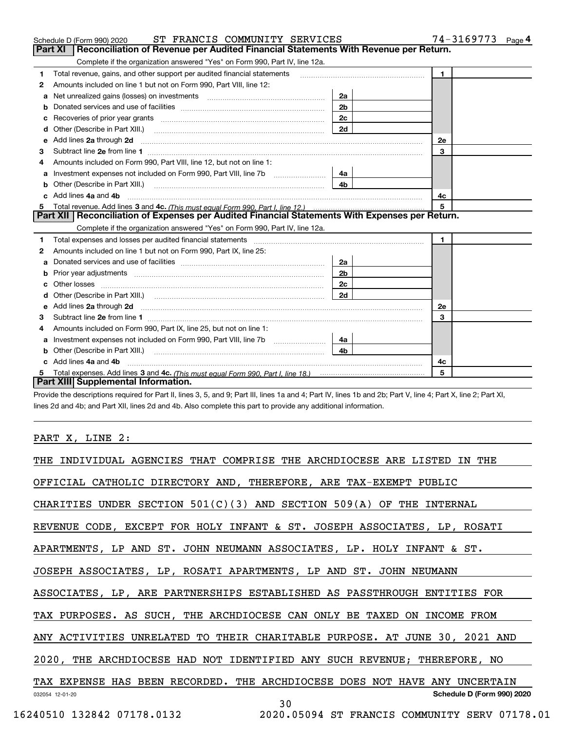Schedule D (Form 990) 2020 ST FRANCIS COMMUNITY SERVICES 74-3169773 Page 4

## Part XI Reconciliation of Revenue per Audited Financial Statements With Revenue per Return.

Complete if the organization answered "Yes" on Form 990, Part IV, line 12a.

| | | | | | |
|---|---|---|---|---|---|
| 1 | Total revenue, gains, and other support per audited financial statements | | | 1 | |
| 2 | Amounts included on line 1 but not on Form 990, Part VIII, line 12: | | | | |
| a | Net unrealized gains (losses) on investments | 2a | | | |
| b | Donated services and use of facilities | 2b | | | |
| c | Recoveries of prior year grants | 2c | | | |
| d | Other (Describe in Part XIII.) | 2d | | | |
| e | Add lines 2a through 2d | | | 2e | |
| 3 | Subtract line 2e from line 1 | | | 3 | |
| 4 | Amounts included on Form 990, Part VIII, line 12, but not on line 1: | | | | |
| a | Investment expenses not included on Form 990, Part VIII, line 7b | 4a | | | |
| b | Other (Describe in Part XIII.) | 4b | | | |
| c | Add lines 4a and 4b | | | 4c | |
| 5 | Total revenue. Add lines 3 and 4c. *(This must equal Form 990, Part I, line 12.)* | | | 5 | |

## Part XII Reconciliation of Expenses per Audited Financial Statements With Expenses per Return.

Complete if the organization answered "Yes" on Form 990, Part IV, line 12a.

| | | | | | |
|---|---|---|---|---|---|
| 1 | Total expenses and losses per audited financial statements | | | 1 | |
| 2 | Amounts included on line 1 but not on Form 990, Part IX, line 25: | | | | |
| a | Donated services and use of facilities | 2a | | | |
| b | Prior year adjustments | 2b | | | |
| c | Other losses | 2c | | | |
| d | Other (Describe in Part XIII.) | 2d | | | |
| e | Add lines 2a through 2d | | | 2e | |
| 3 | Subtract line 2e from line 1 | | | 3 | |
| 4 | Amounts included on Form 990, Part IX, line 25, but not on line 1: | | | | |
| a | Investment expenses not included on Form 990, Part VIII, line 7b | 4a | | | |
| b | Other (Describe in Part XIII.) | 4b | | | |
| c | Add lines 4a and 4b | | | 4c | |
| 5 | Total expenses. Add lines 3 and 4c. *(This must equal Form 990, Part I, line 18.)* | | | 5 | |

## Part XIII Supplemental Information.

Provide the descriptions required for Part II, lines 3, 5, and 9; Part III, lines 1a and 4; Part IV, lines 1b and 2b; Part V, line 4; Part X, line 2; Part XI, lines 2d and 4b; and Part XII, lines 2d and 4b. Also complete this part to provide any additional information.

PART X, LINE 2:

THE INDIVIDUAL AGENCIES THAT COMPRISE THE ARCHDIOCESE ARE LISTED IN THE OFFICIAL CATHOLIC DIRECTORY AND, THEREFORE, ARE TAX-EXEMPT PUBLIC CHARITIES UNDER SECTION 501(C)(3) AND SECTION 509(A) OF THE INTERNAL REVENUE CODE, EXCEPT FOR HOLY INFANT & ST. JOSEPH ASSOCIATES, LP, ROSATI APARTMENTS, LP AND ST. JOHN NEUMANN ASSOCIATES, LP. HOLY INFANT & ST. JOSEPH ASSOCIATES, LP, ROSATI APARTMENTS, LP AND ST. JOHN NEUMANN ASSOCIATES, LP, ARE PARTNERSHIPS ESTABLISHED AS PASSTHROUGH ENTITIES FOR TAX PURPOSES. AS SUCH, THE ARCHDIOCESE CAN ONLY BE TAXED ON INCOME FROM ANY ACTIVITIES UNRELATED TO THEIR CHARITABLE PURPOSE. AT JUNE 30, 2021 AND 2020, THE ARCHDIOCESE HAD NOT IDENTIFIED ANY SUCH REVENUE; THEREFORE, NO TAX EXPENSE HAS BEEN RECORDED. THE ARCHDIOCESE DOES NOT HAVE ANY UNCERTAIN

032054 12-01-20 Schedule D (Form 990) 2020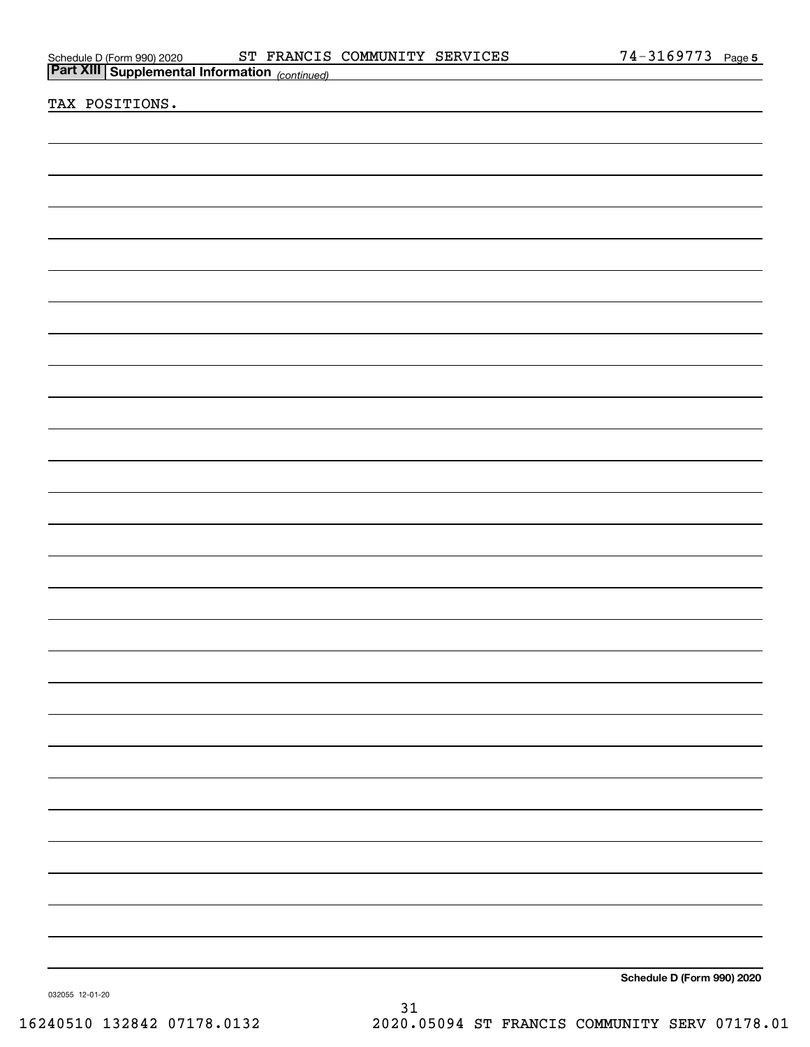## Part XIII Supplemental Information *(continued)*

TAX POSITIONS.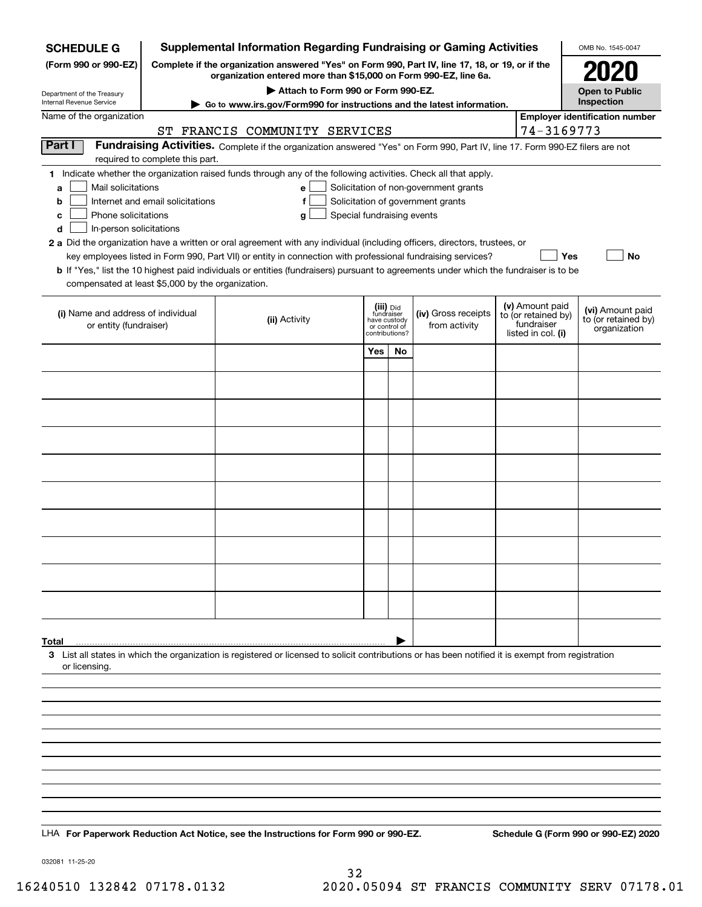**SCHEDULE G**
**(Form 990 or 990-EZ)**

Department of the Treasury
Internal Revenue Service

# Supplemental Information Regarding Fundraising or Gaming Activities

**Complete if the organization answered "Yes" on Form 990, Part IV, line 17, 18, or 19, or if the organization entered more than $15,000 on Form 990-EZ, line 6a.**

**▶ Attach to Form 990 or Form 990-EZ.**

**▶ Go to www.irs.gov/Form990 for instructions and the latest information.**

OMB No. 1545-0047

**2020**

**Open to Public Inspection**

Name of the organization: ST FRANCIS COMMUNITY SERVICES

**Employer identification number:** 74-3169773

## Part I Fundraising Activities.

Complete if the organization answered "Yes" on Form 990, Part IV, line 17. Form 990-EZ filers are not required to complete this part.

**1** Indicate whether the organization raised funds through any of the following activities. Check all that apply.

- **a** ☐ Mail solicitations
- **b** ☐ Internet and email solicitations
- **c** ☐ Phone solicitations
- **d** ☐ In-person solicitations
- **e** ☐ Solicitation of non-government grants
- **f** ☐ Solicitation of government grants
- **g** ☐ Special fundraising events

**2 a** Did the organization have a written or oral agreement with any individual (including officers, directors, trustees, or key employees listed in Form 990, Part VII) or entity in connection with professional fundraising services? ☐ **Yes** ☐ **No**

**b** If "Yes," list the 10 highest paid individuals or entities (fundraisers) pursuant to agreements under which the fundraiser is to be compensated at least $5,000 by the organization.

| (i) Name and address of individual or entity (fundraiser) | (ii) Activity | (iii) Did fundraiser have custody or control of contributions? | | (iv) Gross receipts from activity | (v) Amount paid to (or retained by) fundraiser listed in col. (i) | (vi) Amount paid to (or retained by) organization |
|---|---|---|---|---|---|---|
| | | Yes | No | | | |
| | | | | | | |
| | | | | | | |
| | | | | | | |
| | | | | | | |
| | | | | | | |
| | | | | | | |
| | | | | | | |
| | | | | | | |
| | | | | | | |
| | | | | | | |
| **Total** ▶ | | | | | | |

**3** List all states in which the organization is registered or licensed to solicit contributions or has been notified it is exempt from registration or licensing.

LHA **For Paperwork Reduction Act Notice, see the Instructions for Form 990 or 990-EZ.** **Schedule G (Form 990 or 990-EZ) 2020**

032081 11-25-20

16240510 132842 07178.0132 2020.05094 ST FRANCIS COMMUNITY SERV 07178.01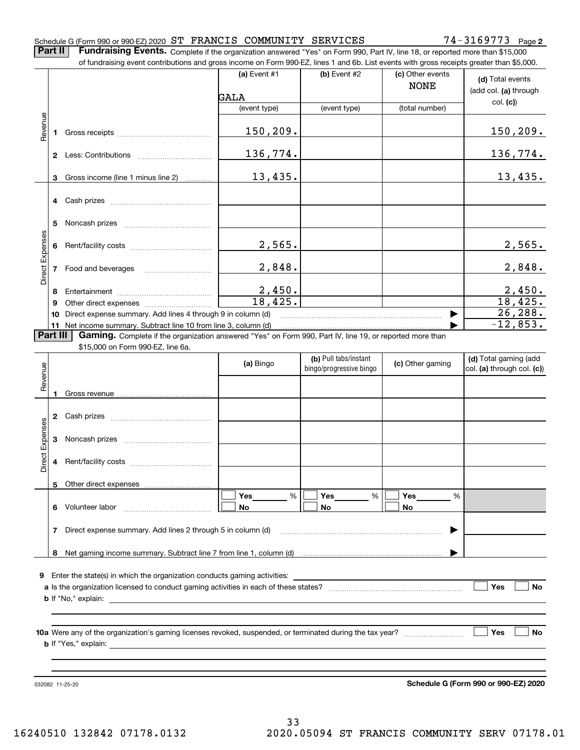Schedule G (Form 990 or 990-EZ) 2020 ST FRANCIS COMMUNITY SERVICES 74-3169773 Page **2**

**Part II** **Fundraising Events.** Complete if the organization answered "Yes" on Form 990, Part IV, line 18, or reported more than $15,000 of fundraising event contributions and gross income on Form 990-EZ, lines 1 and 6b. List events with gross receipts greater than $5,000.

| | | (a) Event #1 | (b) Event #2 | (c) Other events | (d) Total events (add col. (a) through col. (c)) |
|---|---|---|---|---|---|
| | | GALA | | NONE | |
| | | (event type) | (event type) | (total number) | |
| Revenue | 1 Gross receipts | 150,209. | | | 150,209. |
| | 2 Less: Contributions | 136,774. | | | 136,774. |
| | 3 Gross income (line 1 minus line 2) | 13,435. | | | 13,435. |
| Direct Expenses | 4 Cash prizes | | | | |
| | 5 Noncash prizes | | | | |
| | 6 Rent/facility costs | 2,565. | | | 2,565. |
| | 7 Food and beverages | 2,848. | | | 2,848. |
| | 8 Entertainment | 2,450. | | | 2,450. |
| | 9 Other direct expenses | 18,425. | | | 18,425. |
| | 10 Direct expense summary. Add lines 4 through 9 in column (d) | | | | 26,288. |
| | 11 Net income summary. Subtract line 10 from line 3, column (d) | | | | -12,853. |

**Part III** **Gaming.** Complete if the organization answered "Yes" on Form 990, Part IV, line 19, or reported more than $15,000 on Form 990-EZ, line 6a.

| | | (a) Bingo | (b) Pull tabs/instant bingo/progressive bingo | (c) Other gaming | (d) Total gaming (add col. (a) through col. (c)) |
|---|---|---|---|---|---|
| Revenue | 1 Gross revenue | | | | |
| Direct Expenses | 2 Cash prizes | | | | |
| | 3 Noncash prizes | | | | |
| | 4 Rent/facility costs | | | | |
| | 5 Other direct expenses | | | | |
| | 6 Volunteer labor | ☐ Yes ___ % ☐ No | ☐ Yes ___ % ☐ No | ☐ Yes ___ % ☐ No | |
| | 7 Direct expense summary. Add lines 2 through 5 in column (d) | | | | |
| | 8 Net gaming income summary. Subtract line 7 from line 1, column (d) | | | | |

**9** Enter the state(s) in which the organization conducts gaming activities: ____________

**a** Is the organization licensed to conduct gaming activities in each of these states? ☐ Yes ☐ No

**b** If "No," explain: ____________

**10a** Were any of the organization's gaming licenses revoked, suspended, or terminated during the tax year? ☐ Yes ☐ No

**b** If "Yes," explain: ____________

032082 11-25-20

**Schedule G (Form 990 or 990-EZ) 2020**

16240510 132842 07178.0132 2020.05094 ST FRANCIS COMMUNITY SERV 07178.01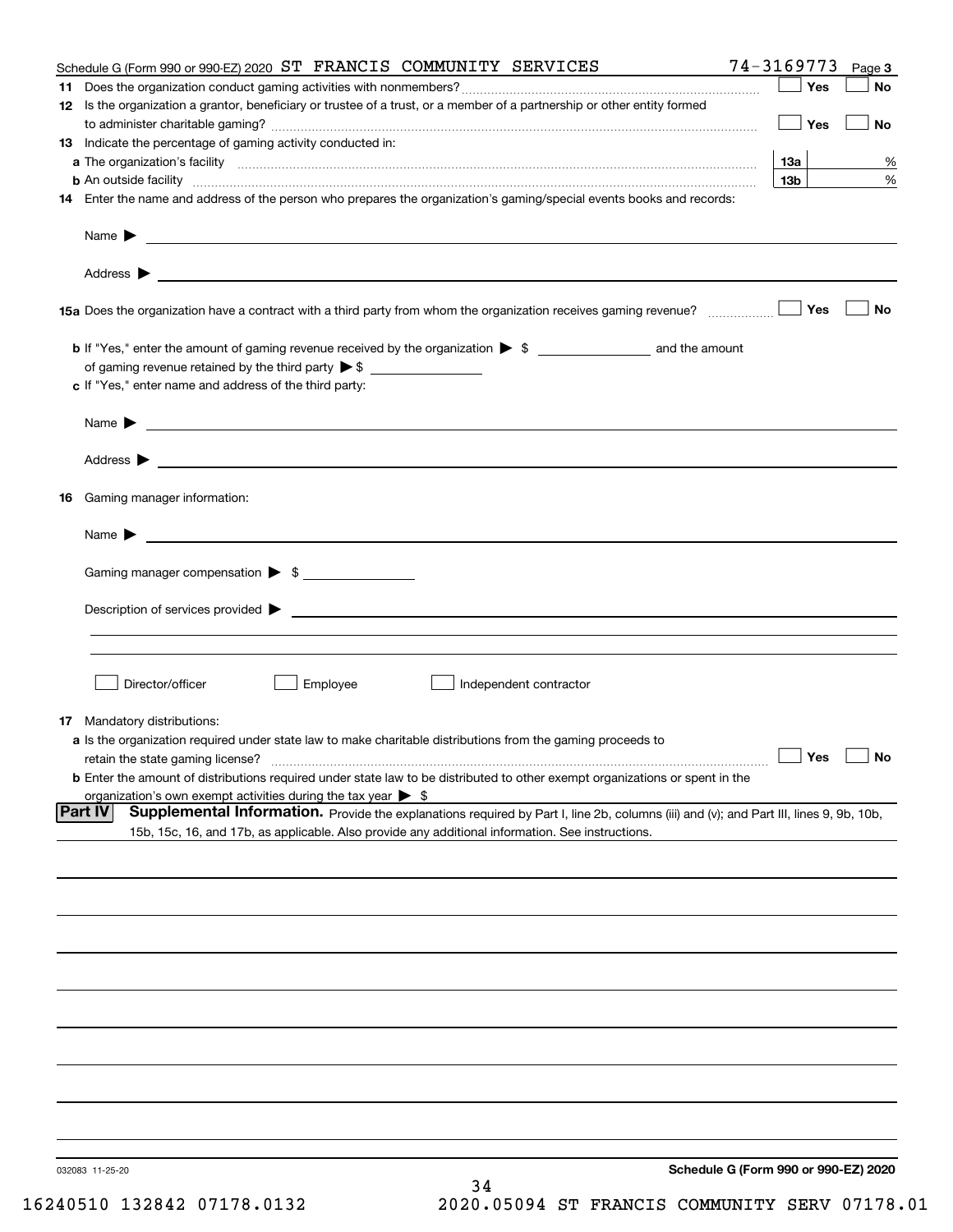Schedule G (Form 990 or 990-EZ) 2020 ST FRANCIS COMMUNITY SERVICES 74-3169773 Page **3**

**11** Does the organization conduct gaming activities with nonmembers? ☐ Yes ☐ No

**12** Is the organization a grantor, beneficiary or trustee of a trust, or a member of a partnership or other entity formed to administer charitable gaming? ☐ Yes ☐ No

**13** Indicate the percentage of gaming activity conducted in:

**a** The organization's facility **13a** %

**b** An outside facility **13b** %

**14** Enter the name and address of the person who prepares the organization's gaming/special events books and records:

Name ▶

Address ▶

**15a** Does the organization have a contract with a third party from whom the organization receives gaming revenue? ☐ Yes ☐ No

**b** If "Yes," enter the amount of gaming revenue received by the organization ▶ $ ______ and the amount of gaming revenue retained by the third party ▶ $ ______

**c** If "Yes," enter name and address of the third party:

Name ▶

Address ▶

**16** Gaming manager information:

Name ▶

Gaming manager compensation ▶ $

Description of services provided ▶

☐ Director/officer ☐ Employee ☐ Independent contractor

**17** Mandatory distributions:

**a** Is the organization required under state law to make charitable distributions from the gaming proceeds to retain the state gaming license? ☐ Yes ☐ No

**b** Enter the amount of distributions required under state law to be distributed to other exempt organizations or spent in the organization's own exempt activities during the tax year ▶ $

**Part IV** **Supplemental Information.** Provide the explanations required by Part I, line 2b, columns (iii) and (v); and Part III, lines 9, 9b, 10b, 15b, 15c, 16, and 17b, as applicable. Also provide any additional information. See instructions.

032083 11-25-20

**Schedule G (Form 990 or 990-EZ) 2020**

16240510 132842 07178.0132 2020.05094 ST FRANCIS COMMUNITY SERV 07178.01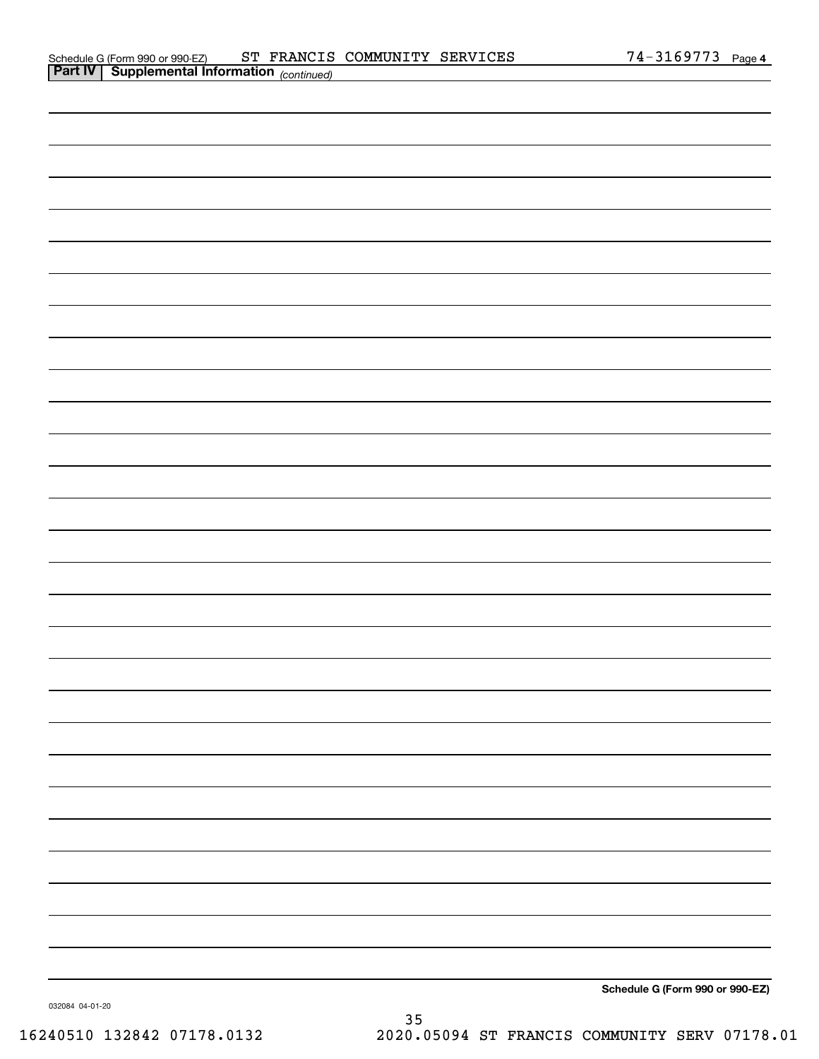Schedule G (Form 990 or 990-EZ) ST FRANCIS COMMUNITY SERVICES 74-3169773 Page 4

**Part IV | Supplemental Information** *(continued)*

**Schedule G (Form 990 or 990-EZ)**

032084 04-01-20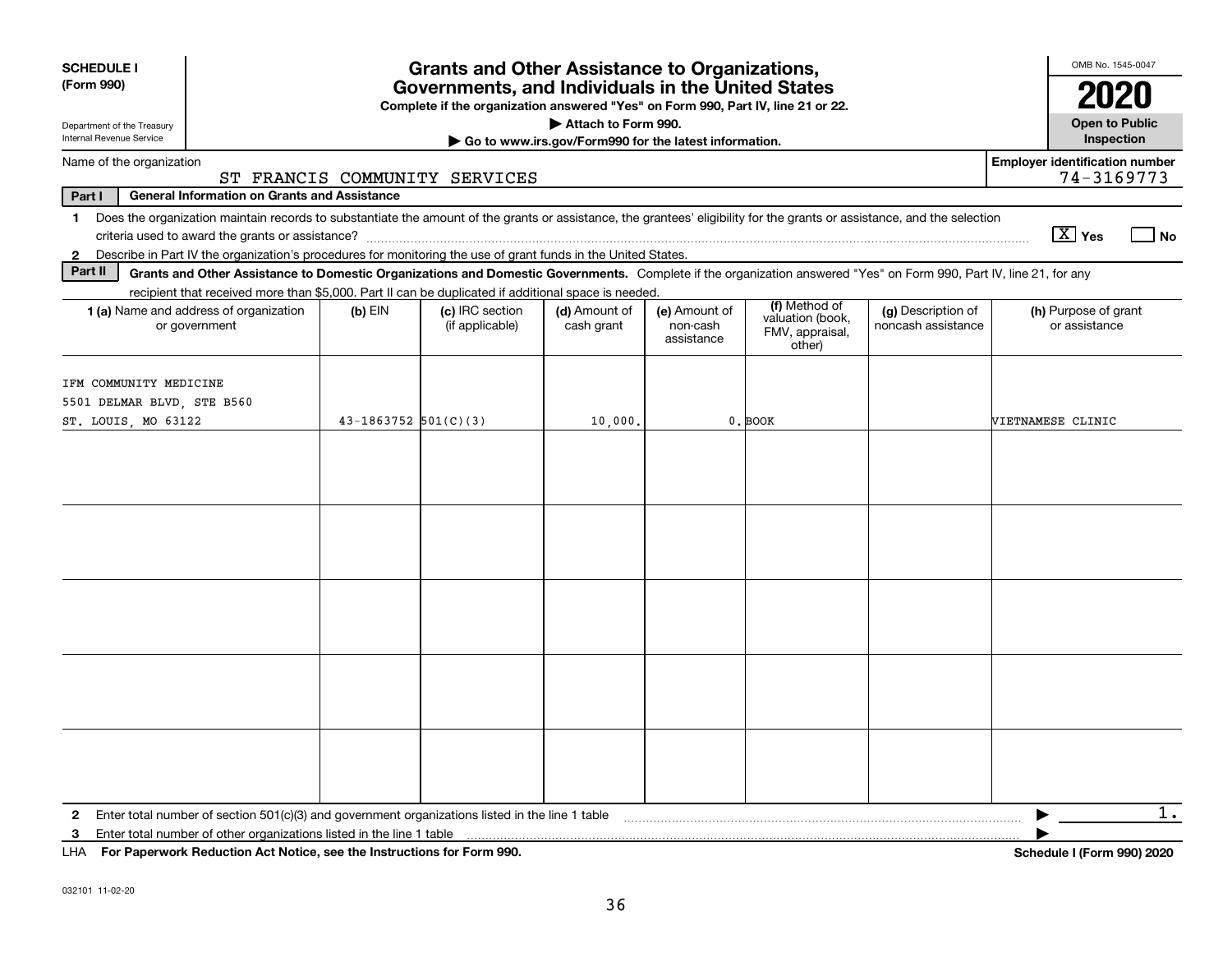**SCHEDULE I (Form 990)**

Department of the Treasury
Internal Revenue Service

# Grants and Other Assistance to Organizations, Governments, and Individuals in the United States

**Complete if the organization answered "Yes" on Form 990, Part IV, line 21 or 22.**
**▶ Attach to Form 990.**
**▶ Go to www.irs.gov/Form990 for the latest information.**

OMB No. 1545-0047

**2020**

**Open to Public Inspection**

Name of the organization: ST FRANCIS COMMUNITY SERVICES

**Employer identification number:** 74-3169773

**Part I — General Information on Grants and Assistance**

1 Does the organization maintain records to substantiate the amount of the grants or assistance, the grantees' eligibility for the grants or assistance, and the selection criteria used to award the grants or assistance? [X] Yes [ ] No

2 Describe in Part IV the organization's procedures for monitoring the use of grant funds in the United States.

**Part II — Grants and Other Assistance to Domestic Organizations and Domestic Governments.** Complete if the organization answered "Yes" on Form 990, Part IV, line 21, for any recipient that received more than $5,000. Part II can be duplicated if additional space is needed.

| 1 (a) Name and address of organization or government | (b) EIN | (c) IRC section (if applicable) | (d) Amount of cash grant | (e) Amount of non-cash assistance | (f) Method of valuation (book, FMV, appraisal, other) | (g) Description of noncash assistance | (h) Purpose of grant or assistance |
|---|---|---|---|---|---|---|---|
| IFM COMMUNITY MEDICINE 5501 DELMAR BLVD, STE B560 ST. LOUIS, MO 63122 | 43-1863752 | 501(C)(3) | 10,000. | 0. | BOOK | | VIETNAMESE CLINIC |
| | | | | | | | |
| | | | | | | | |
| | | | | | | | |
| | | | | | | | |
| | | | | | | | |

2 Enter total number of section 501(c)(3) and government organizations listed in the line 1 table ▶ 1.

3 Enter total number of other organizations listed in the line 1 table ▶

LHA **For Paperwork Reduction Act Notice, see the Instructions for Form 990.** **Schedule I (Form 990) 2020**

032101 11-02-20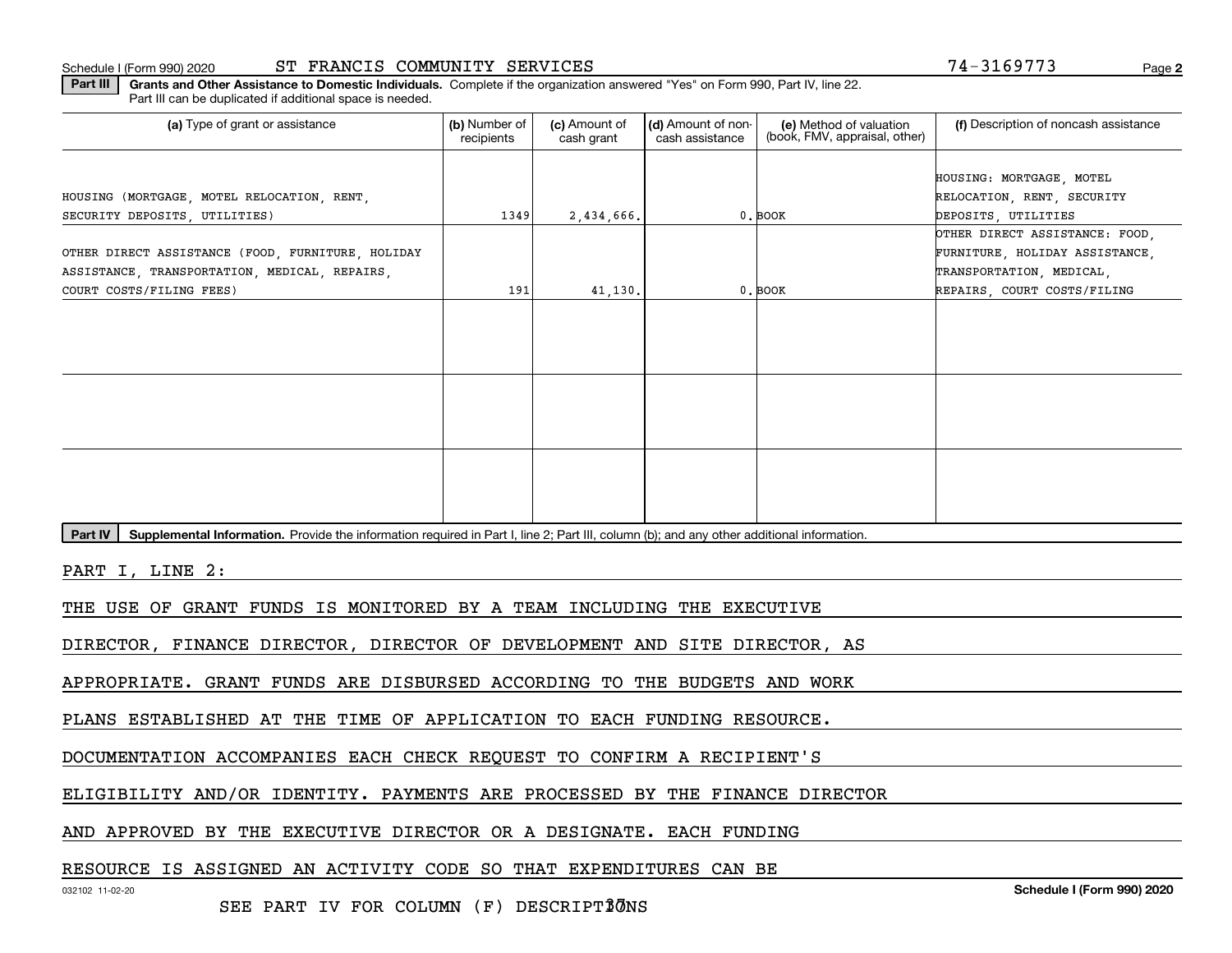Schedule I (Form 990) 2020 ST FRANCIS COMMUNITY SERVICES 74-3169773 Page 2

**Part III Grants and Other Assistance to Domestic Individuals.** Complete if the organization answered "Yes" on Form 990, Part IV, line 22. Part III can be duplicated if additional space is needed.

| (a) Type of grant or assistance | (b) Number of recipients | (c) Amount of cash grant | (d) Amount of non-cash assistance | (e) Method of valuation (book, FMV, appraisal, other) | (f) Description of noncash assistance |
|---|---|---|---|---|---|
| HOUSING (MORTGAGE, MOTEL RELOCATION, RENT, SECURITY DEPOSITS, UTILITIES) | 1349 | 2,434,666. | 0. | BOOK | HOUSING: MORTGAGE, MOTEL RELOCATION, RENT, SECURITY DEPOSITS, UTILITIES |
| OTHER DIRECT ASSISTANCE (FOOD, FURNITURE, HOLIDAY ASSISTANCE, TRANSPORTATION, MEDICAL, REPAIRS, COURT COSTS/FILING FEES) | 191 | 41,130. | 0. | BOOK | OTHER DIRECT ASSISTANCE: FOOD, FURNITURE, HOLIDAY ASSISTANCE, TRANSPORTATION, MEDICAL, REPAIRS, COURT COSTS/FILING |
| | | | | | |
| | | | | | |
| | | | | | |

**Part IV Supplemental Information.** Provide the information required in Part I, line 2; Part III, column (b); and any other additional information.

PART I, LINE 2:

THE USE OF GRANT FUNDS IS MONITORED BY A TEAM INCLUDING THE EXECUTIVE DIRECTOR, FINANCE DIRECTOR, DIRECTOR OF DEVELOPMENT AND SITE DIRECTOR, AS APPROPRIATE. GRANT FUNDS ARE DISBURSED ACCORDING TO THE BUDGETS AND WORK PLANS ESTABLISHED AT THE TIME OF APPLICATION TO EACH FUNDING RESOURCE. DOCUMENTATION ACCOMPANIES EACH CHECK REQUEST TO CONFIRM A RECIPIENT'S ELIGIBILITY AND/OR IDENTITY. PAYMENTS ARE PROCESSED BY THE FINANCE DIRECTOR AND APPROVED BY THE EXECUTIVE DIRECTOR OR A DESIGNATE. EACH FUNDING RESOURCE IS ASSIGNED AN ACTIVITY CODE SO THAT EXPENDITURES CAN BE

032102 11-02-20 Schedule I (Form 990) 2020

SEE PART IV FOR COLUMN (F) DESCRIPTIONS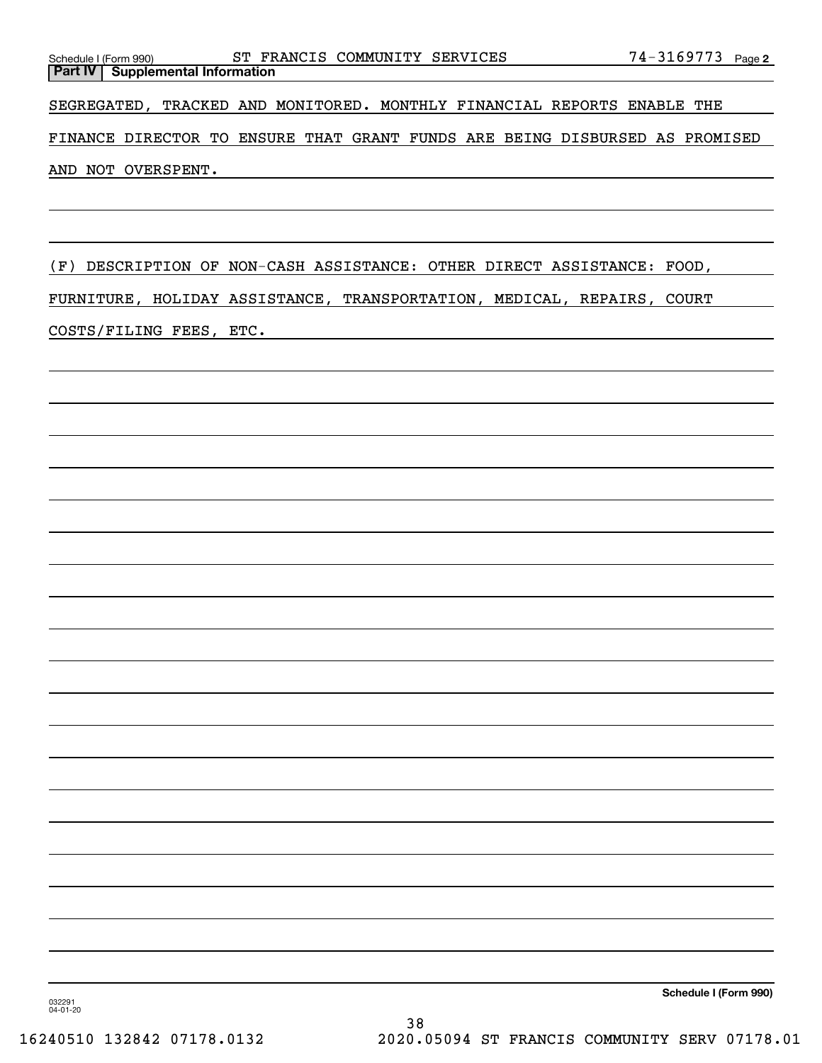Schedule I (Form 990) ST FRANCIS COMMUNITY SERVICES 74-3169773 Page 2

**Part IV | Supplemental Information**

SEGREGATED, TRACKED AND MONITORED. MONTHLY FINANCIAL REPORTS ENABLE THE FINANCE DIRECTOR TO ENSURE THAT GRANT FUNDS ARE BEING DISBURSED AS PROMISED AND NOT OVERSPENT.

(F) DESCRIPTION OF NON-CASH ASSISTANCE: OTHER DIRECT ASSISTANCE: FOOD, FURNITURE, HOLIDAY ASSISTANCE, TRANSPORTATION, MEDICAL, REPAIRS, COURT COSTS/FILING FEES, ETC.

**Schedule I (Form 990)**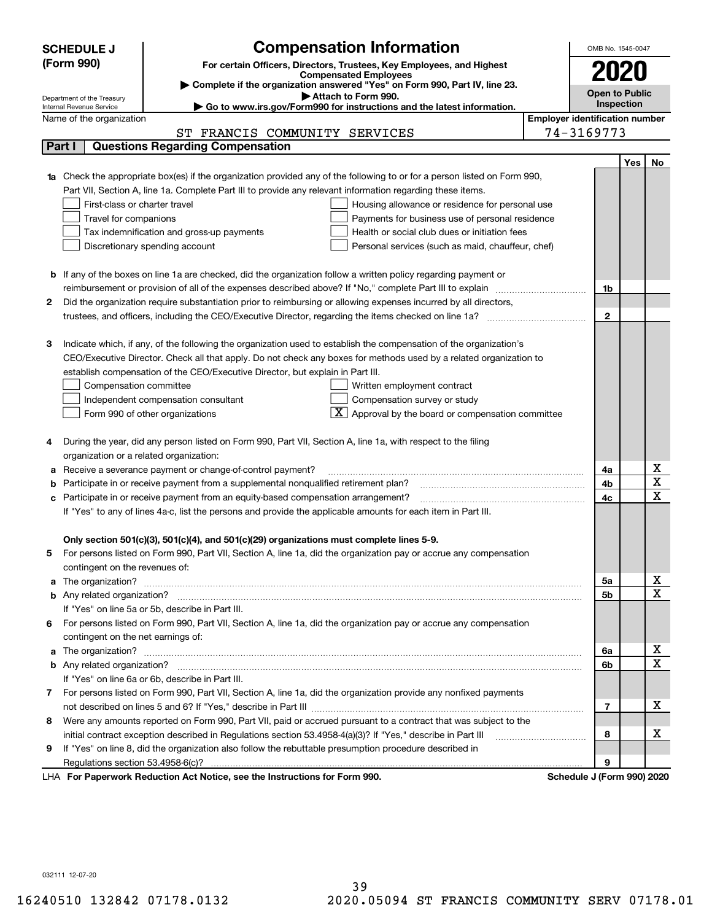**SCHEDULE J (Form 990)**

Department of the Treasury
Internal Revenue Service

# Compensation Information

**For certain Officers, Directors, Trustees, Key Employees, and Highest Compensated Employees**

▶ Complete if the organization answered "Yes" on Form 990, Part IV, line 23.
▶ Attach to Form 990.
▶ Go to www.irs.gov/Form990 for instructions and the latest information.

OMB No. 1545-0047

**2020**

**Open to Public Inspection**

Name of the organization: ST FRANCIS COMMUNITY SERVICES

Employer identification number: 74-3169773

## Part I Questions Regarding Compensation

| | | | Yes | No |
|---|---|---|---|---|
| **1a** | Check the appropriate box(es) if the organization provided any of the following to or for a person listed on Form 990, Part VII, Section A, line 1a. Complete Part III to provide any relevant information regarding these items.<br>☐ First-class or charter travel ☐ Housing allowance or residence for personal use<br>☐ Travel for companions ☐ Payments for business use of personal residence<br>☐ Tax indemnification and gross-up payments ☐ Health or social club dues or initiation fees<br>☐ Discretionary spending account ☐ Personal services (such as maid, chauffeur, chef) | | | |
| **b** | If any of the boxes on line 1a are checked, did the organization follow a written policy regarding payment or reimbursement or provision of all of the expenses described above? If "No," complete Part III to explain | 1b | | |
| **2** | Did the organization require substantiation prior to reimbursing or allowing expenses incurred by all directors, trustees, and officers, including the CEO/Executive Director, regarding the items checked on line 1a? | 2 | | |
| **3** | Indicate which, if any, of the following the organization used to establish the compensation of the organization's CEO/Executive Director. Check all that apply. Do not check any boxes for methods used by a related organization to establish compensation of the CEO/Executive Director, but explain in Part III.<br>☐ Compensation committee ☐ Written employment contract<br>☐ Independent compensation consultant ☐ Compensation survey or study<br>☐ Form 990 of other organizations ☒ Approval by the board or compensation committee | | | |
| **4** | During the year, did any person listed on Form 990, Part VII, Section A, line 1a, with respect to the filing organization or a related organization: | | | |
| **a** | Receive a severance payment or change-of-control payment? | 4a | | X |
| **b** | Participate in or receive payment from a supplemental nonqualified retirement plan? | 4b | | X |
| **c** | Participate in or receive payment from an equity-based compensation arrangement? | 4c | | X |
| | If "Yes" to any of lines 4a-c, list the persons and provide the applicable amounts for each item in Part III. | | | |
| | **Only section 501(c)(3), 501(c)(4), and 501(c)(29) organizations must complete lines 5-9.** | | | |
| **5** | For persons listed on Form 990, Part VII, Section A, line 1a, did the organization pay or accrue any compensation contingent on the revenues of: | | | |
| **a** | The organization? | 5a | | X |
| **b** | Any related organization? | 5b | | X |
| | If "Yes" on line 5a or 5b, describe in Part III. | | | |
| **6** | For persons listed on Form 990, Part VII, Section A, line 1a, did the organization pay or accrue any compensation contingent on the net earnings of: | | | |
| **a** | The organization? | 6a | | X |
| **b** | Any related organization? | 6b | | X |
| | If "Yes" on line 6a or 6b, describe in Part III. | | | |
| **7** | For persons listed on Form 990, Part VII, Section A, line 1a, did the organization provide any nonfixed payments not described on lines 5 and 6? If "Yes," describe in Part III | 7 | | X |
| **8** | Were any amounts reported on Form 990, Part VII, paid or accrued pursuant to a contract that was subject to the initial contract exception described in Regulations section 53.4958-4(a)(3)? If "Yes," describe in Part III | 8 | | X |
| **9** | If "Yes" on line 8, did the organization also follow the rebuttable presumption procedure described in Regulations section 53.4958-6(c)? | 9 | | |

LHA **For Paperwork Reduction Act Notice, see the Instructions for Form 990.** **Schedule J (Form 990) 2020**

032111 12-07-20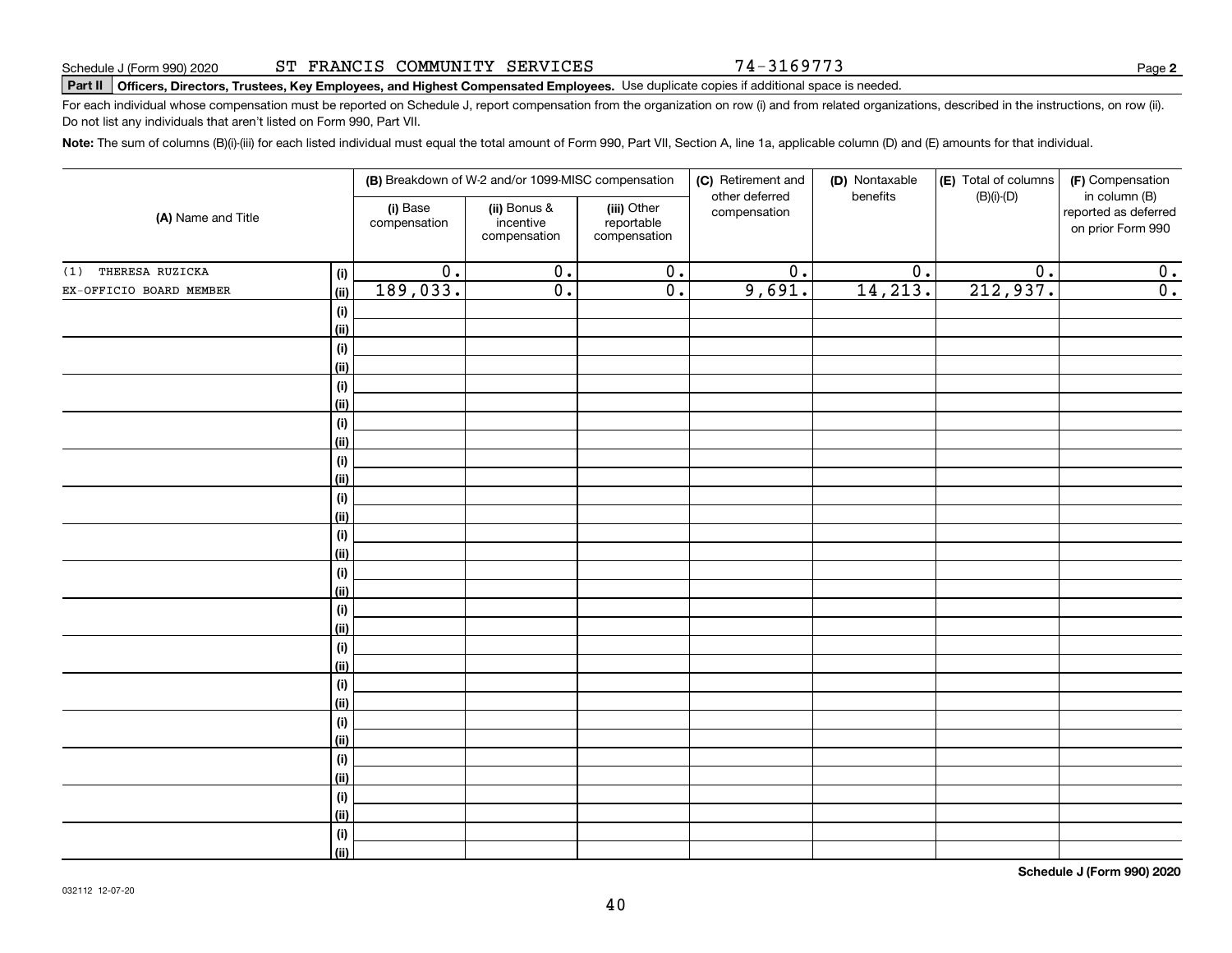Schedule J (Form 990) 2020 ST FRANCIS COMMUNITY SERVICES 74-3169773

**Part II** **Officers, Directors, Trustees, Key Employees, and Highest Compensated Employees.** Use duplicate copies if additional space is needed.

For each individual whose compensation must be reported on Schedule J, report compensation from the organization on row (i) and from related organizations, described in the instructions, on row (ii). Do not list any individuals that aren't listed on Form 990, Part VII.

**Note:** The sum of columns (B)(i)-(iii) for each listed individual must equal the total amount of Form 990, Part VII, Section A, line 1a, applicable column (D) and (E) amounts for that individual.

| (A) Name and Title | | (B) Breakdown of W-2 and/or 1099-MISC compensation | | | (C) Retirement and other deferred compensation | (D) Nontaxable benefits | (E) Total of columns (B)(i)-(D) | (F) Compensation in column (B) reported as deferred on prior Form 990 |
|---|---|---|---|---|---|---|---|---|
| | | (i) Base compensation | (ii) Bonus & incentive compensation | (iii) Other reportable compensation | | | | |
| (1) THERESA RUZICKA | (i) | 0. | 0. | 0. | 0. | 0. | 0. | 0. |
| EX-OFFICIO BOARD MEMBER | (ii) | 189,033. | 0. | 0. | 9,691. | 14,213. | 212,937. | 0. |
| | (i) | | | | | | | |
| | (ii) | | | | | | | |
| | (i) | | | | | | | |
| | (ii) | | | | | | | |
| | (i) | | | | | | | |
| | (ii) | | | | | | | |
| | (i) | | | | | | | |
| | (ii) | | | | | | | |
| | (i) | | | | | | | |
| | (ii) | | | | | | | |
| | (i) | | | | | | | |
| | (ii) | | | | | | | |
| | (i) | | | | | | | |
| | (ii) | | | | | | | |
| | (i) | | | | | | | |
| | (ii) | | | | | | | |
| | (i) | | | | | | | |
| | (ii) | | | | | | | |
| | (i) | | | | | | | |
| | (ii) | | | | | | | |
| | (i) | | | | | | | |
| | (ii) | | | | | | | |
| | (i) | | | | | | | |
| | (ii) | | | | | | | |
| | (i) | | | | | | | |
| | (ii) | | | | | | | |
| | (i) | | | | | | | |
| | (ii) | | | | | | | |
| | (i) | | | | | | | |
| | (ii) | | | | | | | |

**Schedule J (Form 990) 2020**

032112 12-07-20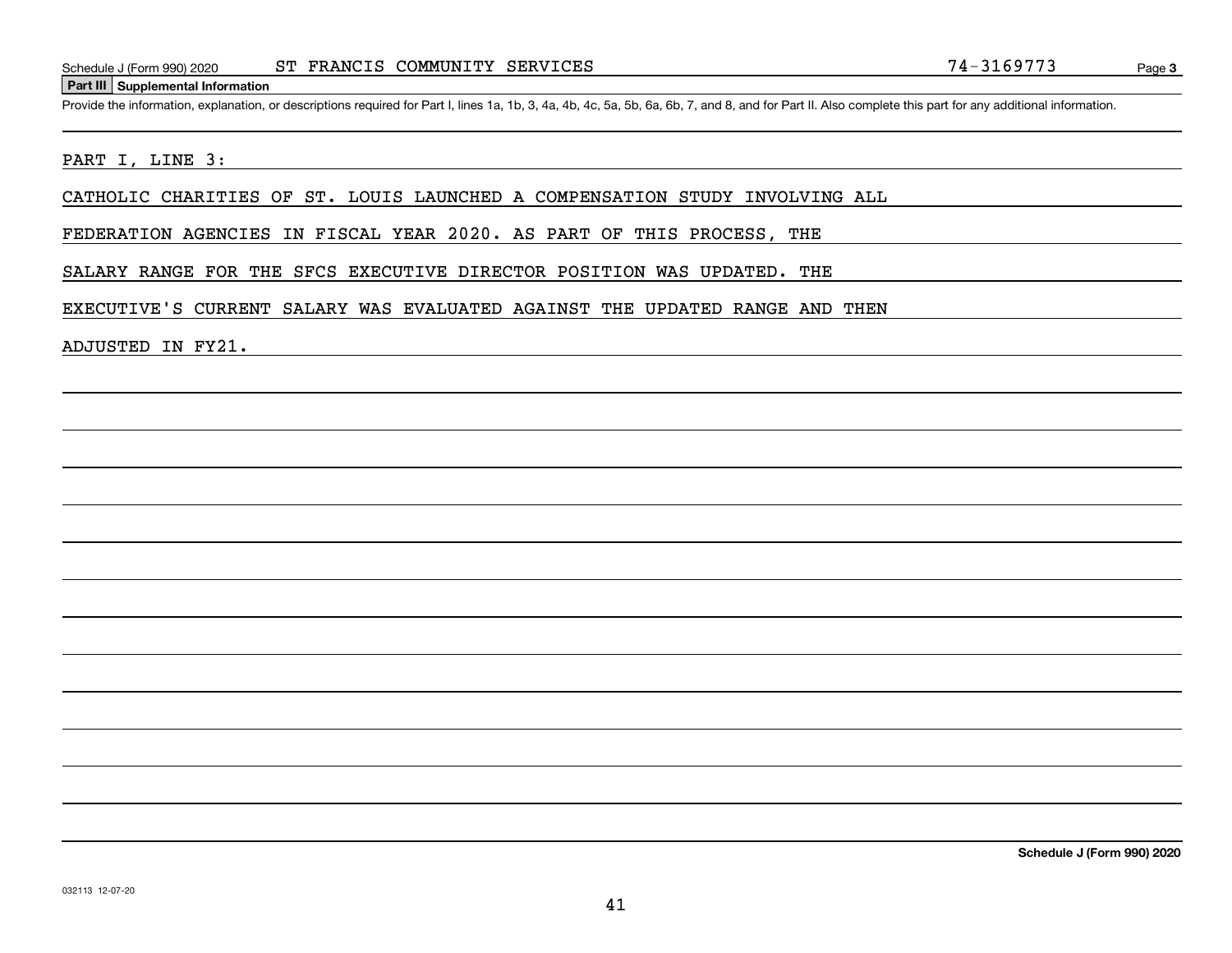Schedule J (Form 990) 2020 ST FRANCIS COMMUNITY SERVICES 74-3169773

## Part III Supplemental Information

Provide the information, explanation, or descriptions required for Part I, lines 1a, 1b, 3, 4a, 4b, 4c, 5a, 5b, 6a, 6b, 7, and 8, and for Part II. Also complete this part for any additional information.

PART I, LINE 3:

CATHOLIC CHARITIES OF ST. LOUIS LAUNCHED A COMPENSATION STUDY INVOLVING ALL FEDERATION AGENCIES IN FISCAL YEAR 2020. AS PART OF THIS PROCESS, THE SALARY RANGE FOR THE SFCS EXECUTIVE DIRECTOR POSITION WAS UPDATED. THE EXECUTIVE'S CURRENT SALARY WAS EVALUATED AGAINST THE UPDATED RANGE AND THEN ADJUSTED IN FY21.

**Schedule J (Form 990) 2020**

032113 12-07-20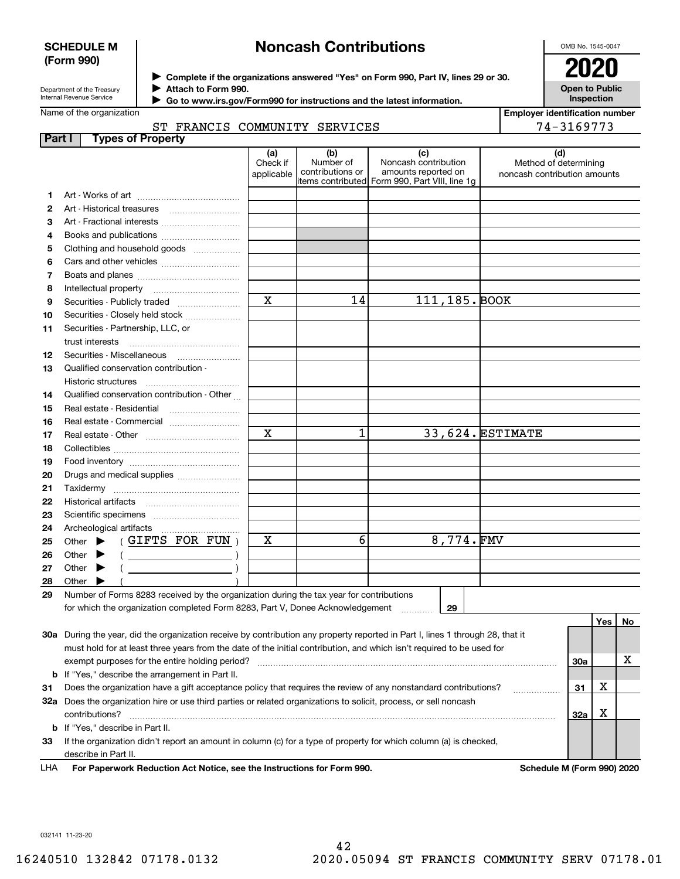**SCHEDULE M (Form 990)**

Department of the Treasury
Internal Revenue Service

# Noncash Contributions

▶ Complete if the organizations answered "Yes" on Form 990, Part IV, lines 29 or 30.
▶ Attach to Form 990.
▶ Go to www.irs.gov/Form990 for instructions and the latest information.

OMB No. 1545-0047

**2020**

**Open to Public Inspection**

Name of the organization: ST FRANCIS COMMUNITY SERVICES

Employer identification number: 74-3169773

**Part I Types of Property**

| | | (a) Check if applicable | (b) Number of contributions or items contributed | (c) Noncash contribution amounts reported on Form 990, Part VIII, line 1g | (d) Method of determining noncash contribution amounts |
|---|---|---|---|---|---|
| 1 | Art - Works of art | | | | |
| 2 | Art - Historical treasures | | | | |
| 3 | Art - Fractional interests | | | | |
| 4 | Books and publications | | | | |
| 5 | Clothing and household goods | | | | |
| 6 | Cars and other vehicles | | | | |
| 7 | Boats and planes | | | | |
| 8 | Intellectual property | | | | |
| 9 | Securities - Publicly traded | X | 14 | 111,185. | BOOK |
| 10 | Securities - Closely held stock | | | | |
| 11 | Securities - Partnership, LLC, or trust interests | | | | |
| 12 | Securities - Miscellaneous | | | | |
| 13 | Qualified conservation contribution - Historic structures | | | | |
| 14 | Qualified conservation contribution - Other | | | | |
| 15 | Real estate - Residential | | | | |
| 16 | Real estate - Commercial | | | | |
| 17 | Real estate - Other | X | 1 | 33,624. | ESTIMATE |
| 18 | Collectibles | | | | |
| 19 | Food inventory | | | | |
| 20 | Drugs and medical supplies | | | | |
| 21 | Taxidermy | | | | |
| 22 | Historical artifacts | | | | |
| 23 | Scientific specimens | | | | |
| 24 | Archeological artifacts | | | | |
| 25 | Other ▶ ( GIFTS FOR FUN ) | X | 6 | 8,774. | FMV |
| 26 | Other ▶ ( ) | | | | |
| 27 | Other ▶ ( ) | | | | |
| 28 | Other ▶ ( ) | | | | |

29 Number of Forms 8283 received by the organization during the tax year for contributions for which the organization completed Form 8283, Part V, Donee Acknowledgement ..... 29

| | | | Yes | No |
|---|---|---|---|---|
| 30a | During the year, did the organization receive by contribution any property reported in Part I, lines 1 through 28, that it must hold for at least three years from the date of the initial contribution, and which isn't required to be used for exempt purposes for the entire holding period? | 30a | | X |
| b | If "Yes," describe the arrangement in Part II. | | | |
| 31 | Does the organization have a gift acceptance policy that requires the review of any nonstandard contributions? | 31 | X | |
| 32a | Does the organization hire or use third parties or related organizations to solicit, process, or sell noncash contributions? | 32a | X | |
| b | If "Yes," describe in Part II. | | | |
| 33 | If the organization didn't report an amount in column (c) for a type of property for which column (a) is checked, describe in Part II. | | | |

LHA **For Paperwork Reduction Act Notice, see the Instructions for Form 990.** **Schedule M (Form 990) 2020**

032141 11-23-20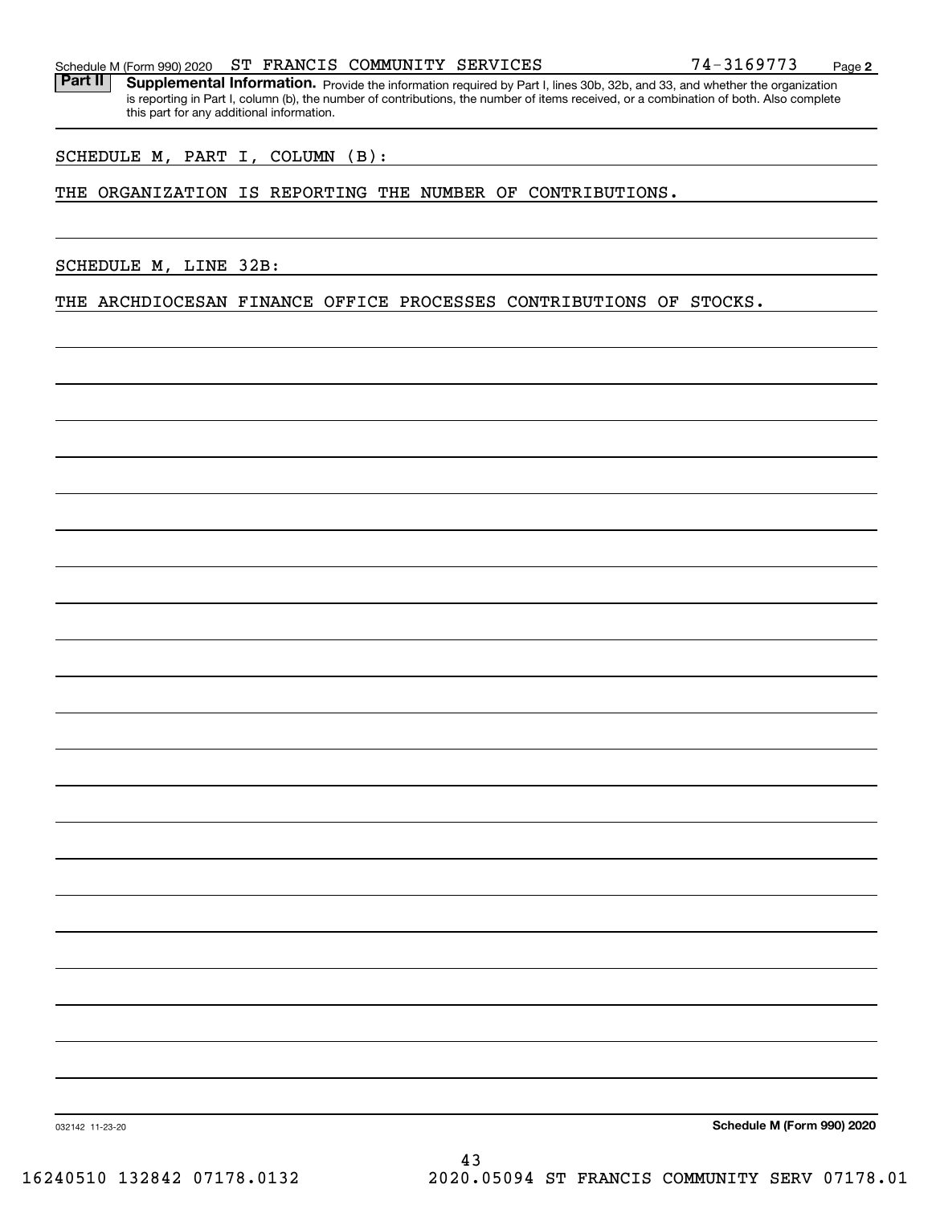Schedule M (Form 990) 2020 ST FRANCIS COMMUNITY SERVICES 74-3169773 Page **2**

**Part II** **Supplemental Information.** Provide the information required by Part I, lines 30b, 32b, and 33, and whether the organization is reporting in Part I, column (b), the number of contributions, the number of items received, or a combination of both. Also complete this part for any additional information.

SCHEDULE M, PART I, COLUMN (B):

THE ORGANIZATION IS REPORTING THE NUMBER OF CONTRIBUTIONS.

SCHEDULE M, LINE 32B:

THE ARCHDIOCESAN FINANCE OFFICE PROCESSES CONTRIBUTIONS OF STOCKS.

032142 11-23-20 **Schedule M (Form 990) 2020**

16240510 132842 07178.0132 2020.05094 ST FRANCIS COMMUNITY SERV 07178.01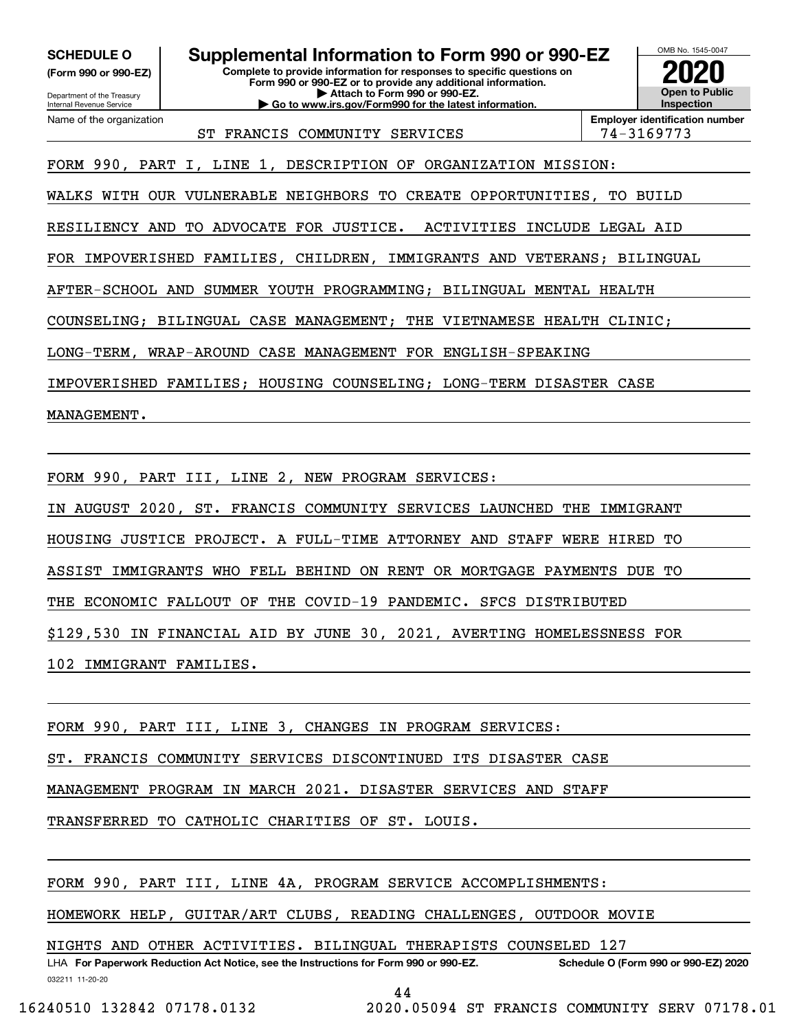**SCHEDULE O** **(Form 990 or 990-EZ)**

Department of the Treasury
Internal Revenue Service

# Supplemental Information to Form 990 or 990-EZ

**Complete to provide information for responses to specific questions on Form 990 or 990-EZ or to provide any additional information.**
**▶ Attach to Form 990 or 990-EZ.**
**▶ Go to www.irs.gov/Form990 for the latest information.**

OMB No. 1545-0047
**2020**
**Open to Public Inspection**

| Name of the organization | Employer identification number |
|---|---|
| ST FRANCIS COMMUNITY SERVICES | 74-3169773 |

FORM 990, PART I, LINE 1, DESCRIPTION OF ORGANIZATION MISSION:

WALKS WITH OUR VULNERABLE NEIGHBORS TO CREATE OPPORTUNITIES, TO BUILD RESILIENCY AND TO ADVOCATE FOR JUSTICE. ACTIVITIES INCLUDE LEGAL AID FOR IMPOVERISHED FAMILIES, CHILDREN, IMMIGRANTS AND VETERANS; BILINGUAL AFTER-SCHOOL AND SUMMER YOUTH PROGRAMMING; BILINGUAL MENTAL HEALTH COUNSELING; BILINGUAL CASE MANAGEMENT; THE VIETNAMESE HEALTH CLINIC; LONG-TERM, WRAP-AROUND CASE MANAGEMENT FOR ENGLISH-SPEAKING IMPOVERISHED FAMILIES; HOUSING COUNSELING; LONG-TERM DISASTER CASE MANAGEMENT.

FORM 990, PART III, LINE 2, NEW PROGRAM SERVICES:

IN AUGUST 2020, ST. FRANCIS COMMUNITY SERVICES LAUNCHED THE IMMIGRANT HOUSING JUSTICE PROJECT. A FULL-TIME ATTORNEY AND STAFF WERE HIRED TO ASSIST IMMIGRANTS WHO FELL BEHIND ON RENT OR MORTGAGE PAYMENTS DUE TO THE ECONOMIC FALLOUT OF THE COVID-19 PANDEMIC. SFCS DISTRIBUTED $129,530 IN FINANCIAL AID BY JUNE 30, 2021, AVERTING HOMELESSNESS FOR 102 IMMIGRANT FAMILIES.

FORM 990, PART III, LINE 3, CHANGES IN PROGRAM SERVICES:

ST. FRANCIS COMMUNITY SERVICES DISCONTINUED ITS DISASTER CASE MANAGEMENT PROGRAM IN MARCH 2021. DISASTER SERVICES AND STAFF TRANSFERRED TO CATHOLIC CHARITIES OF ST. LOUIS.

FORM 990, PART III, LINE 4A, PROGRAM SERVICE ACCOMPLISHMENTS:

HOMEWORK HELP, GUITAR/ART CLUBS, READING CHALLENGES, OUTDOOR MOVIE NIGHTS AND OTHER ACTIVITIES. BILINGUAL THERAPISTS COUNSELED 127

LHA **For Paperwork Reduction Act Notice, see the Instructions for Form 990 or 990-EZ.** **Schedule O (Form 990 or 990-EZ) 2020**

032211 11-20-20

16240510 132842 07178.0132 2020.05094 ST FRANCIS COMMUNITY SERV 07178.01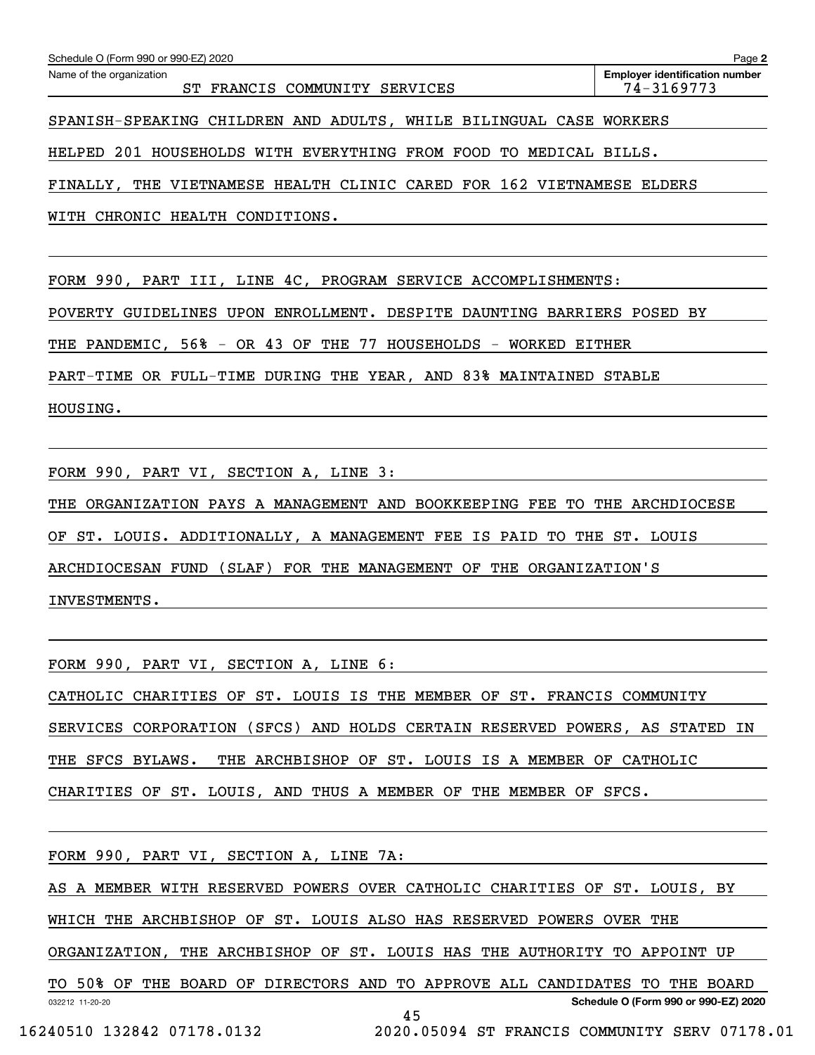Name of the organization: ST FRANCIS COMMUNITY SERVICES

Employer identification number: 74-3169773

SPANISH-SPEAKING CHILDREN AND ADULTS, WHILE BILINGUAL CASE WORKERS HELPED 201 HOUSEHOLDS WITH EVERYTHING FROM FOOD TO MEDICAL BILLS. FINALLY, THE VIETNAMESE HEALTH CLINIC CARED FOR 162 VIETNAMESE ELDERS WITH CHRONIC HEALTH CONDITIONS.

FORM 990, PART III, LINE 4C, PROGRAM SERVICE ACCOMPLISHMENTS:

POVERTY GUIDELINES UPON ENROLLMENT. DESPITE DAUNTING BARRIERS POSED BY THE PANDEMIC, 56% - OR 43 OF THE 77 HOUSEHOLDS - WORKED EITHER PART-TIME OR FULL-TIME DURING THE YEAR, AND 83% MAINTAINED STABLE HOUSING.

FORM 990, PART VI, SECTION A, LINE 3:

THE ORGANIZATION PAYS A MANAGEMENT AND BOOKKEEPING FEE TO THE ARCHDIOCESE OF ST. LOUIS. ADDITIONALLY, A MANAGEMENT FEE IS PAID TO THE ST. LOUIS ARCHDIOCESAN FUND (SLAF) FOR THE MANAGEMENT OF THE ORGANIZATION'S INVESTMENTS.

FORM 990, PART VI, SECTION A, LINE 6:

CATHOLIC CHARITIES OF ST. LOUIS IS THE MEMBER OF ST. FRANCIS COMMUNITY SERVICES CORPORATION (SFCS) AND HOLDS CERTAIN RESERVED POWERS, AS STATED IN THE SFCS BYLAWS. THE ARCHBISHOP OF ST. LOUIS IS A MEMBER OF CATHOLIC CHARITIES OF ST. LOUIS, AND THUS A MEMBER OF THE MEMBER OF SFCS.

FORM 990, PART VI, SECTION A, LINE 7A:

AS A MEMBER WITH RESERVED POWERS OVER CATHOLIC CHARITIES OF ST. LOUIS, BY WHICH THE ARCHBISHOP OF ST. LOUIS ALSO HAS RESERVED POWERS OVER THE ORGANIZATION, THE ARCHBISHOP OF ST. LOUIS HAS THE AUTHORITY TO APPOINT UP TO 50% OF THE BOARD OF DIRECTORS AND TO APPROVE ALL CANDIDATES TO THE BOARD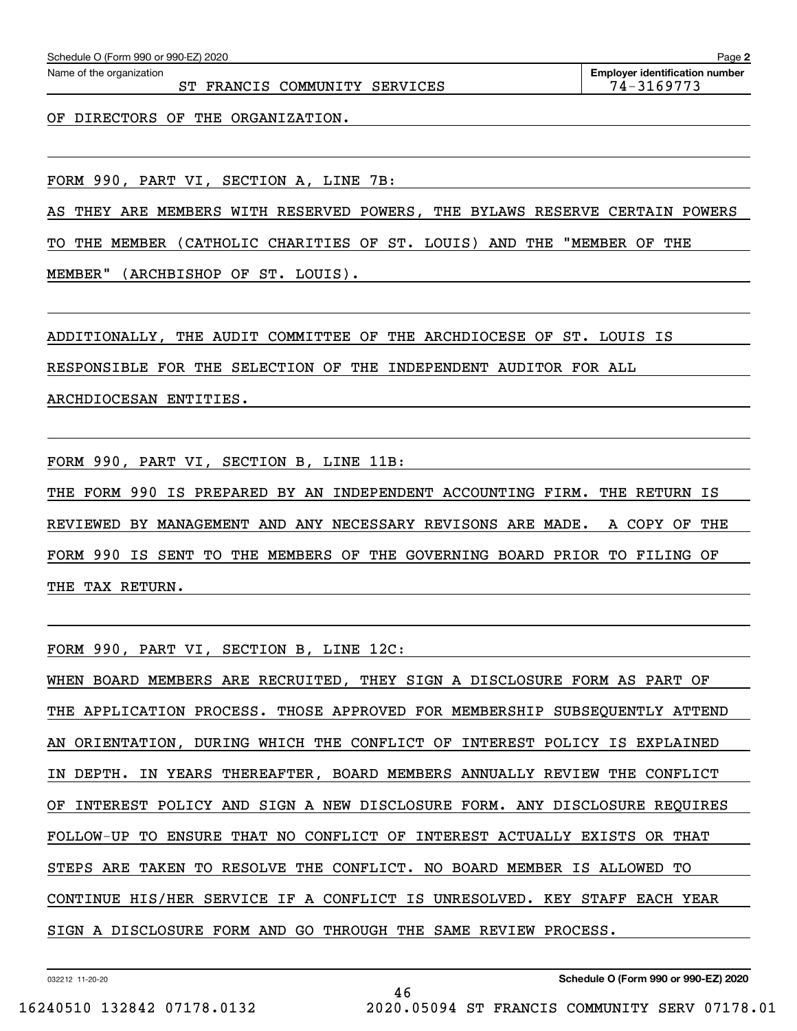Name of the organization: ST FRANCIS COMMUNITY SERVICES

Employer identification number: 74-3169773

OF DIRECTORS OF THE ORGANIZATION.

FORM 990, PART VI, SECTION A, LINE 7B:

AS THEY ARE MEMBERS WITH RESERVED POWERS, THE BYLAWS RESERVE CERTAIN POWERS TO THE MEMBER (CATHOLIC CHARITIES OF ST. LOUIS) AND THE "MEMBER OF THE MEMBER" (ARCHBISHOP OF ST. LOUIS).

ADDITIONALLY, THE AUDIT COMMITTEE OF THE ARCHDIOCESE OF ST. LOUIS IS RESPONSIBLE FOR THE SELECTION OF THE INDEPENDENT AUDITOR FOR ALL ARCHDIOCESAN ENTITIES.

FORM 990, PART VI, SECTION B, LINE 11B:

THE FORM 990 IS PREPARED BY AN INDEPENDENT ACCOUNTING FIRM. THE RETURN IS REVIEWED BY MANAGEMENT AND ANY NECESSARY REVISONS ARE MADE. A COPY OF THE FORM 990 IS SENT TO THE MEMBERS OF THE GOVERNING BOARD PRIOR TO FILING OF THE TAX RETURN.

FORM 990, PART VI, SECTION B, LINE 12C:

WHEN BOARD MEMBERS ARE RECRUITED, THEY SIGN A DISCLOSURE FORM AS PART OF THE APPLICATION PROCESS. THOSE APPROVED FOR MEMBERSHIP SUBSEQUENTLY ATTEND AN ORIENTATION, DURING WHICH THE CONFLICT OF INTEREST POLICY IS EXPLAINED IN DEPTH. IN YEARS THEREAFTER, BOARD MEMBERS ANNUALLY REVIEW THE CONFLICT OF INTEREST POLICY AND SIGN A NEW DISCLOSURE FORM. ANY DISCLOSURE REQUIRES FOLLOW-UP TO ENSURE THAT NO CONFLICT OF INTEREST ACTUALLY EXISTS OR THAT STEPS ARE TAKEN TO RESOLVE THE CONFLICT. NO BOARD MEMBER IS ALLOWED TO CONTINUE HIS/HER SERVICE IF A CONFLICT IS UNRESOLVED. KEY STAFF EACH YEAR SIGN A DISCLOSURE FORM AND GO THROUGH THE SAME REVIEW PROCESS.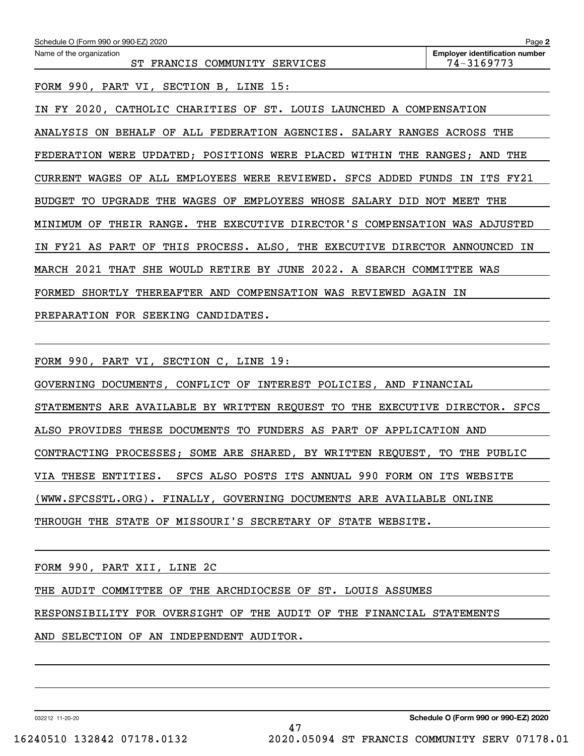Schedule O (Form 990 or 990-EZ) 2020

Name of the organization: ST FRANCIS COMMUNITY SERVICES

Employer identification number: 74-3169773

FORM 990, PART VI, SECTION B, LINE 15:

IN FY 2020, CATHOLIC CHARITIES OF ST. LOUIS LAUNCHED A COMPENSATION ANALYSIS ON BEHALF OF ALL FEDERATION AGENCIES. SALARY RANGES ACROSS THE FEDERATION WERE UPDATED; POSITIONS WERE PLACED WITHIN THE RANGES; AND THE CURRENT WAGES OF ALL EMPLOYEES WERE REVIEWED. SFCS ADDED FUNDS IN ITS FY21 BUDGET TO UPGRADE THE WAGES OF EMPLOYEES WHOSE SALARY DID NOT MEET THE MINIMUM OF THEIR RANGE. THE EXECUTIVE DIRECTOR'S COMPENSATION WAS ADJUSTED IN FY21 AS PART OF THIS PROCESS. ALSO, THE EXECUTIVE DIRECTOR ANNOUNCED IN MARCH 2021 THAT SHE WOULD RETIRE BY JUNE 2022. A SEARCH COMMITTEE WAS FORMED SHORTLY THEREAFTER AND COMPENSATION WAS REVIEWED AGAIN IN PREPARATION FOR SEEKING CANDIDATES.

FORM 990, PART VI, SECTION C, LINE 19:

GOVERNING DOCUMENTS, CONFLICT OF INTEREST POLICIES, AND FINANCIAL STATEMENTS ARE AVAILABLE BY WRITTEN REQUEST TO THE EXECUTIVE DIRECTOR. SFCS ALSO PROVIDES THESE DOCUMENTS TO FUNDERS AS PART OF APPLICATION AND CONTRACTING PROCESSES; SOME ARE SHARED, BY WRITTEN REQUEST, TO THE PUBLIC VIA THESE ENTITIES. SFCS ALSO POSTS ITS ANNUAL 990 FORM ON ITS WEBSITE (WWW.SFCSSTL.ORG). FINALLY, GOVERNING DOCUMENTS ARE AVAILABLE ONLINE THROUGH THE STATE OF MISSOURI'S SECRETARY OF STATE WEBSITE.

FORM 990, PART XII, LINE 2C

THE AUDIT COMMITTEE OF THE ARCHDIOCESE OF ST. LOUIS ASSUMES RESPONSIBILITY FOR OVERSIGHT OF THE AUDIT OF THE FINANCIAL STATEMENTS AND SELECTION OF AN INDEPENDENT AUDITOR.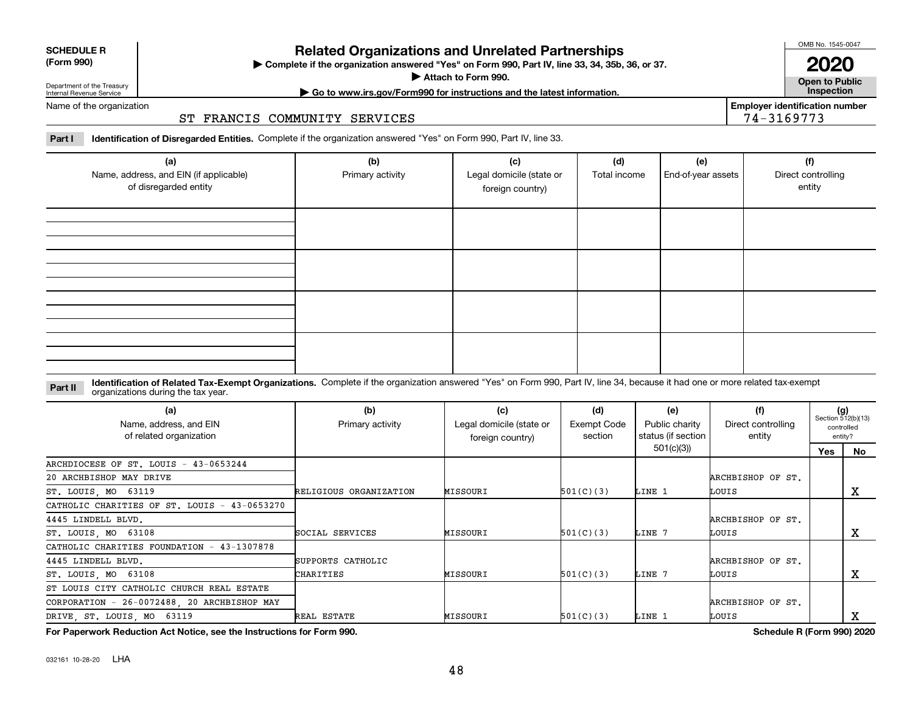**SCHEDULE R (Form 990)**

Department of the Treasury
Internal Revenue Service

# Related Organizations and Unrelated Partnerships

▶ Complete if the organization answered "Yes" on Form 990, Part IV, line 33, 34, 35b, 36, or 37.
▶ Attach to Form 990.
▶ Go to www.irs.gov/Form990 for instructions and the latest information.

OMB No. 1545-0047

**2020**

**Open to Public Inspection**

Name of the organization: ST FRANCIS COMMUNITY SERVICES

**Employer identification number** 74-3169773

**Part I** **Identification of Disregarded Entities.** Complete if the organization answered "Yes" on Form 990, Part IV, line 33.

| (a) Name, address, and EIN (if applicable) of disregarded entity | (b) Primary activity | (c) Legal domicile (state or foreign country) | (d) Total income | (e) End-of-year assets | (f) Direct controlling entity |
|---|---|---|---|---|---|
| | | | | | |
| | | | | | |
| | | | | | |
| | | | | | |

**Part II** **Identification of Related Tax-Exempt Organizations.** Complete if the organization answered "Yes" on Form 990, Part IV, line 34, because it had one or more related tax-exempt organizations during the tax year.

| (a) Name, address, and EIN of related organization | (b) Primary activity | (c) Legal domicile (state or foreign country) | (d) Exempt Code section | (e) Public charity status (if section 501(c)(3)) | (f) Direct controlling entity | (g) Section 512(b)(13) controlled entity? Yes | No |
|---|---|---|---|---|---|---|---|
| ARCHDIOCESE OF ST. LOUIS - 43-0653244<br>20 ARCHBISHOP MAY DRIVE<br>ST. LOUIS, MO 63119 | RELIGIOUS ORGANIZATION | MISSOURI | 501(C)(3) | LINE 1 | ARCHBISHOP OF ST. LOUIS | | X |
| CATHOLIC CHARITIES OF ST. LOUIS - 43-0653270<br>4445 LINDELL BLVD.<br>ST. LOUIS, MO 63108 | SOCIAL SERVICES | MISSOURI | 501(C)(3) | LINE 7 | ARCHBISHOP OF ST. LOUIS | | X |
| CATHOLIC CHARITIES FOUNDATION - 43-1307878<br>4445 LINDELL BLVD.<br>ST. LOUIS, MO 63108 | SUPPORTS CATHOLIC CHARITIES | MISSOURI | 501(C)(3) | LINE 7 | ARCHBISHOP OF ST. LOUIS | | X |
| ST LOUIS CITY CATHOLIC CHURCH REAL ESTATE CORPORATION - 26-0072488, 20 ARCHBISHOP MAY DRIVE, ST. LOUIS, MO 63119 | REAL ESTATE | MISSOURI | 501(C)(3) | LINE 1 | ARCHBISHOP OF ST. LOUIS | | X |

**For Paperwork Reduction Act Notice, see the Instructions for Form 990.** **Schedule R (Form 990) 2020**

032161 10-28-20 LHA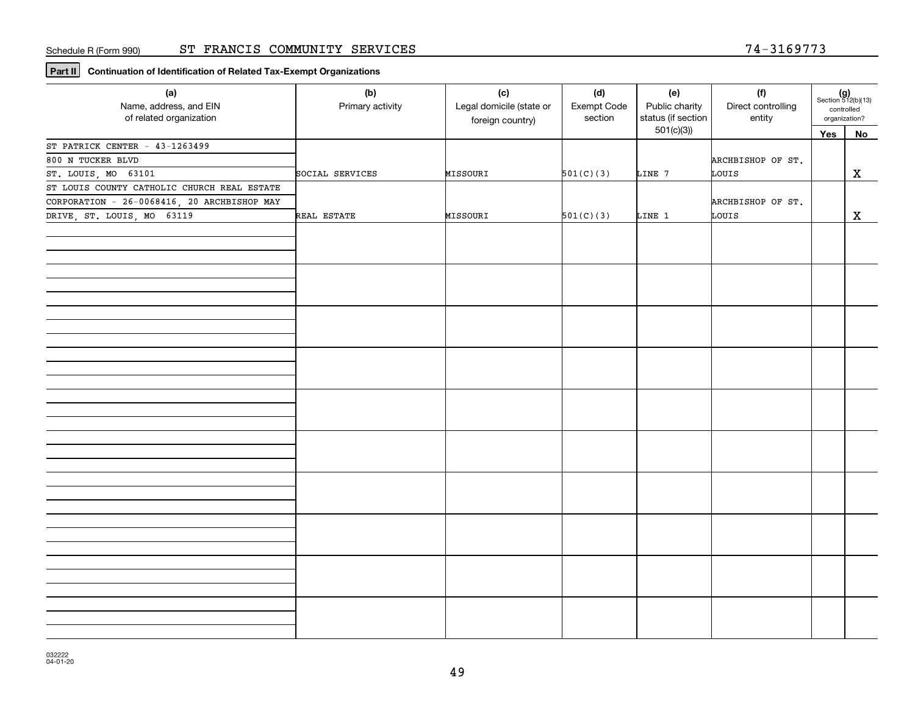Schedule R (Form 990) ST FRANCIS COMMUNITY SERVICES 74-3169773

**Part II** **Continuation of Identification of Related Tax-Exempt Organizations**

| (a) Name, address, and EIN of related organization | (b) Primary activity | (c) Legal domicile (state or foreign country) | (d) Exempt Code section | (e) Public charity status (if section 501(c)(3)) | (f) Direct controlling entity | (g) Section 512(b)(13) controlled organization? | |
|---|---|---|---|---|---|---|---|
| | | | | | | Yes | No |
| ST PATRICK CENTER - 43-1263499, 800 N TUCKER BLVD, ST. LOUIS, MO 63101 | SOCIAL SERVICES | MISSOURI | 501(C)(3) | LINE 7 | ARCHBISHOP OF ST. LOUIS | | X |
| ST LOUIS COUNTY CATHOLIC CHURCH REAL ESTATE CORPORATION - 26-0068416, 20 ARCHBISHOP MAY DRIVE, ST. LOUIS, MO 63119 | REAL ESTATE | MISSOURI | 501(C)(3) | LINE 1 | ARCHBISHOP OF ST. LOUIS | | X |

032222
04-01-20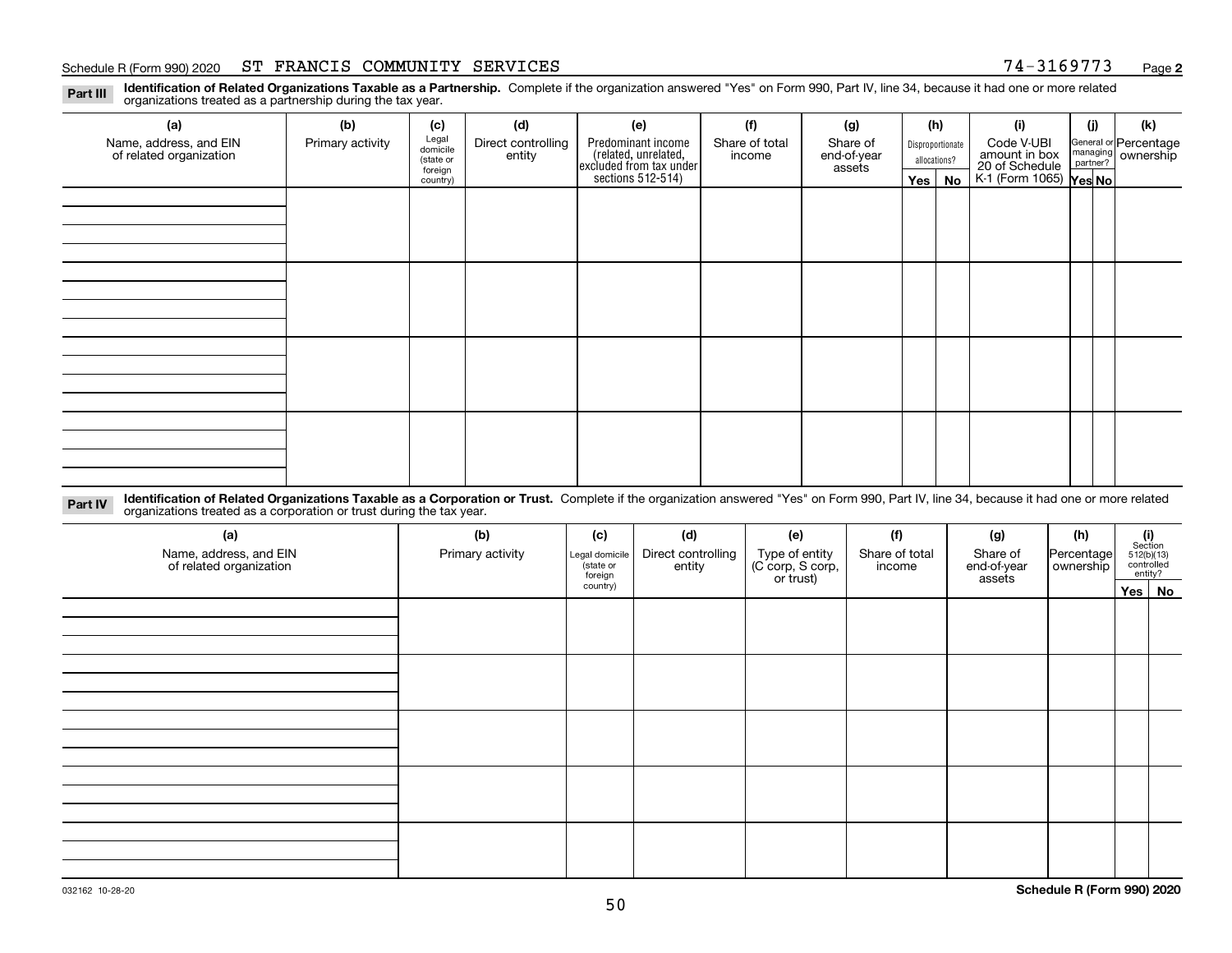Schedule R (Form 990) 2020 ST FRANCIS COMMUNITY SERVICES 74-3169773 Page 2

**Part III** **Identification of Related Organizations Taxable as a Partnership.** Complete if the organization answered "Yes" on Form 990, Part IV, line 34, because it had one or more related organizations treated as a partnership during the tax year.

| (a) Name, address, and EIN of related organization | (b) Primary activity | (c) Legal domicile (state or foreign country) | (d) Direct controlling entity | (e) Predominant income (related, unrelated, excluded from tax under sections 512-514) | (f) Share of total income | (g) Share of end-of-year assets | (h) Disproportionate allocations? Yes | (h) No | (i) Code V-UBI amount in box 20 of Schedule K-1 (Form 1065) | (j) General or managing partner? Yes | (j) No | (k) Percentage ownership |
|---|---|---|---|---|---|---|---|---|---|---|---|---|
| | | | | | | | | | | | | |
| | | | | | | | | | | | | |
| | | | | | | | | | | | | |
| | | | | | | | | | | | | |

**Part IV** **Identification of Related Organizations Taxable as a Corporation or Trust.** Complete if the organization answered "Yes" on Form 990, Part IV, line 34, because it had one or more related organizations treated as a corporation or trust during the tax year.

| (a) Name, address, and EIN of related organization | (b) Primary activity | (c) Legal domicile (state or foreign country) | (d) Direct controlling entity | (e) Type of entity (C corp, S corp, or trust) | (f) Share of total income | (g) Share of end-of-year assets | (h) Percentage ownership | (i) Section 512(b)(13) controlled entity? Yes | (i) No |
|---|---|---|---|---|---|---|---|---|---|
| | | | | | | | | | |
| | | | | | | | | | |
| | | | | | | | | | |
| | | | | | | | | | |
| | | | | | | | | | |

032162 10-28-20 **Schedule R (Form 990) 2020**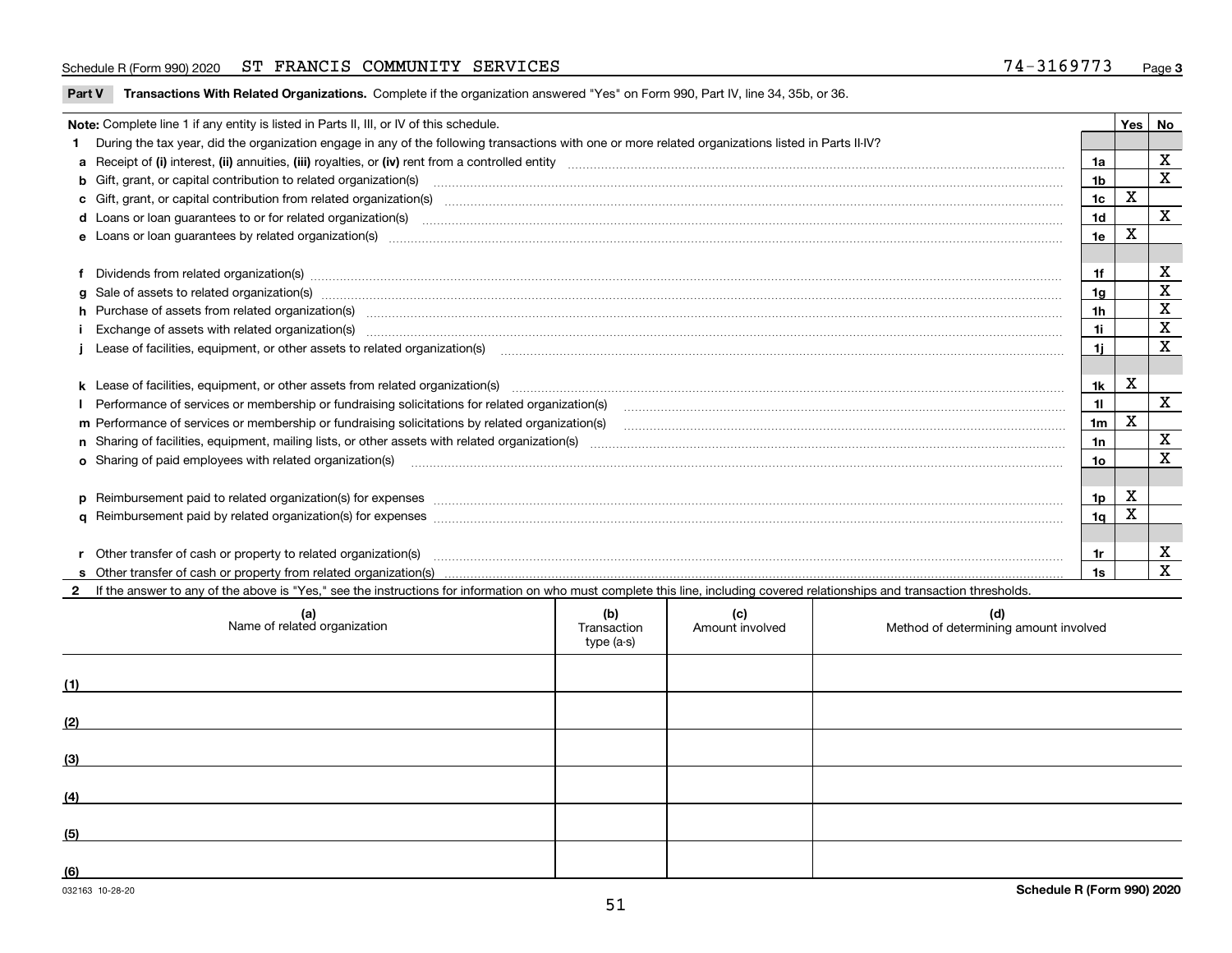Schedule R (Form 990) 2020 ST FRANCIS COMMUNITY SERVICES 74-3169773 Page 3

**Part V Transactions With Related Organizations.** Complete if the organization answered "Yes" on Form 990, Part IV, line 34, 35b, or 36.

| Note: Complete line 1 if any entity is listed in Parts II, III, or IV of this schedule. | | Yes | No |
|---|---|---|---|
| **1** During the tax year, did the organization engage in any of the following transactions with one or more related organizations listed in Parts II-IV? | | | |
| **a** Receipt of **(i)** interest, **(ii)** annuities, **(iii)** royalties, or **(iv)** rent from a controlled entity | 1a | | X |
| **b** Gift, grant, or capital contribution to related organization(s) | 1b | | X |
| **c** Gift, grant, or capital contribution from related organization(s) | 1c | X | |
| **d** Loans or loan guarantees to or for related organization(s) | 1d | | X |
| **e** Loans or loan guarantees by related organization(s) | 1e | X | |
| **f** Dividends from related organization(s) | 1f | | X |
| **g** Sale of assets to related organization(s) | 1g | | X |
| **h** Purchase of assets from related organization(s) | 1h | | X |
| **i** Exchange of assets with related organization(s) | 1i | | X |
| **j** Lease of facilities, equipment, or other assets to related organization(s) | 1j | | X |
| **k** Lease of facilities, equipment, or other assets from related organization(s) | 1k | X | |
| **l** Performance of services or membership or fundraising solicitations for related organization(s) | 1l | | X |
| **m** Performance of services or membership or fundraising solicitations by related organization(s) | 1m | X | |
| **n** Sharing of facilities, equipment, mailing lists, or other assets with related organization(s) | 1n | | X |
| **o** Sharing of paid employees with related organization(s) | 1o | | X |
| **p** Reimbursement paid to related organization(s) for expenses | 1p | X | |
| **q** Reimbursement paid by related organization(s) for expenses | 1q | X | |
| **r** Other transfer of cash or property to related organization(s) | 1r | | X |
| **s** Other transfer of cash or property from related organization(s) | 1s | | X |

**2** If the answer to any of the above is "Yes," see the instructions for information on who must complete this line, including covered relationships and transaction thresholds.

| | (a) Name of related organization | (b) Transaction type (a-s) | (c) Amount involved | (d) Method of determining amount involved |
|---|---|---|---|---|
| (1) | | | | |
| (2) | | | | |
| (3) | | | | |
| (4) | | | | |
| (5) | | | | |
| (6) | | | | |

032163 10-28-20 **Schedule R (Form 990) 2020**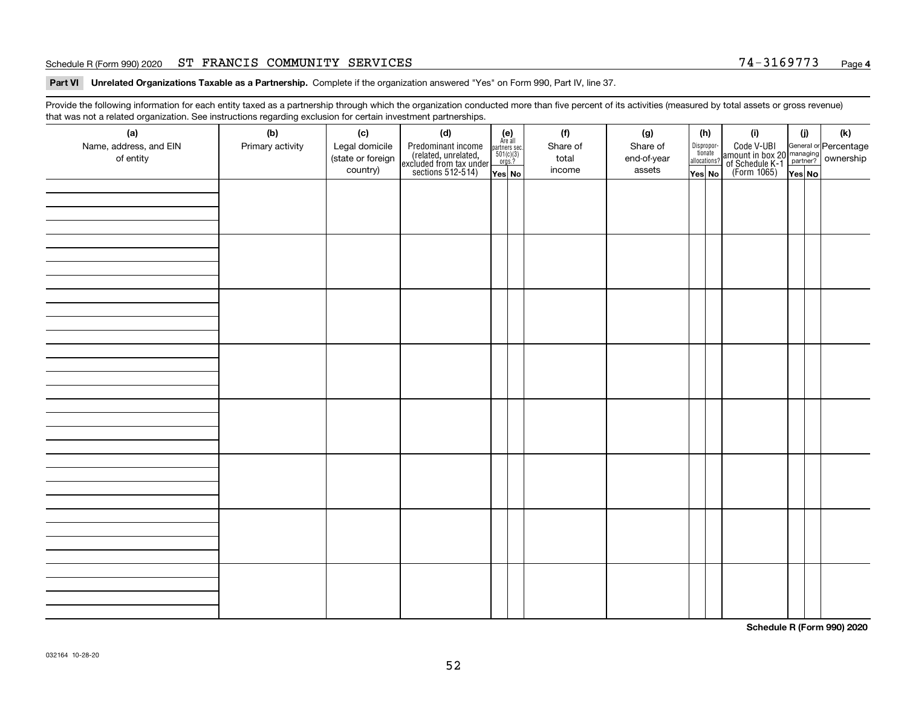Schedule R (Form 990) 2020 ST FRANCIS COMMUNITY SERVICES 74-3169773 Page **4**

**Part VI Unrelated Organizations Taxable as a Partnership.** Complete if the organization answered "Yes" on Form 990, Part IV, line 37.

Provide the following information for each entity taxed as a partnership through which the organization conducted more than five percent of its activities (measured by total assets or gross revenue) that was not a related organization. See instructions regarding exclusion for certain investment partnerships.

| (a) Name, address, and EIN of entity | (b) Primary activity | (c) Legal domicile (state or foreign country) | (d) Predominant income (related, unrelated, excluded from tax under sections 512-514) | (e) Are all partners sec. 501(c)(3) orgs.? Yes | (e) No | (f) Share of total income | (g) Share of end-of-year assets | (h) Disproportionate allocations? Yes | (h) No | (i) Code V-UBI amount in box 20 of Schedule K-1 (Form 1065) | (j) General or managing partner? Yes | (j) No | (k) Percentage ownership |
|---|---|---|---|---|---|---|---|---|---|---|---|---|---|
| | | | | | | | | | | | | | |
| | | | | | | | | | | | | | |
| | | | | | | | | | | | | | |
| | | | | | | | | | | | | | |
| | | | | | | | | | | | | | |
| | | | | | | | | | | | | | |
| | | | | | | | | | | | | | |
| | | | | | | | | | | | | | |

**Schedule R (Form 990) 2020**

032164 10-28-20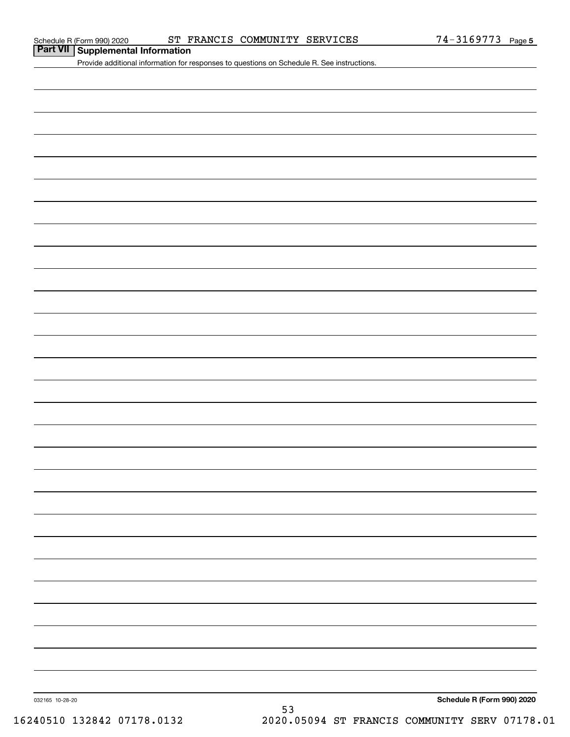Schedule R (Form 990) 2020 ST FRANCIS COMMUNITY SERVICES 74-3169773 Page 5

## Part VII Supplemental Information

Provide additional information for responses to questions on Schedule R. See instructions.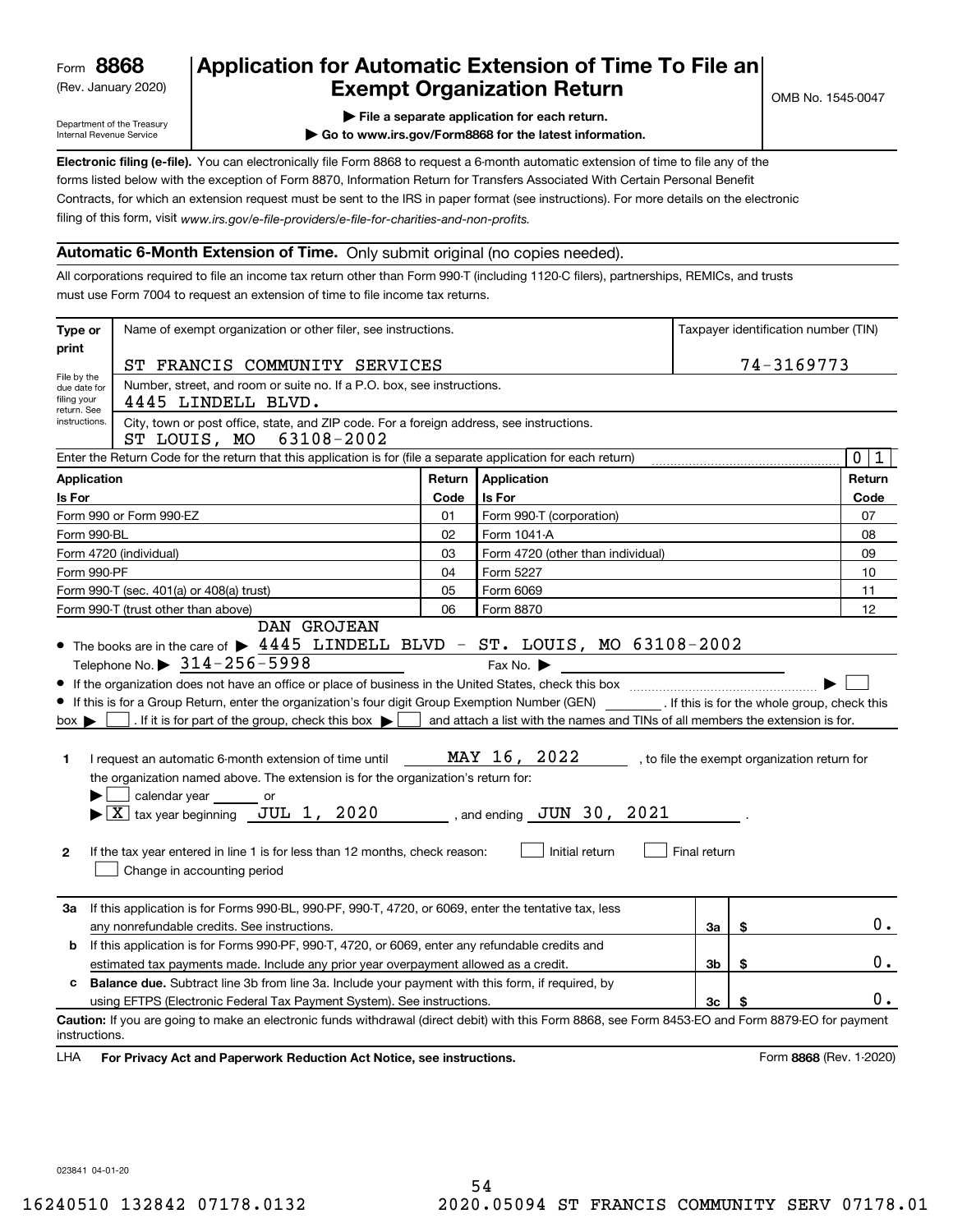Form **8868** (Rev. January 2020)

Department of the Treasury
Internal Revenue Service

# Application for Automatic Extension of Time To File an Exempt Organization Return

OMB No. 1545-0047

▶ File a separate application for each return.

▶ Go to www.irs.gov/Form8868 for the latest information.

**Electronic filing (e-file).** You can electronically file Form 8868 to request a 6-month automatic extension of time to file any of the forms listed below with the exception of Form 8870, Information Return for Transfers Associated With Certain Personal Benefit Contracts, for which an extension request must be sent to the IRS in paper format (see instructions). For more details on the electronic filing of this form, visit *www.irs.gov/e-file-providers/e-file-for-charities-and-non-profits.*

## Automatic 6-Month Extension of Time. Only submit original (no copies needed).

All corporations required to file an income tax return other than Form 990-T (including 1120-C filers), partnerships, REMICs, and trusts must use Form 7004 to request an extension of time to file income tax returns.

| Type or print | | |
|---|---|---|
| File by the due date for filing your return. See instructions. | Name of exempt organization or other filer, see instructions.<br>ST FRANCIS COMMUNITY SERVICES | Taxpayer identification number (TIN)<br>74-3169773 |
| | Number, street, and room or suite no. If a P.O. box, see instructions.<br>4445 LINDELL BLVD. | |
| | City, town or post office, state, and ZIP code. For a foreign address, see instructions.<br>ST LOUIS, MO 63108-2002 | |

Enter the Return Code for the return that this application is for (file a separate application for each return) .......... 0 1

| Application Is For | Return Code | Application Is For | Return Code |
|---|---|---|---|
| Form 990 or Form 990-EZ | 01 | Form 990-T (corporation) | 07 |
| Form 990-BL | 02 | Form 1041-A | 08 |
| Form 4720 (individual) | 03 | Form 4720 (other than individual) | 09 |
| Form 990-PF | 04 | Form 5227 | 10 |
| Form 990-T (sec. 401(a) or 408(a) trust) | 05 | Form 6069 | 11 |
| Form 990-T (trust other than above) | 06 | Form 8870 | 12 |

- The books are in the care of ▶ DAN GROJEAN 4445 LINDELL BLVD - ST. LOUIS, MO 63108-2002
  Telephone No. ▶ 314-256-5998 Fax No. ▶
- If the organization does not have an office or place of business in the United States, check this box ▶ ☐
- If this is for a Group Return, enter the organization's four digit Group Exemption Number (GEN) ______ . If this is for the whole group, check this box ▶ ☐ . If it is for part of the group, check this box ▶ ☐ and attach a list with the names and TINs of all members the extension is for.

**1** I request an automatic 6-month extension of time until MAY 16, 2022 , to file the exempt organization return for the organization named above. The extension is for the organization's return for:
▶ ☐ calendar year ______ or
▶ ☒ tax year beginning JUL 1, 2020 , and ending JUN 30, 2021 .

**2** If the tax year entered in line 1 is for less than 12 months, check reason: ☐ Initial return ☐ Final return
☐ Change in accounting period

| | | | |
|---|---|---|---|
| **3a** | If this application is for Forms 990-BL, 990-PF, 990-T, 4720, or 6069, enter the tentative tax, less any nonrefundable credits. See instructions. | 3a | $ 0. |
| **b** | If this application is for Forms 990-PF, 990-T, 4720, or 6069, enter any refundable credits and estimated tax payments made. Include any prior year overpayment allowed as a credit. | 3b | $ 0. |
| **c** | **Balance due.** Subtract line 3b from line 3a. Include your payment with this form, if required, by using EFTPS (Electronic Federal Tax Payment System). See instructions. | 3c | $ 0. |

**Caution:** If you are going to make an electronic funds withdrawal (direct debit) with this Form 8868, see Form 8453-EO and Form 8879-EO for payment instructions.

LHA **For Privacy Act and Paperwork Reduction Act Notice, see instructions.** Form **8868** (Rev. 1-2020)

023841 04-01-20

16240510 132842 07178.0132 2020.05094 ST FRANCIS COMMUNITY SERV 07178.01